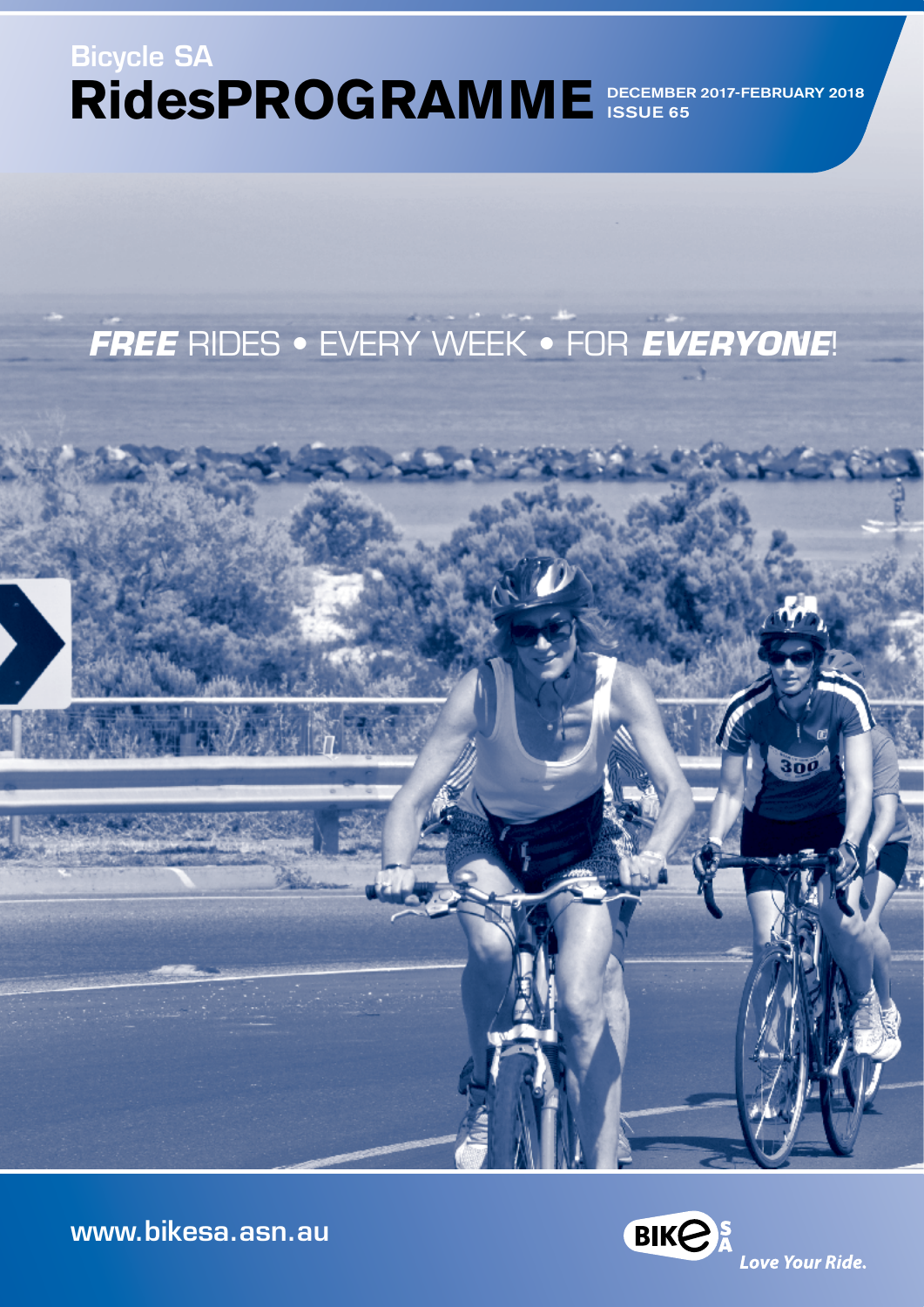Bicycle SA

# RidesPROGRAMME

DECEMBER 2017-FEBRUARY 2018
ISSUE 65

***FREE*** RIDES • EVERY WEEK • FOR ***EVERYONE***!

www.bikesa.asn.au

BIKE SA *Love Your Ride.*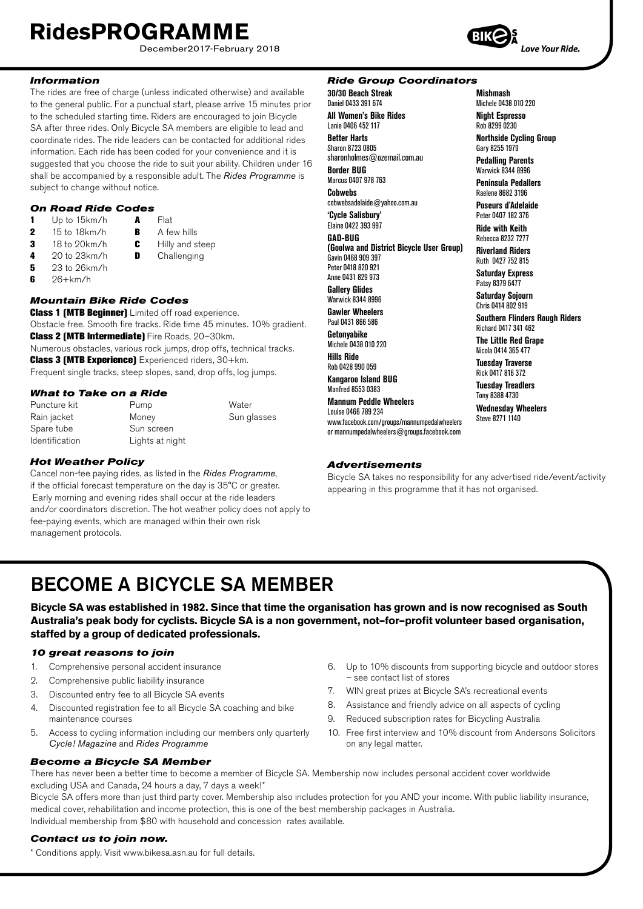# RidesPROGRAMME

December2017-February 2018

Love Your Ride.

### Information

The rides are free of charge (unless indicated otherwise) and available to the general public. For a punctual start, please arrive 15 minutes prior to the scheduled starting time. Riders are encouraged to join Bicycle SA after three rides. Only Bicycle SA members are eligible to lead and coordinate rides. The ride leaders can be contacted for additional rides information. Each ride has been coded for your convenience and it is suggested that you choose the ride to suit your ability. Children under 16 shall be accompanied by a responsible adult. The *Rides Programme* is subject to change without notice.

### On Road Ride Codes

| | | | |
|---|---|---|---|
| **1** | Up to 15km/h | **A** | Flat |
| **2** | 15 to 18km/h | **B** | A few hills |
| **3** | 18 to 20km/h | **C** | Hilly and steep |
| **4** | 20 to 23km/h | **D** | Challenging |
| **5** | 23 to 26km/h | | |
| **6** | 26+km/h | | |

### Mountain Bike Ride Codes

**Class 1 (MTB Beginner)** Limited off road experience. Obstacle free. Smooth fire tracks. Ride time 45 minutes. 10% gradient.

**Class 2 (MTB Intermediate)** Fire Roads, 20–30km. Numerous obstacles, various rock jumps, drop offs, technical tracks.

**Class 3 (MTB Experience)** Experienced riders, 30+km. Frequent single tracks, steep slopes, sand, drop offs, log jumps.

### What to Take on a Ride

| | | |
|---|---|---|
| Puncture kit | Pump | Water |
| Rain jacket | Money | Sun glasses |
| Spare tube | Sun screen | |
| Identification | Lights at night | |

### Hot Weather Policy

Cancel non-fee paying rides, as listed in the *Rides Programme*, if the official forecast temperature on the day is 35°C or greater. Early morning and evening rides shall occur at the ride leaders and/or coordinators discretion. The hot weather policy does not apply to fee-paying events, which are managed within their own risk management protocols.

### Ride Group Coordinators

**30/30 Beach Streak**
Daniel 0433 391 674

**All Women's Bike Rides**
Lanie 0406 452 117

**Better Harts**
Sharon 8723 0805
sharonholmes@ozemail.com.au

**Border BUG**
Marcus 0407 978 763

**Cobwebs**
cobwebsadelaide@yahoo.com.au

**'Cycle Salisbury'**
Elaine 0422 393 997

**GAD-BUG (Goolwa and District Bicycle User Group)**
Gavin 0468 909 397
Peter 0418 820 921
Anne 0431 829 973

**Gallery Glides**
Warwick 8344 8996

**Gawler Wheelers**
Paul 0431 866 586

**Getonyabike**
Michele 0438 010 220

**Hills Ride**
Rob 0428 990 059

**Kangaroo Island BUG**
Manfred 8553 0383

**Mannum Peddle Wheelers**
Louise 0466 789 234
www.facebook.com/groups/mannumpedalwheelers or mannumpedalwheelers@groups.facebook.com

**Mishmash**
Michele 0438 010 220

**Night Espresso**
Rob 8299 0230

**Northside Cycling Group**
Gary 8255 1979

**Pedalling Parents**
Warwick 8344 8996

**Peninsula Pedallers**
Raelene 8682 3196

**Poseurs d'Adelaide**
Peter 0407 182 376

**Ride with Keith**
Rebecca 8232 7277

**Riverland Riders**
Ruth 0427 752 815

**Saturday Express**
Patsy 8379 6477

**Saturday Sojourn**
Chris 0414 802 919

**Southern Flinders Rough Riders**
Richard 0417 341 462

**The Little Red Grape**
Nicola 0414 365 477

**Tuesday Traverse**
Rick 0417 816 372

**Tuesday Treadlers**
Tony 8388 4730

**Wednesday Wheelers**
Steve 8271 1140

### Advertisements

Bicycle SA takes no responsibility for any advertised ride/event/activity appearing in this programme that it has not organised.

## BECOME A BICYCLE SA MEMBER

**Bicycle SA was established in 1982. Since that time the organisation has grown and is now recognised as South Australia's peak body for cyclists. Bicycle SA is a non government, not–for–profit volunteer based organisation, staffed by a group of dedicated professionals.**

### 10 great reasons to join

1. Comprehensive personal accident insurance
2. Comprehensive public liability insurance
3. Discounted entry fee to all Bicycle SA events
4. Discounted registration fee to all Bicycle SA coaching and bike maintenance courses
5. Access to cycling information including our members only quarterly *Cycle! Magazine* and *Rides Programme*
6. Up to 10% discounts from supporting bicycle and outdoor stores – see contact list of stores
7. WIN great prizes at Bicycle SA's recreational events
8. Assistance and friendly advice on all aspects of cycling
9. Reduced subscription rates for Bicycling Australia
10. Free first interview and 10% discount from Andersons Solicitors on any legal matter.

### Become a Bicycle SA Member

There has never been a better time to become a member of Bicycle SA. Membership now includes personal accident cover worldwide excluding USA and Canada, 24 hours a day, 7 days a week!*

Bicycle SA offers more than just third party cover. Membership also includes protection for you AND your income. With public liability insurance, medical cover, rehabilitation and income protection, this is one of the best membership packages in Australia.

Individual membership from $80 with household and concession rates available.

### Contact us to join now.

\* Conditions apply. Visit www.bikesa.asn.au for full details.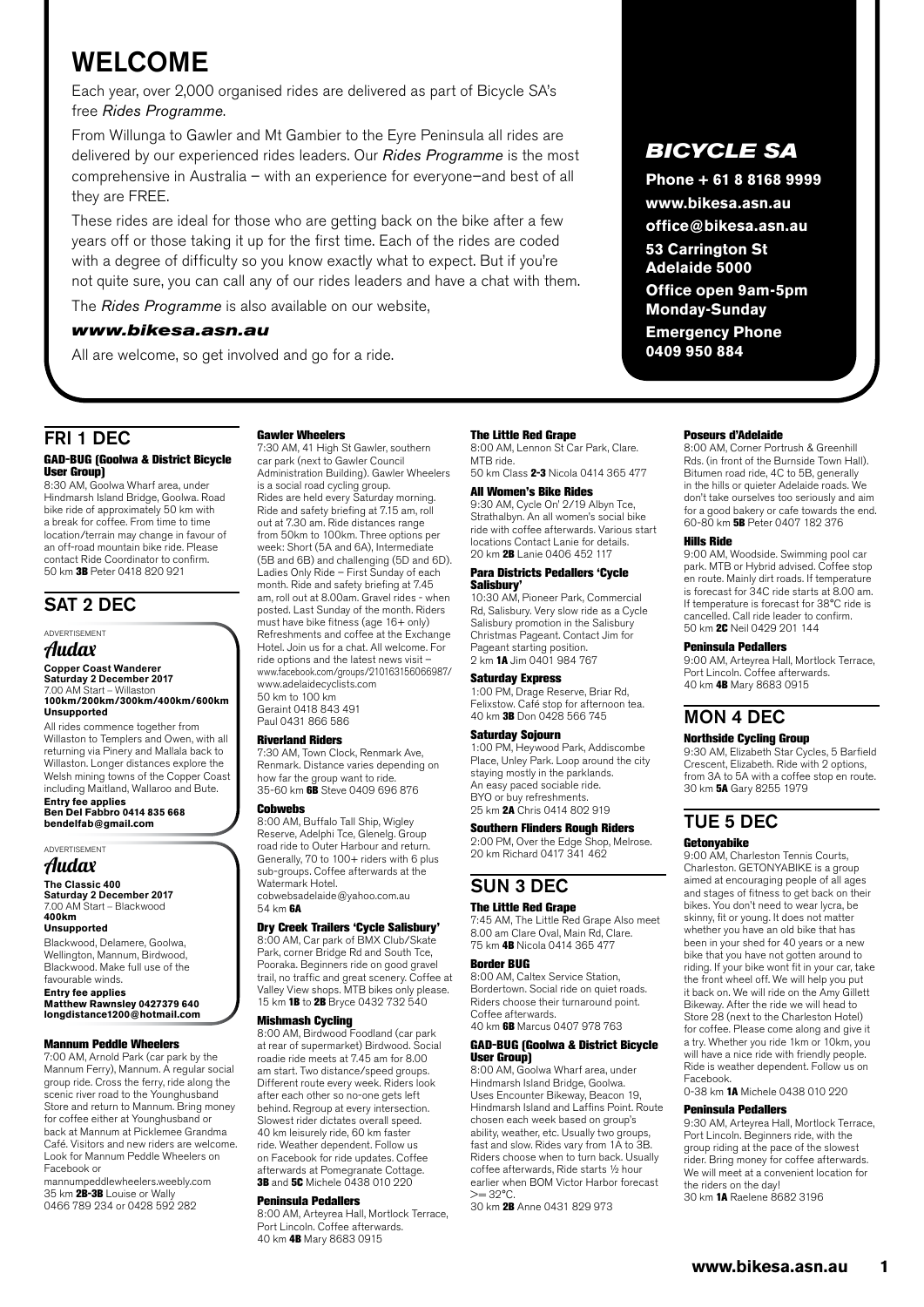# WELCOME

Each year, over 2,000 organised rides are delivered as part of Bicycle SA's free *Rides Programme*.

From Willunga to Gawler and Mt Gambier to the Eyre Peninsula all rides are delivered by our experienced rides leaders. Our *Rides Programme* is the most comprehensive in Australia – with an experience for everyone–and best of all they are FREE.

These rides are ideal for those who are getting back on the bike after a few years off or those taking it up for the first time. Each of the rides are coded with a degree of difficulty so you know exactly what to expect. But if you're not quite sure, you can call any of our rides leaders and have a chat with them.

The *Rides Programme* is also available on our website,

***www.bikesa.asn.au***

All are welcome, so get involved and go for a ride.

## *BICYCLE SA*

**Phone + 61 8 8168 9999**
**www.bikesa.asn.au**
**office@bikesa.asn.au**
**53 Carrington St Adelaide 5000**
**Office open 9am-5pm Monday-Sunday**
**Emergency Phone 0409 950 884**

## FRI 1 DEC

**GAD-BUG (Goolwa & District Bicycle User Group)**
8:30 AM, Goolwa Wharf area, under Hindmarsh Island Bridge, Goolwa. Road bike ride of approximately 50 km with a break for coffee. From time to time location/terrain may change in favour of an off-road mountain bike ride. Please contact Ride Coordinator to confirm.
50 km **3B** Peter 0418 820 921

## SAT 2 DEC

ADVERTISEMENT

*Audax*

**Copper Coast Wanderer**
**Saturday 2 December 2017**
7.00 AM Start – Willaston
**100km/200km/300km/400km/600km**
**Unsupported**

All rides commence together from Willaston to Templers and Owen, with all returning via Pinery and Mallala back to Willaston. Longer distances explore the Welsh mining towns of the Copper Coast including Maitland, Wallaroo and Bute.
**Entry fee applies**
**Ben Del Fabbro 0414 835 668**
**bendelfab@gmail.com**

ADVERTISEMENT

*Audax*

**The Classic 400**
**Saturday 2 December 2017**
7.00 AM Start – Blackwood
**400km**
**Unsupported**

Blackwood, Delamere, Goolwa, Wellington, Mannum, Birdwood, Blackwood. Make full use of the favourable winds.
**Entry fee applies**
**Matthew Rawnsley 0427379 640**
**longdistance1200@hotmail.com**

**Mannum Peddle Wheelers**
7:00 AM, Arnold Park (car park by the Mannum Ferry), Mannum. A regular social group ride. Cross the ferry, ride along the scenic river road to the Younghusband Store and return to Mannum. Bring money for coffee either at Younghusband or back at Mannum at Picklemee Grandma Café. Visitors and new riders are welcome. Look for Mannum Peddle Wheelers on Facebook or
mannumpeddlewheelers.weebly.com
35 km **2B-3B** Louise or Wally
0466 789 234 or 0428 592 282

**Gawler Wheelers**
7:30 AM, 41 High St Gawler, southern car park (next to Gawler Council Administration Building). Gawler Wheelers is a social road cycling group. Rides are held every Saturday morning. Ride and safety briefing at 7.15 am, roll out at 7.30 am. Ride distances range from 50km to 100km. Three options per week: Short (5A and 6A), Intermediate (5B and 6B) and challenging (5D and 6D). Ladies Only Ride – First Sunday of each month. Ride and safety briefing at 7.45 am, roll out at 8.00am. Gravel rides - when posted. Last Sunday of the month. Riders must have bike fitness (age 16+ only) Refreshments and coffee at the Exchange Hotel. Join us for a chat. All welcome. For ride options and the latest news visit – www.facebook.com/groups/210163156066987/
www.adelaidecyclists.com
50 km to 100 km
Geraint 0418 843 491
Paul 0431 866 586

**Riverland Riders**
7:30 AM, Town Clock, Renmark Ave, Renmark. Distance varies depending on how far the group want to ride.
35-60 km **6B** Steve 0409 696 876

**Cobwebs**
8:00 AM, Buffalo Tall Ship, Wigley Reserve, Adelphi Tce, Glenelg. Group road ride to Outer Harbour and return. Generally, 70 to 100+ riders with 6 plus sub-groups. Coffee afterwards at the Watermark Hotel.
cobwebsadelaide@yahoo.com.au
54 km **6A**

**Dry Creek Trailers 'Cycle Salisbury'**
8:00 AM, Car park of BMX Club/Skate Park, corner Bridge Rd and South Tce, Pooraka. Beginners ride on good gravel trail, no traffic and great scenery. Coffee at Valley View shops. MTB bikes only please.
15 km **1B** to **2B** Bryce 0432 732 540

**Mishmash Cycling**
8:00 AM, Birdwood Foodland (car park at rear of supermarket) Birdwood. Social roadie ride meets at 7.45 am for 8.00 am start. Two distance/speed groups. Different route every week. Riders look after each other so no-one gets left behind. Regroup at every intersection. Slowest rider dictates overall speed. 40 km leisurely ride, 60 km faster ride. Weather dependent. Follow us on Facebook for ride updates. Coffee afterwards at Pomegranate Cottage.
**3B** and **5C** Michele 0438 010 220

**Peninsula Pedallers**
8:00 AM, Arteyrea Hall, Mortlock Terrace, Port Lincoln. Coffee afterwards.
40 km **4B** Mary 8683 0915

**The Little Red Grape**
8:00 AM, Lennon St Car Park, Clare. MTB ride.
50 km Class **2-3** Nicola 0414 365 477

**All Women's Bike Rides**
9:30 AM, Cycle On' 2/19 Albyn Tce, Strathalbyn. An all women's social bike ride with coffee afterwards. Various start locations Contact Lanie for details.
20 km **2B** Lanie 0406 452 117

**Para Districts Pedallers 'Cycle Salisbury'**
10:30 AM, Pioneer Park, Commercial Rd, Salisbury. Very slow ride as a Cycle Salisbury promotion in the Salisbury Christmas Pageant. Contact Jim for Pageant starting position.
2 km **1A** Jim 0401 984 767

**Saturday Express**
1:00 PM, Drage Reserve, Briar Rd, Felixstow. Café stop for afternoon tea.
40 km **3B** Don 0428 566 745

**Saturday Sojourn**
1:00 PM, Heywood Park, Addiscombe Place, Unley Park. Loop around the city staying mostly in the parklands. An easy paced sociable ride. BYO or buy refreshments.
25 km **2A** Chris 0414 802 919

**Southern Flinders Rough Riders**
2:00 PM, Over the Edge Shop, Melrose.
20 km Richard 0417 341 462

## SUN 3 DEC

**The Little Red Grape**
7:45 AM, The Little Red Grape Also meet 8.00 am Clare Oval, Main Rd, Clare.
75 km **4B** Nicola 0414 365 477

**Border BUG**
8:00 AM, Caltex Service Station, Bordertown. Social ride on quiet roads. Riders choose their turnaround point. Coffee afterwards.
40 km **6B** Marcus 0407 978 763

**GAD-BUG (Goolwa & District Bicycle User Group)**
8:00 AM, Goolwa Wharf area, under Hindmarsh Island Bridge, Goolwa. Uses Encounter Bikeway, Beacon 19, Hindmarsh Island and Laffins Point. Route chosen each week based on group's ability, weather, etc. Usually two groups, fast and slow. Rides vary from 1A to 3B. Riders choose when to turn back. Usually coffee afterwards, Ride starts ½ hour earlier when BOM Victor Harbor forecast >= 32°C.
30 km **2B** Anne 0431 829 973

**Poseurs d'Adelaide**
8:00 AM, Corner Portrush & Greenhill Rds. (in front of the Burnside Town Hall). Bitumen road ride, 4C to 5B, generally in the hills or quieter Adelaide roads. We don't take ourselves too seriously and aim for a good bakery or cafe towards the end.
60-80 km **5B** Peter 0407 182 376

**Hills Ride**
9:00 AM, Woodside. Swimming pool car park. MTB or Hybrid advised. Coffee stop en route. Mainly dirt roads. If temperature is forecast for 34C ride starts at 8.00 am. If temperature is forecast for 38°C ride is cancelled. Call ride leader to confirm.
50 km **2C** Neil 0429 201 144

**Peninsula Pedallers**
9:00 AM, Arteyrea Hall, Mortlock Terrace, Port Lincoln. Coffee afterwards.
40 km **4B** Mary 8683 0915

## MON 4 DEC

**Northside Cycling Group**
9:30 AM, Elizabeth Star Cycles, 5 Barfield Crescent, Elizabeth. Ride with 2 options, from 3A to 5A with a coffee stop en route.
30 km **5A** Gary 8255 1979

## TUE 5 DEC

**Getonyabike**
9:00 AM, Charleston Tennis Courts, Charleston. GETONYABIKE is a group aimed at encouraging people of all ages and stages of fitness to get back on their bikes. You don't need to wear lycra, be skinny, fit or young. It does not matter whether you have an old bike that has been in your shed for 40 years or a new bike that you have not gotten around to riding. If your bike wont fit in your car, take the front wheel off. We will help you put it back on. We will ride on the Amy Gillett Bikeway. After the ride we will head to Store 28 (next to the Charleston Hotel) for coffee. Please come along and give it a try. Whether you ride 1km or 10km, you will have a nice ride with friendly people. Ride is weather dependent. Follow us on Facebook.
0-38 km **1A** Michele 0438 010 220

**Peninsula Pedallers**
9:30 AM, Arteyrea Hall, Mortlock Terrace, Port Lincoln. Beginners ride, with the group riding at the pace of the slowest rider. Bring money for coffee afterwards. We will meet at a convenient location for the riders on the day!
30 km **1A** Raelene 8682 3196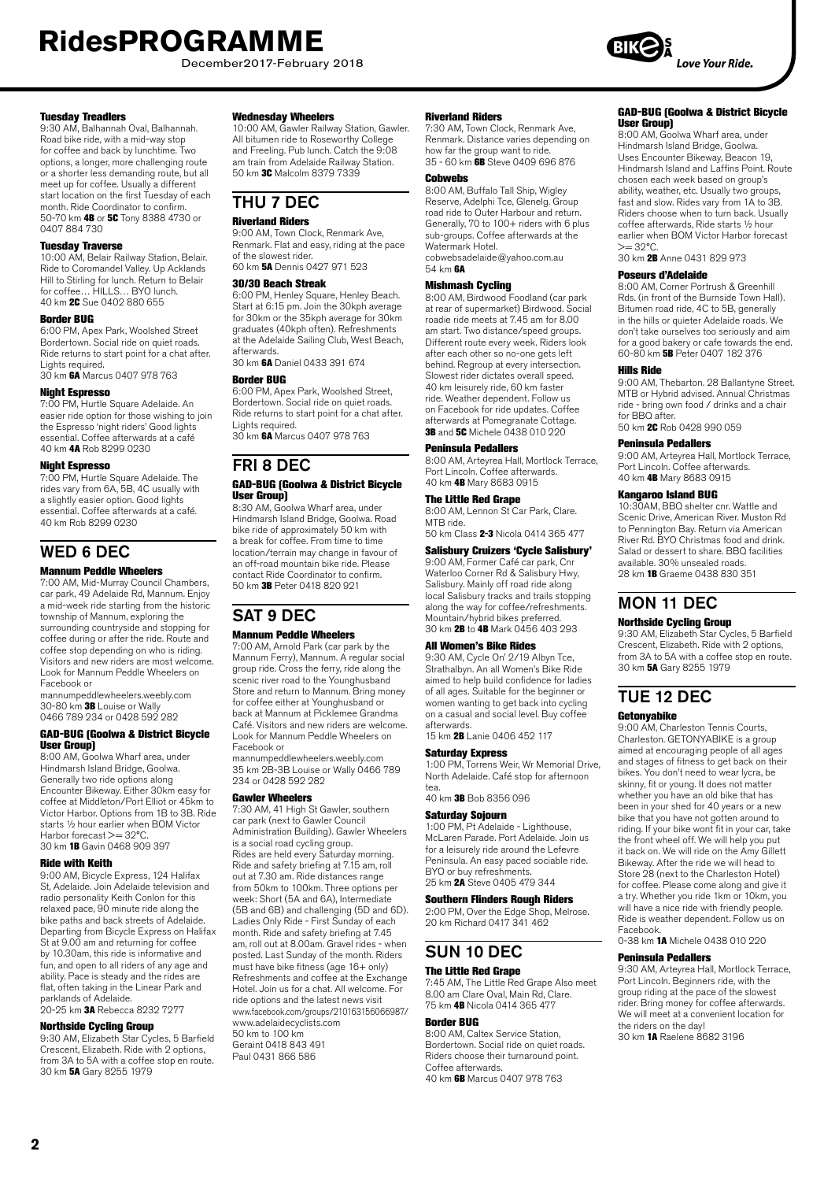#### Tuesday Treadlers

9:30 AM, Balhannah Oval, Balhannah. Road bike ride, with a mid-way stop for coffee and back by lunchtime. Two options, a longer, more challenging route or a shorter less demanding route, but all meet up for coffee. Usually a different start location on the first Tuesday of each month. Ride Coordinator to confirm.
50-70 km **4B** or **5C** Tony 8388 4730 or 0407 884 730

#### Tuesday Traverse

10:00 AM, Belair Railway Station, Belair. Ride to Coromandel Valley. Up Acklands Hill to Stirling for lunch. Return to Belair for coffee… HILLS… BYO lunch.
40 km **2C** Sue 0402 880 655

#### Border BUG

6:00 PM, Apex Park, Woolshed Street Bordertown. Social ride on quiet roads. Ride returns to start point for a chat after. Lights required.
30 km **6A** Marcus 0407 978 763

#### Night Espresso

7:00 PM, Hurtle Square Adelaide. An easier ride option for those wishing to join the Espresso 'night riders' Good lights essential. Coffee afterwards at a café
40 km **4A** Rob 8299 0230

#### Night Espresso

7:00 PM, Hurtle Square Adelaide. The rides vary from 6A, 5B, 4C usually with a slightly easier option. Good lights essential. Coffee afterwards at a café.
40 km Rob 8299 0230

## WED 6 DEC

#### Mannum Peddle Wheelers

7:00 AM, Mid-Murray Council Chambers, car park, 49 Adelaide Rd, Mannum. Enjoy a mid-week ride starting from the historic township of Mannum, exploring the surrounding countryside and stopping for coffee during or after the ride. Route and coffee stop depending on who is riding. Visitors and new riders are most welcome. Look for Mannum Peddle Wheelers on Facebook or
mannumpeddlewheelers.weebly.com
30-80 km **3B** Louise or Wally
0466 789 234 or 0428 592 282

#### GAD-BUG (Goolwa & District Bicycle User Group)

8:00 AM, Goolwa Wharf area, under Hindmarsh Island Bridge, Goolwa. Generally two ride options along Encounter Bikeway. Either 30km easy for coffee at Middleton/Port Elliot or 45km to Victor Harbor. Options from 1B to 3B. Ride starts ½ hour earlier when BOM Victor Harbor forecast >= 32°C.
30 km **1B** Gavin 0468 909 397

#### Ride with Keith

9:00 AM, Bicycle Express, 124 Halifax St, Adelaide. Join Adelaide television and radio personality Keith Conlon for this relaxed pace, 90 minute ride along the bike paths and back streets of Adelaide. Departing from Bicycle Express on Halifax St at 9.00 am and returning for coffee by 10.30am, this ride is informative and fun, and open to all riders of any age and ability. Pace is steady and the rides are flat, often taking in the Linear Park and parklands of Adelaide.
20-25 km **3A** Rebecca 8232 7277

#### Northside Cycling Group

9:30 AM, Elizabeth Star Cycles, 5 Barfield Crescent, Elizabeth. Ride with 2 options, from 3A to 5A with a coffee stop en route.
30 km **5A** Gary 8255 1979

#### Wednesday Wheelers

10:00 AM, Gawler Railway Station, Gawler. All bitumen ride to Roseworthy College and Freeling. Pub lunch. Catch the 9:08 am train from Adelaide Railway Station.
50 km **3C** Malcolm 8379 7339

## THU 7 DEC

#### Riverland Riders

9:00 AM, Town Clock, Renmark Ave, Renmark. Flat and easy, riding at the pace of the slowest rider.
60 km **5A** Dennis 0427 971 523

#### 30/30 Beach Streak

6:00 PM, Henley Square, Henley Beach. Start at 6:15 pm. Join the 30kph average for 30km or the 35kph average for 30km graduates (40kph often). Refreshments at the Adelaide Sailing Club, West Beach, afterwards.
30 km **6A** Daniel 0433 391 674

#### Border BUG

6:00 PM, Apex Park, Woolshed Street, Bordertown. Social ride on quiet roads. Ride returns to start point for a chat after. Lights required.
30 km **6A** Marcus 0407 978 763

## FRI 8 DEC

#### GAD-BUG (Goolwa & District Bicycle User Group)

8:30 AM, Goolwa Wharf area, under Hindmarsh Island Bridge, Goolwa. Road bike ride of approximately 50 km with a break for coffee. From time to time location/terrain may change in favour of an off-road mountain bike ride. Please contact Ride Coordinator to confirm.
50 km **3B** Peter 0418 820 921

## SAT 9 DEC

#### Mannum Peddle Wheelers

7:00 AM, Arnold Park (car park by the Mannum Ferry), Mannum. A regular social group ride. Cross the ferry, ride along the scenic river road to the Younghusband Store and return to Mannum. Bring money for coffee either at Younghusband or back at Mannum at Picklemee Grandma Café. Visitors and new riders are welcome. Look for Mannum Peddle Wheelers on Facebook or
mannumpeddlewheelers.weebly.com
35 km 2B-3B Louise or Wally 0466 789 234 or 0428 592 282

#### Gawler Wheelers

7:30 AM, 41 High St Gawler, southern car park (next to Gawler Council Administration Building). Gawler Wheelers is a social road cycling group. Rides are held every Saturday morning. Ride and safety briefing at 7.15 am, roll out at 7.30 am. Ride distances range from 50km to 100km. Three options per week: Short (5A and 6A), Intermediate (5B and 6B) and challenging (5D and 6D). Ladies Only Ride - First Sunday of each month. Ride and safety briefing at 7.45 am, roll out at 8.00am. Gravel rides - when posted. Last Sunday of the month. Riders must have bike fitness (age 16+ only) Refreshments and coffee at the Exchange Hotel. Join us for a chat. All welcome. For ride options and the latest news visit
www.facebook.com/groups/210163156066987/
www.adelaidecyclists.com
50 km to 100 km
Geraint 0418 843 491
Paul 0431 866 586

#### Riverland Riders

7:30 AM, Town Clock, Renmark Ave, Renmark. Distance varies depending on how far the group want to ride.
35 - 60 km **6B** Steve 0409 696 876

#### Cobwebs

8:00 AM, Buffalo Tall Ship, Wigley Reserve, Adelphi Tce, Glenelg. Group road ride to Outer Harbour and return. Generally, 70 to 100+ riders with 6 plus sub-groups. Coffee afterwards at the Watermark Hotel.
cobwebsadelaide@yahoo.com.au
54 km **6A**

#### Mishmash Cycling

8:00 AM, Birdwood Foodland (car park at rear of supermarket) Birdwood. Social roadie ride meets at 7.45 am for 8.00 am start. Two distance/speed groups. Different route every week. Riders look after each other so no-one gets left behind. Regroup at every intersection. Slowest rider dictates overall speed. 40 km leisurely ride, 60 km faster ride. Weather dependent. Follow us on Facebook for ride updates. Coffee afterwards at Pomegranate Cottage.
**3B** and **5C** Michele 0438 010 220

#### Peninsula Pedallers

8:00 AM, Arteyrea Hall, Mortlock Terrace, Port Lincoln. Coffee afterwards.
40 km **4B** Mary 8683 0915

#### The Little Red Grape

8:00 AM, Lennon St Car Park, Clare. MTB ride.
50 km Class **2-3** Nicola 0414 365 477

#### Salisbury Cruizers 'Cycle Salisbury'

9:00 AM, Former Café car park, Cnr Waterloo Corner Rd & Salisbury Hwy, Salisbury. Mainly off road ride along local Salisbury tracks and trails stopping along the way for coffee/refreshments. Mountain/hybrid bikes preferred.
30 km **2B** to **4B** Mark 0456 403 293

#### All Women's Bike Rides

9:30 AM, Cycle On' 2/19 Albyn Tce, Strathalbyn. An all Women's Bike Ride aimed to help build confidence for ladies of all ages. Suitable for the beginner or women wanting to get back into cycling on a casual and social level. Buy coffee afterwards.
15 km **2B** Lanie 0406 452 117

#### Saturday Express

1:00 PM, Torrens Weir, Wr Memorial Drive, North Adelaide. Café stop for afternoon tea.
40 km **3B** Bob 8356 096

#### Saturday Sojourn

1:00 PM, Pt Adelaide - Lighthouse, McLaren Parade. Port Adelaide. Join us for a leisurely ride around the Lefevre Peninsula. An easy paced sociable ride. BYO or buy refreshments.
25 km **2A** Steve 0405 479 344

#### Southern Flinders Rough Riders

2:00 PM, Over the Edge Shop, Melrose.
20 km Richard 0417 341 462

## SUN 10 DEC

#### The Little Red Grape

7:45 AM, The Little Red Grape Also meet 8.00 am Clare Oval, Main Rd, Clare.
75 km **4B** Nicola 0414 365 477

#### Border BUG

8:00 AM, Caltex Service Station, Bordertown. Social ride on quiet roads. Riders choose their turnaround point. Coffee afterwards.
40 km **6B** Marcus 0407 978 763

#### GAD-BUG (Goolwa & District Bicycle User Group)

8:00 AM, Goolwa Wharf area, under Hindmarsh Island Bridge, Goolwa. Uses Encounter Bikeway, Beacon 19, Hindmarsh Island and Laffins Point. Route chosen each week based on group's ability, weather, etc. Usually two groups, fast and slow. Rides vary from 1A to 3B. Riders choose when to turn back. Usually coffee afterwards, Ride starts ½ hour earlier when BOM Victor Harbor forecast >= 32°C.
30 km **2B** Anne 0431 829 973

#### Poseurs d'Adelaide

8:00 AM, Corner Portrush & Greenhill Rds. (in front of the Burnside Town Hall). Bitumen road ride, 4C to 5B, generally in the hills or quieter Adelaide roads. We don't take ourselves too seriously and aim for a good bakery or cafe towards the end.
60-80 km **5B** Peter 0407 182 376

#### Hills Ride

9:00 AM, Thebarton. 28 Ballantyne Street. MTB or Hybrid advised. Annual Christmas ride - bring own food / drinks and a chair for BBQ after.
50 km **2C** Rob 0428 990 059

#### Peninsula Pedallers

9:00 AM, Arteyrea Hall, Mortlock Terrace, Port Lincoln. Coffee afterwards.
40 km **4B** Mary 8683 0915

#### Kangaroo Island BUG

10:30AM, BBQ shelter cnr. Wattle and Scenic Drive, American River. Muston Rd to Pennington Bay. Return via American River Rd. BYO Christmas food and drink. Salad or dessert to share. BBQ facilities available. 30% unsealed roads.
28 km **1B** Graeme 0438 830 351

## MON 11 DEC

#### Northside Cycling Group

9:30 AM, Elizabeth Star Cycles, 5 Barfield Crescent, Elizabeth. Ride with 2 options, from 3A to 5A with a coffee stop en route.
30 km **5A** Gary 8255 1979

## TUE 12 DEC

#### Getonyabike

9:00 AM, Charleston Tennis Courts, Charleston. GETONYABIKE is a group aimed at encouraging people of all ages and stages of fitness to get back on their bikes. You don't need to wear lycra, be skinny, fit or young. It does not matter whether you have an old bike that has been in your shed for 40 years or a new bike that you have not gotten around to riding. If your bike wont fit in your car, take the front wheel off. We will help you put it back on. We will ride on the Amy Gillett Bikeway. After the ride we will head to Store 28 (next to the Charleston Hotel) for coffee. Please come along and give it a try. Whether you ride 1km or 10km, you will have a nice ride with friendly people. Ride is weather dependent. Follow us on Facebook.
0-38 km **1A** Michele 0438 010 220

#### Peninsula Pedallers

9:30 AM, Arteyrea Hall, Mortlock Terrace, Port Lincoln. Beginners ride, with the group riding at the pace of the slowest rider. Bring money for coffee afterwards. We will meet at a convenient location for the riders on the day!
30 km **1A** Raelene 8682 3196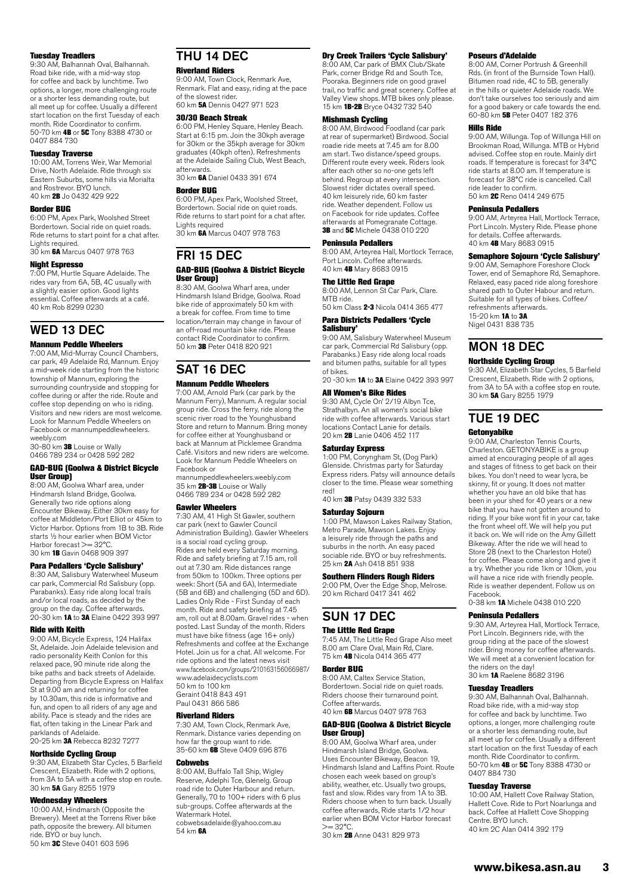#### Tuesday Treadlers

9:30 AM, Balhannah Oval, Balhannah. Road bike ride, with a mid-way stop for coffee and back by lunchtime. Two options, a longer, more challenging route or a shorter less demanding route, but all meet up for coffee. Usually a different start location on the first Tuesday of each month. Ride Coordinator to confirm.
50-70 km **4B** or **5C** Tony 8388 4730 or 0407 884 730

#### Tuesday Traverse

10:00 AM, Torrens Weir, War Memorial Drive, North Adelaide. Ride through six Eastern Suburbs, some hills via Morialta and Rostrevor. BYO lunch.
40 km **2B** Jo 0432 429 922

#### Border BUG

6:00 PM, Apex Park, Woolshed Street Bordertown. Social ride on quiet roads. Ride returns to start point for a chat after. Lights required.
30 km **6A** Marcus 0407 978 763

#### Night Espresso

7:00 PM, Hurtle Square Adelaide. The rides vary from 6A, 5B, 4C usually with a slightly easier option. Good lights essential. Coffee afterwards at a café.
40 km Rob 8299 0230

## WED 13 DEC

#### Mannum Peddle Wheelers

7:00 AM, Mid-Murray Council Chambers, car park, 49 Adelaide Rd, Mannum. Enjoy a mid-week ride starting from the historic township of Mannum, exploring the surrounding countryside and stopping for coffee during or after the ride. Route and coffee stop depending on who is riding. Visitors and new riders are most welcome. Look for Mannum Peddle Wheelers on Facebook or mannumpeddlewheelers.weebly.com
30-80 km **3B** Louise or Wally
0466 789 234 or 0428 592 282

#### GAD-BUG (Goolwa & District Bicycle User Group)

8:00 AM, Goolwa Wharf area, under Hindmarsh Island Bridge, Goolwa. Generally two ride options along Encounter Bikeway. Either 30km easy for coffee at Middleton/Port Elliot or 45km to Victor Harbor. Options from 1B to 3B. Ride starts ½ hour earlier when BOM Victor Harbor forecast >= 32°C.
30 km **1B** Gavin 0468 909 397

#### Para Pedallers 'Cycle Salisbury'

8:30 AM, Salisbury Waterwheel Museum car park, Commercial Rd Salisbury (opp. Parabanks). Easy ride along local trails and/or local roads, as decided by the group on the day. Coffee afterwards.
20-30 km **1A** to **3A** Elaine 0422 393 997

#### Ride with Keith

9:00 AM, Bicycle Express, 124 Halifax St, Adelaide. Join Adelaide television and radio personality Keith Conlon for this relaxed pace, 90 minute ride along the bike paths and back streets of Adelaide. Departing from Bicycle Express on Halifax St at 9.00 am and returning for coffee by 10.30am, this ride is informative and fun, and open to all riders of any age and ability. Pace is steady and the rides are flat, often taking in the Linear Park and parklands of Adelaide.
20-25 km **3A** Rebecca 8232 7277

#### Northside Cycling Group

9:30 AM, Elizabeth Star Cycles, 5 Barfield Crescent, Elizabeth. Ride with 2 options, from 3A to 5A with a coffee stop en route.
30 km **5A** Gary 8255 1979

#### Wednesday Wheelers

10:00 AM, Hindmarsh (Opposite the Brewery). Meet at the Torrens River bike path, opposite the brewery. All bitumen ride. BYO or buy lunch.
50 km **3C** Steve 0401 603 596

## THU 14 DEC

#### Riverland Riders

9:00 AM, Town Clock, Renmark Ave, Renmark. Flat and easy, riding at the pace of the slowest rider.
60 km **5A** Dennis 0427 971 523

#### 30/30 Beach Streak

6:00 PM, Henley Square, Henley Beach. Start at 6:15 pm. Join the 30kph average for 30km or the 35kph average for 30km graduates (40kph often). Refreshments at the Adelaide Sailing Club, West Beach, afterwards.
30 km **6A** Daniel 0433 391 674

#### Border BUG

6:00 PM, Apex Park, Woolshed Street, Bordertown. Social ride on quiet roads. Ride returns to start point for a chat after. Lights required
30 km **6A** Marcus 0407 978 763

## FRI 15 DEC

#### GAD-BUG (Goolwa & District Bicycle User Group)

8:30 AM, Goolwa Wharf area, under Hindmarsh Island Bridge, Goolwa. Road bike ride of approximately 50 km with a break for coffee. From time to time location/terrain may change in favour of an off-road mountain bike ride. Please contact Ride Coordinator to confirm.
50 km **3B** Peter 0418 820 921

## SAT 16 DEC

#### Mannum Peddle Wheelers

7:00 AM, Arnold Park (car park by the Mannum Ferry), Mannum. A regular social group ride. Cross the ferry, ride along the scenic river road to the Younghusband Store and return to Mannum. Bring money for coffee either at Younghusband or back at Mannum at Picklemee Grandma Café. Visitors and new riders are welcome. Look for Mannum Peddle Wheelers on Facebook or mannumpeddlewheelers.weebly.com
35 km **2B-3B** Louise or Wally
0466 789 234 or 0428 592 282

#### Gawler Wheelers

7:30 AM, 41 High St Gawler, southern car park (next to Gawler Council Administration Building). Gawler Wheelers is a social road cycling group. Rides are held every Saturday morning. Ride and safety briefing at 7.15 am, roll out at 7.30 am. Ride distances range from 50km to 100km. Three options per week: Short (5A and 6A), Intermediate (5B and 6B) and challenging (5D and 6D). Ladies Only Ride - First Sunday of each month. Ride and safety briefing at 7.45 am, roll out at 8.00am. Gravel rides - when posted. Last Sunday of the month. Riders must have bike fitness (age 16+ only) Refreshments and coffee at the Exchange Hotel. Join us for a chat. All welcome. For ride options and the latest news visit www.facebook.com/groups/210163156066987/ www.adelaidecyclists.com
50 km to 100 km
Geraint 0418 843 491
Paul 0431 866 586

#### Riverland Riders

7:30 AM, Town Clock, Renmark Ave, Renmark. Distance varies depending on how far the group want to ride.
35-60 km **6B** Steve 0409 696 876

#### Cobwebs

8:00 AM, Buffalo Tall Ship, Wigley Reserve, Adelphi Tce, Glenelg. Group road ride to Outer Harbour and return. Generally, 70 to 100+ riders with 6 plus sub-groups. Coffee afterwards at the Watermark Hotel.
cobwebsadelaide@yahoo.com.au
54 km **6A**

#### Dry Creek Trailers 'Cycle Salisbury'

8:00 AM, Car park of BMX Club/Skate Park, corner Bridge Rd and South Tce, Pooraka. Beginners ride on good gravel trail, no traffic and great scenery. Coffee at Valley View shops. MTB bikes only please.
15 km **1B-2B** Bryce 0432 732 540

#### Mishmash Cycling

8:00 AM, Birdwood Foodland (car park at rear of supermarket) Birdwood. Social roadie ride meets at 7.45 am for 8.00 am start. Two distance/speed groups. Different route every week. Riders look after each other so no-one gets left behind. Regroup at every intersection. Slowest rider dictates overall speed. 40 km leisurely ride, 60 km faster ride. Weather dependent. Follow us on Facebook for ride updates. Coffee afterwards at Pomegranate Cottage.
**3B** and **5C** Michele 0438 010 220

#### Peninsula Pedallers

8:00 AM, Arteyrea Hall, Mortlock Terrace, Port Lincoln. Coffee afterwards.
40 km **4B** Mary 8683 0915

#### The Little Red Grape

8:00 AM, Lennon St Car Park, Clare. MTB ride.
50 km Class **2-3** Nicola 0414 365 477

#### Para Districts Pedallers 'Cycle Salisbury'

9:00 AM, Salisbury Waterwheel Museum car park, Commercial Rd Salisbury (opp. Parabanks.) Easy ride along local roads and bitumen paths, suitable for all types of bikes.
20 -30 km **1A** to **3A** Elaine 0422 393 997

#### All Women's Bike Rides

9:30 AM, Cycle On' 2/19 Albyn Tce, Strathalbyn. An all women's social bike ride with coffee afterwards. Various start locations Contact Lanie for details.
20 km **2B** Lanie 0406 452 117

#### Saturday Express

1:00 PM, Conyngham St, (Dog Park) Glenside. Christmas party for Saturday Express riders. Patsy will announce details closer to the time. Please wear something red!
40 km **3B** Patsy 0439 332 533

#### Saturday Sojourn

1:00 PM, Mawson Lakes Railway Station, Metro Parade, Mawson Lakes. Enjoy a leisurely ride through the paths and suburbs in the north. An easy paced sociable ride. BYO or buy refreshments.
25 km **2A** Ash 0418 851 938

#### Southern Flinders Rough Riders

2:00 PM, Over the Edge Shop, Melrose.
20 km Richard 0417 341 462

## SUN 17 DEC

#### The Little Red Grape

7:45 AM, The Little Red Grape Also meet 8.00 am Clare Oval, Main Rd, Clare.
75 km **4B** Nicola 0414 365 477

#### Border BUG

8:00 AM, Caltex Service Station, Bordertown. Social ride on quiet roads. Riders choose their turnaround point. Coffee afterwards.
40 km **6B** Marcus 0407 978 763

#### GAD-BUG (Goolwa & District Bicycle User Group)

8:00 AM, Goolwa Wharf area, under Hindmarsh Island Bridge, Goolwa. Uses Encounter Bikeway, Beacon 19, Hindmarsh Island and Laffins Point. Route chosen each week based on group's ability, weather, etc. Usually two groups, fast and slow. Rides vary from 1A to 3B. Riders choose when to turn back. Usually coffee afterwards, Ride starts 1/2 hour earlier when BOM Victor Harbor forecast >= 32°C.
30 km **2B** Anne 0431 829 973

#### Poseurs d'Adelaide

8:00 AM, Corner Portrush & Greenhill Rds. (in front of the Burnside Town Hall). Bitumen road ride, 4C to 5B, generally in the hills or quieter Adelaide roads. We don't take ourselves too seriously and aim for a good bakery or cafe towards the end.
60-80 km **5B** Peter 0407 182 376

#### Hills Ride

9:00 AM, Willunga. Top of Willunga Hill on Brookman Road, Willunga. MTB or Hybrid advised. Coffee stop en route. Mainly dirt roads. If temperature is forecast for 34°C ride starts at 8.00 am. If temperature is forecast for 38°C ride is cancelled. Call ride leader to confirm.
50 km **2C** Reno 0414 249 675

#### Peninsula Pedallers

9:00 AM, Arteyrea Hall, Mortlock Terrace, Port Lincoln. Mystery Ride. Please phone for details. Coffee afterwards.
40 km **4B** Mary 8683 0915

#### Semaphore Sojourn 'Cycle Salisbury'

9:00 AM, Semaphore Foreshore Clock Tower, end of Semaphore Rd, Semaphore. Relaxed, easy paced ride along foreshore shared path to Outer Habour and return. Suitable for all types of bikes. Coffee/refreshments afterwards.
15-20 km **1A** to **3A**
Nigel 0431 838 735

## MON 18 DEC

#### Northside Cycling Group

9:30 AM, Elizabeth Star Cycles, 5 Barfield Crescent, Elizabeth. Ride with 2 options, from 3A to 5A with a coffee stop en route.
30 km **5A** Gary 8255 1979

## TUE 19 DEC

#### Getonyabike

9:00 AM, Charleston Tennis Courts, Charleston. GETONYABIKE is a group aimed at encouraging people of all ages and stages of fitness to get back on their bikes. You don't need to wear lycra, be skinny, fit or young. It does not matter whether you have an old bike that has been in your shed for 40 years or a new bike that you have not gotten around to riding. If your bike wont fit in your car, take the front wheel off. We will help you put it back on. We will ride on the Amy Gillett Bikeway. After the ride we will head to Store 28 (next to the Charleston Hotel) for coffee. Please come along and give it a try. Whether you ride 1km or 10km, you will have a nice ride with friendly people. Ride is weather dependent. Follow us on Facebook.
0-38 km **1A** Michele 0438 010 220

#### Peninsula Pedallers

9:30 AM, Arteyrea Hall, Mortlock Terrace, Port Lincoln. Beginners ride, with the group riding at the pace of the slowest rider. Bring money for coffee afterwards. We will meet at a convenient location for the riders on the day!
30 km **1A** Raelene 8682 3196

#### Tuesday Treadlers

9:30 AM, Balhannah Oval, Balhannah. Road bike ride, with a mid-way stop for coffee and back by lunchtime. Two options, a longer, more challenging route or a shorter less demanding route, but all meet up for coffee. Usually a different start location on the first Tuesday of each month. Ride Coordinator to confirm.
50-70 km **4B** or **5C** Tony 8388 4730 or 0407 884 730

#### Tuesday Traverse

10:00 AM, Hallett Cove Railway Station, Hallett Cove. Ride to Port Noarlunga and back. Coffee at Hallett Cove Shopping Centre. BYO lunch.
40 km 2C Alan 0414 392 179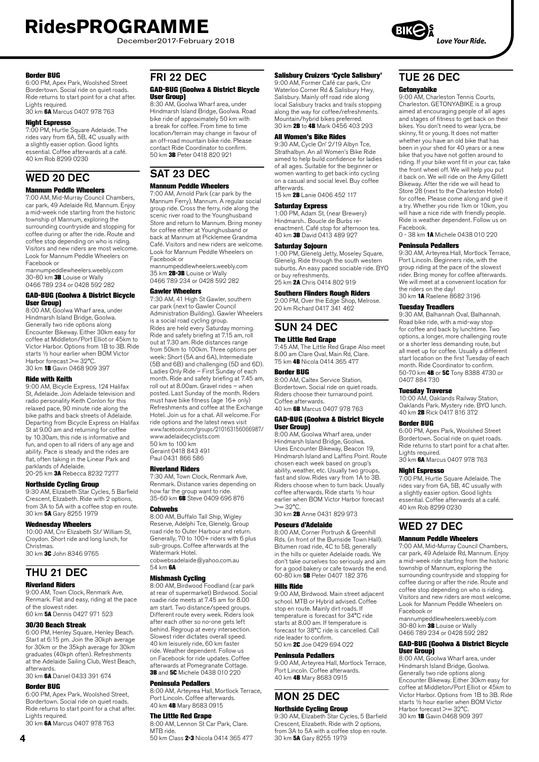### Border BUG

6:00 PM, Apex Park, Woolshed Street Bordertown. Social ride on quiet roads. Ride returns to start point for a chat after. Lights required.
30 km **6A** Marcus 0407 978 763

### Night Espresso

7:00 PM, Hurtle Square Adelaide. The rides vary from 6A, 5B, 4C usually with a slightly easier option. Good lights essential. Coffee afterwards at a café.
40 km Rob 8299 0230

## WED 20 DEC

### Mannum Peddle Wheelers

7:00 AM, Mid-Murray Council Chambers, car park, 49 Adelaide Rd, Mannum. Enjoy a mid-week ride starting from the historic township of Mannum, exploring the surrounding countryside and stopping for coffee during or after the ride. Route and coffee stop depending on who is riding. Visitors and new riders are most welcome. Look for Mannum Peddle Wheelers on Facebook or mannumpeddlewheelers.weebly.com
30-80 km **3B** Louise or Wally
0466 789 234 or 0428 592 282

### GAD-BUG (Goolwa & District Bicycle User Group)

8:00 AM, Goolwa Wharf area, under Hindmarsh Island Bridge, Goolwa. Generally two ride options along Encounter Bikeway. Either 30km easy for coffee at Middleton/Port Elliot or 45km to Victor Harbor. Options from 1B to 3B. Ride starts ½ hour earlier when BOM Victor Harbor forecast >= 32°C.
30 km **1B** Gavin 0468 909 397

### Ride with Keith

9:00 AM, Bicycle Express, 124 Halifax St, Adelaide. Join Adelaide television and radio personality Keith Conlon for this relaxed pace, 90 minute ride along the bike paths and back streets of Adelaide. Departing from Bicycle Express on Halifax St at 9.00 am and returning for coffee by 10.30am, this ride is informative and fun, and open to all riders of any age and ability. Pace is steady and the rides are flat, often taking in the Linear Park and parklands of Adelaide.
20-25 km **3A** Rebecca 8232 7277

### Northside Cycling Group

9:30 AM, Elizabeth Star Cycles, 5 Barfield Crescent, Elizabeth. Ride with 2 options, from 3A to 5A with a coffee stop en route.
30 km **5A** Gary 8255 1979

### Wednesday Wheelers

10:00 AM, Cnr Elizabeth St/ William St, Croydon. Short ride and long lunch, for Christmas.
30 km **3C** John 8346 9765

## THU 21 DEC

### Riverland Riders

9:00 AM, Town Clock, Renmark Ave, Renmark. Flat and easy, riding at the pace of the slowest rider.
60 km **5A** Dennis 0427 971 523

### 30/30 Beach Streak

6:00 PM, Henley Square, Henley Beach. Start at 6:15 pm. Join the 30kph average for 30km or the 35kph average for 30km graduates (40kph often). Refreshments at the Adelaide Sailing Club, West Beach, afterwards.
30 km **6A** Daniel 0433 391 674

### Border BUG

6:00 PM, Apex Park, Woolshed Street, Bordertown. Social ride on quiet roads. Ride returns to start point for a chat after. Lights required.
30 km **6A** Marcus 0407 978 763

## FRI 22 DEC

### GAD-BUG (Goolwa & District Bicycle User Group)

8:30 AM, Goolwa Wharf area, under Hindmarsh Island Bridge, Goolwa. Road bike ride of approximately 50 km with a break for coffee. From time to time location/terrain may change in favour of an off-road mountain bike ride. Please contact Ride Coordinator to confirm.
50 km **3B** Peter 0418 820 921

## SAT 23 DEC

### Mannum Peddle Wheelers

7:00 AM, Arnold Park (car park by the Mannum Ferry), Mannum. A regular social group ride. Cross the ferry, ride along the scenic river road to the Younghusband Store and return to Mannum. Bring money for coffee either at Younghusband or back at Mannum at Picklemee Grandma Café. Visitors and new riders are welcome. Look for Mannum Peddle Wheelers on Facebook or mannumpeddlewheelers.weebly.com
35 km **2B-3B** Louise or Wally
0466 789 234 or 0428 592 282

### Gawler Wheelers

7:30 AM, 41 High St Gawler, southern car park (next to Gawler Council Administration Building). Gawler Wheelers is a social road cycling group. Rides are held every Saturday morning. Ride and safety briefing at 7.15 am, roll out at 7.30 am. Ride distances range from 50km to 100km. Three options per week: Short (5A and 6A), Intermediate (5B and 6B) and challenging (5D and 6D). Ladies Only Ride – First Sunday of each month. Ride and safety briefing at 7.45 am, roll out at 8.00am. Gravel rides – when posted. Last Sunday of the month. Riders must have bike fitness (age 16+ only) Refreshments and coffee at the Exchange Hotel. Join us for a chat. All welcome. For ride options and the latest news visit www.facebook.com/groups/210163156066987/ www.adelaidecyclists.com
50 km to 100 km
Geraint 0418 843 491
Paul 0431 866 586

### Riverland Riders

7:30 AM, Town Clock, Renmark Ave, Renmark. Distance varies depending on how far the group want to ride.
35-60 km **6B** Steve 0409 696 876

### Cobwebs

8:00 AM, Buffalo Tall Ship, Wigley Reserve, Adelphi Tce, Glenelg. Group road ride to Outer Harbour and return. Generally, 70 to 100+ riders with 6 plus sub-groups. Coffee afterwards at the Watermark Hotel.
cobwebsadelaide@yahoo.com.au
54 km **6A**

### Mishmash Cycling

8:00 AM, Birdwood Foodland (car park at rear of supermarket) Birdwood. Social roadie ride meets at 7.45 am for 8.00 am start. Two distance/speed groups. Different route every week. Riders look after each other so no-one gets left behind. Regroup at every intersection. Slowest rider dictates overall speed. 40 km leisurely ride, 60 km faster ride. Weather dependent. Follow us on Facebook for ride updates. Coffee afterwards at Pomegranate Cottage.
**3B** and **5C** Michele 0438 010 220

### Peninsula Pedallers

8:00 AM, Arteyrea Hall, Mortlock Terrace, Port Lincoln. Coffee afterwards.
40 km **4B** Mary 8683 0915

### The Little Red Grape

8:00 AM, Lennon St Car Park, Clare. MTB ride.
50 km Class **2-3** Nicola 0414 365 477

### Salisbury Cruizers 'Cycle Salisbury'

9:00 AM, Former Café car park, Cnr Waterloo Corner Rd & Salisbury Hwy, Salisbury. Mainly off road ride along local Salisbury tracks and trails stopping along the way for coffee/refreshments. Mountain/hybrid bikes preferred.
30 km **2B** to **4B** Mark 0456 403 293

### All Women's Bike Rides

9:30 AM, Cycle On' 2/19 Albyn Tce, Strathalbyn. An all Women's Bike Ride aimed to help build confidence for ladies of all ages. Suitable for the beginner or women wanting to get back into cycling on a casual and social level. Buy coffee afterwards.
15 km **2B** Lanie 0406 452 117

### Saturday Express

1:00 PM, Adam St, (near Brewery) Hindmarsh.. Boucle de Burbs re-enactment. Café stop for afternoon tea.
40 km **3B** David 0413 489 927

### Saturday Sojourn

1:00 PM, Glenelg Jetty, Moseley Square, Glenelg. Ride through the south western suburbs. An easy paced sociable ride. BYO or buy refreshments.
25 km **2A** Chris 0414 802 919

### Southern Flinders Rough Riders

2:00 PM, Over the Edge Shop, Melrose.
20 km Richard 0417 341 462

## SUN 24 DEC

### The Little Red Grape

7:45 AM, The Little Red Grape Also meet 8.00 am Clare Oval, Main Rd, Clare.
75 km **4B** Nicola 0414 365 477

### Border BUG

8:00 AM, Caltex Service Station, Bordertown. Social ride on quiet roads. Riders choose their turnaround point. Coffee afterwards.
40 km **6B** Marcus 0407 978 763

### GAD-BUG (Goolwa & District Bicycle User Group)

8:00 AM, Goolwa Wharf area, under Hindmarsh Island Bridge, Goolwa. Uses Encounter Bikeway, Beacon 19, Hindmarsh Island and Laffins Point. Route chosen each week based on group's ability, weather, etc. Usually two groups, fast and slow. Rides vary from 1A to 3B. Riders choose when to turn back. Usually coffee afterwards, Ride starts ½ hour earlier when BOM Victor Harbor forecast >= 32°C.
30 km **2B** Anne 0431 829 973

### Poseurs d'Adelaide

8:00 AM, Corner Portrush & Greenhill Rds. (in front of the Burnside Town Hall). Bitumen road ride, 4C to 5B, generally in the hills or quieter Adelaide roads. We don't take ourselves too seriously and aim for a good bakery or cafe towards the end.
60-80 km **5B** Peter 0407 182 376

### Hills Ride

9:00 AM, Birdwood. Main street adjacent school. MTB or Hybrid advised. Coffee stop en route. Mainly dirt roads. If temperature is forecast for 34°C ride starts at 8.00 am. If temperature is forecast for 38°C ride is cancelled. Call ride leader to confirm.
50 km **2C** Joe 0429 694 022

### Peninsula Pedallers

9:00 AM, Arteyrea Hall, Mortlock Terrace, Port Lincoln. Coffee afterwards.
40 km **4B** Mary 8683 0915

## MON 25 DEC

### Northside Cycling Group

9:30 AM, Elizabeth Star Cycles, 5 Barfield Crescent, Elizabeth. Ride with 2 options, from 3A to 5A with a coffee stop en route.
30 km **5A** Gary 8255 1979

## TUE 26 DEC

### Getonyabike

9:00 AM, Charleston Tennis Courts, Charleston. GETONYABIKE is a group aimed at encouraging people of all ages and stages of fitness to get back on their bikes. You don't need to wear lycra, be skinny, fit or young. It does not matter whether you have an old bike that has been in your shed for 40 years or a new bike that you have not gotten around to riding. If your bike wont fit in your car, take the front wheel off. We will help you put it back on. We will ride on the Amy Gillett Bikeway. After the ride we will head to Store 28 (next to the Charleston Hotel) for coffee. Please come along and give it a try. Whether you ride 1km or 10km, you will have a nice ride with friendly people. Ride is weather dependent. Follow us on Facebook.
0 - 38 km **1A** Michele 0438 010 220

### Peninsula Pedallers

9:30 AM, Arteyrea Hall, Mortlock Terrace, Port Lincoln. Beginners ride, with the group riding at the pace of the slowest rider. Bring money for coffee afterwards. We will meet at a convenient location for the riders on the day!
30 km **1A** Raelene 8682 3196

### Tuesday Treadlers

9:30 AM, Balhannah Oval, Balhannah. Road bike ride, with a mid-way stop for coffee and back by lunchtime. Two options, a longer, more challenging route or a shorter less demanding route, but all meet up for coffee. Usually a different start location on the first Tuesday of each month. Ride Coordinator to confirm.
50-70 km **4B** or **5C** Tony 8388 4730 or 0407 884 730

### Tuesday Traverse

10:00 AM, Oaklands Railway Station, Oaklands Park. Mystery ride. BYO lunch.
40 km **2B** Rick 0417 816 372

### Border BUG

6:00 PM, Apex Park, Woolshed Street Bordertown. Social ride on quiet roads. Ride returns to start point for a chat after. Lights required.
30 km **6A** Marcus 0407 978 763

### Night Espresso

7:00 PM, Hurtle Square Adelaide. The rides vary from 6A, 5B, 4C usually with a slightly easier option. Good lights essential. Coffee afterwards at a café.
40 km Rob 8299 0230

## WED 27 DEC

### Mannum Peddle Wheelers

7:00 AM, Mid-Murray Council Chambers, car park, 49 Adelaide Rd, Mannum. Enjoy a mid-week ride starting from the historic township of Mannum, exploring the surrounding countryside and stopping for coffee during or after the ride. Route and coffee stop depending on who is riding. Visitors and new riders are most welcome. Look for Mannum Peddle Wheelers on Facebook or mannumpeddlewheelers.weebly.com
30-80 km **3B** Louise or Wally
0466 789 234 or 0428 592 282

### GAD-BUG (Goolwa & District Bicycle User Group)

8:00 AM, Goolwa Wharf area, under Hindmarsh Island Bridge, Goolwa. Generally two ride options along Encounter Bikeway. Either 30km easy for coffee at Middleton/Port Elliot or 45km to Victor Harbor. Options from 1B to 3B. Ride starts ½ hour earlier when BOM Victor Harbor forecast >= 32°C.
30 km **1B** Gavin 0468 909 397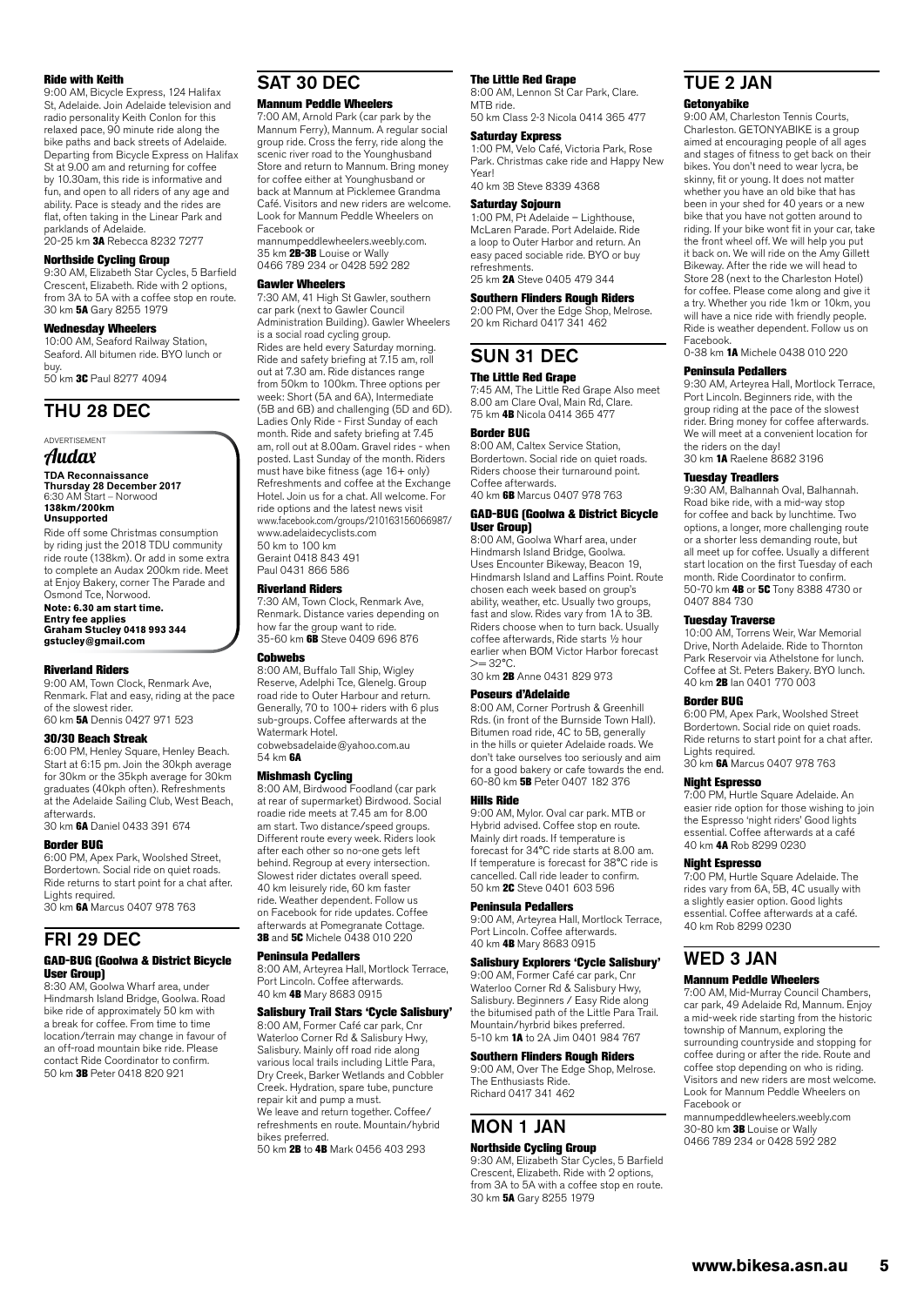#### Ride with Keith

9:00 AM, Bicycle Express, 124 Halifax St, Adelaide. Join Adelaide television and radio personality Keith Conlon for this relaxed pace, 90 minute ride along the bike paths and back streets of Adelaide. Departing from Bicycle Express on Halifax St at 9.00 am and returning for coffee by 10.30am, this ride is informative and fun, and open to all riders of any age and ability. Pace is steady and the rides are flat, often taking in the Linear Park and parklands of Adelaide.
20-25 km **3A** Rebecca 8232 7277

#### Northside Cycling Group

9:30 AM, Elizabeth Star Cycles, 5 Barfield Crescent, Elizabeth. Ride with 2 options, from 3A to 5A with a coffee stop en route.
30 km **5A** Gary 8255 1979

#### Wednesday Wheelers

10:00 AM, Seaford Railway Station, Seaford. All bitumen ride. BYO lunch or buy.
50 km **3C** Paul 8277 4094

## THU 28 DEC

ADVERTISEMENT

*Audax*

**TDA Reconnaissance**
**Thursday 28 December 2017**
6:30 AM Start – Norwood
**138km/200km**
**Unsupported**

Ride off some Christmas consumption by riding just the 2018 TDU community ride route (138km). Or add in some extra to complete an Audax 200km ride. Meet at Enjoy Bakery, corner The Parade and Osmond Tce, Norwood.

**Note: 6.30 am start time.**
**Entry fee applies**
**Graham Stucley 0418 993 344**
**gstucley@gmail.com**

#### Riverland Riders

9:00 AM, Town Clock, Renmark Ave, Renmark. Flat and easy, riding at the pace of the slowest rider.
60 km **5A** Dennis 0427 971 523

#### 30/30 Beach Streak

6:00 PM, Henley Square, Henley Beach. Start at 6:15 pm. Join the 30kph average for 30km or the 35kph average for 30km graduates (40kph often). Refreshments at the Adelaide Sailing Club, West Beach, afterwards.
30 km **6A** Daniel 0433 391 674

#### Border BUG

6:00 PM, Apex Park, Woolshed Street, Bordertown. Social ride on quiet roads. Ride returns to start point for a chat after. Lights required.
30 km **6A** Marcus 0407 978 763

## FRI 29 DEC

#### GAD-BUG (Goolwa & District Bicycle User Group)

8:30 AM, Goolwa Wharf area, under Hindmarsh Island Bridge, Goolwa. Road bike ride of approximately 50 km with a break for coffee. From time to time location/terrain may change in favour of an off-road mountain bike ride. Please contact Ride Coordinator to confirm.
50 km **3B** Peter 0418 820 921

## SAT 30 DEC

#### Mannum Peddle Wheelers

7:00 AM, Arnold Park (car park by the Mannum Ferry), Mannum. A regular social group ride. Cross the ferry, ride along the scenic river road to the Younghusband Store and return to Mannum. Bring money for coffee either at Younghusband or back at Mannum at Picklemee Grandma Café. Visitors and new riders are welcome. Look for Mannum Peddle Wheelers on Facebook or mannumpeddlewheelers.weebly.com.
35 km **2B-3B** Louise or Wally
0466 789 234 or 0428 592 282

#### Gawler Wheelers

7:30 AM, 41 High St Gawler, southern car park (next to Gawler Council Administration Building). Gawler Wheelers is a social road cycling group. Rides are held every Saturday morning. Ride and safety briefing at 7.15 am, roll out at 7.30 am. Ride distances range from 50km to 100km. Three options per week: Short (5A and 6A), Intermediate (5B and 6B) and challenging (5D and 6D). Ladies Only Ride - First Sunday of each month. Ride and safety briefing at 7.45 am, roll out at 8.00am. Gravel rides - when posted. Last Sunday of the month. Riders must have bike fitness (age 16+ only) Refreshments and coffee at the Exchange Hotel. Join us for a chat. All welcome. For ride options and the latest news visit www.facebook.com/groups/210163156066987/ www.adelaidecyclists.com
50 km to 100 km
Geraint 0418 843 491
Paul 0431 866 586

#### Riverland Riders

7:30 AM, Town Clock, Renmark Ave, Renmark. Distance varies depending on how far the group want to ride.
35-60 km **6B** Steve 0409 696 876

#### Cobwebs

8:00 AM, Buffalo Tall Ship, Wigley Reserve, Adelphi Tce, Glenelg. Group road ride to Outer Harbour and return. Generally, 70 to 100+ riders with 6 plus sub-groups. Coffee afterwards at the Watermark Hotel.
cobwebsadelaide@yahoo.com.au
54 km **6A**

#### Mishmash Cycling

8:00 AM, Birdwood Foodland (car park at rear of supermarket) Birdwood. Social roadie ride meets at 7.45 am for 8.00 am start. Two distance/speed groups. Different route every week. Riders look after each other so no-one gets left behind. Regroup at every intersection. Slowest rider dictates overall speed. 40 km leisurely ride, 60 km faster ride. Weather dependent. Follow us on Facebook for ride updates. Coffee afterwards at Pomegranate Cottage.
**3B** and **5C** Michele 0438 010 220

#### Peninsula Pedallers

8:00 AM, Arteyrea Hall, Mortlock Terrace, Port Lincoln. Coffee afterwards.
40 km **4B** Mary 8683 0915

#### Salisbury Trail Stars 'Cycle Salisbury'

8:00 AM, Former Café car park, Cnr Waterloo Corner Rd & Salisbury Hwy, Salisbury. Mainly off road ride along various local trails including Little Para, Dry Creek, Barker Wetlands and Cobbler Creek. Hydration, spare tube, puncture repair kit and pump a must.
We leave and return together. Coffee/refreshments en route. Mountain/hybrid bikes preferred.
50 km **2B** to **4B** Mark 0456 403 293

#### The Little Red Grape

8:00 AM, Lennon St Car Park, Clare. MTB ride.
50 km Class 2-3 Nicola 0414 365 477

#### Saturday Express

1:00 PM, Velo Café, Victoria Park, Rose Park. Christmas cake ride and Happy New Year!
40 km 3B Steve 8339 4368

#### Saturday Sojourn

1:00 PM, Pt Adelaide – Lighthouse, McLaren Parade. Port Adelaide. Ride a loop to Outer Harbor and return. An easy paced sociable ride. BYO or buy refreshments.
25 km **2A** Steve 0405 479 344

#### Southern Flinders Rough Riders

2:00 PM, Over the Edge Shop, Melrose.
20 km Richard 0417 341 462

## SUN 31 DEC

#### The Little Red Grape

7:45 AM, The Little Red Grape Also meet 8.00 am Clare Oval, Main Rd, Clare.
75 km **4B** Nicola 0414 365 477

#### Border BUG

8:00 AM, Caltex Service Station, Bordertown. Social ride on quiet roads. Riders choose their turnaround point. Coffee afterwards.
40 km **6B** Marcus 0407 978 763

#### GAD-BUG (Goolwa & District Bicycle User Group)

8:00 AM, Goolwa Wharf area, under Hindmarsh Island Bridge, Goolwa. Uses Encounter Bikeway, Beacon 19, Hindmarsh Island and Laffins Point. Route chosen each week based on group's ability, weather, etc. Usually two groups, fast and slow. Rides vary from 1A to 3B. Riders choose when to turn back. Usually coffee afterwards, Ride starts ½ hour earlier when BOM Victor Harbor forecast >= 32°C.
30 km **2B** Anne 0431 829 973

#### Poseurs d'Adelaide

8:00 AM, Corner Portrush & Greenhill Rds. (in front of the Burnside Town Hall). Bitumen road ride, 4C to 5B, generally in the hills or quieter Adelaide roads. We don't take ourselves too seriously and aim for a good bakery or cafe towards the end.
60-80 km **5B** Peter 0407 182 376

#### Hills Ride

9:00 AM, Mylor. Oval car park. MTB or Hybrid advised. Coffee stop en route. Mainly dirt roads. If temperature is forecast for 34°C ride starts at 8.00 am. If temperature is forecast for 38°C ride is cancelled. Call ride leader to confirm.
50 km **2C** Steve 0401 603 596

#### Peninsula Pedallers

9:00 AM, Arteyrea Hall, Mortlock Terrace, Port Lincoln. Coffee afterwards.
40 km **4B** Mary 8683 0915

#### Salisbury Explorers 'Cycle Salisbury'

9:00 AM, Former Café car park, Cnr Waterloo Corner Rd & Salisbury Hwy, Salisbury. Beginners / Easy Ride along the bitumised path of the Little Para Trail. Mountain/hyrbid bikes preferred.
5-10 km **1A** to 2A Jim 0401 984 767

#### Southern Flinders Rough Riders

9:00 AM, Over The Edge Shop, Melrose. The Enthusiasts Ride.
Richard 0417 341 462

## MON 1 JAN

#### Northside Cycling Group

9:30 AM, Elizabeth Star Cycles, 5 Barfield Crescent, Elizabeth. Ride with 2 options, from 3A to 5A with a coffee stop en route.
30 km **5A** Gary 8255 1979

## TUE 2 JAN

#### Getonyabike

9:00 AM, Charleston Tennis Courts, Charleston. GETONYABIKE is a group aimed at encouraging people of all ages and stages of fitness to get back on their bikes. You don't need to wear lycra, be skinny, fit or young. It does not matter whether you have an old bike that has been in your shed for 40 years or a new bike that you have not gotten around to riding. If your bike wont fit in your car, take the front wheel off. We will help you put it back on. We will ride on the Amy Gillett Bikeway. After the ride we will head to Store 28 (next to the Charleston Hotel) for coffee. Please come along and give it a try. Whether you ride 1km or 10km, you will have a nice ride with friendly people. Ride is weather dependent. Follow us on Facebook.
0-38 km **1A** Michele 0438 010 220

#### Peninsula Pedallers

9:30 AM, Arteyrea Hall, Mortlock Terrace, Port Lincoln. Beginners ride, with the group riding at the pace of the slowest rider. Bring money for coffee afterwards. We will meet at a convenient location for the riders on the day!
30 km **1A** Raelene 8682 3196

#### Tuesday Treadlers

9:30 AM, Balhannah Oval, Balhannah. Road bike ride, with a mid-way stop for coffee and back by lunchtime. Two options, a longer, more challenging route or a shorter less demanding route, but all meet up for coffee. Usually a different start location on the first Tuesday of each month. Ride Coordinator to confirm.
50-70 km **4B** or **5C** Tony 8388 4730 or 0407 884 730

#### Tuesday Traverse

10:00 AM, Torrens Weir, War Memorial Drive, North Adelaide. Ride to Thornton Park Reservoir via Athelstone for lunch. Coffee at St. Peters Bakery. BYO lunch.
40 km **2B** Ian 0401 770 003

#### Border BUG

6:00 PM, Apex Park, Woolshed Street Bordertown. Social ride on quiet roads. Ride returns to start point for a chat after. Lights required.
30 km **6A** Marcus 0407 978 763

#### Night Espresso

7:00 PM, Hurtle Square Adelaide. An easier ride option for those wishing to join the Espresso 'night riders' Good lights essential. Coffee afterwards at a café
40 km **4A** Rob 8299 0230

#### Night Espresso

7:00 PM, Hurtle Square Adelaide. The rides vary from 6A, 5B, 4C usually with a slightly easier option. Good lights essential. Coffee afterwards at a café.
40 km Rob 8299 0230

## WED 3 JAN

#### Mannum Peddle Wheelers

7:00 AM, Mid-Murray Council Chambers, car park, 49 Adelaide Rd, Mannum. Enjoy a mid-week ride starting from the historic township of Mannum, exploring the surrounding countryside and stopping for coffee during or after the ride. Route and coffee stop depending on who is riding. Visitors and new riders are most welcome. Look for Mannum Peddle Wheelers on Facebook or mannumpeddlewheelers.weebly.com
30-80 km **3B** Louise or Wally
0466 789 234 or 0428 592 282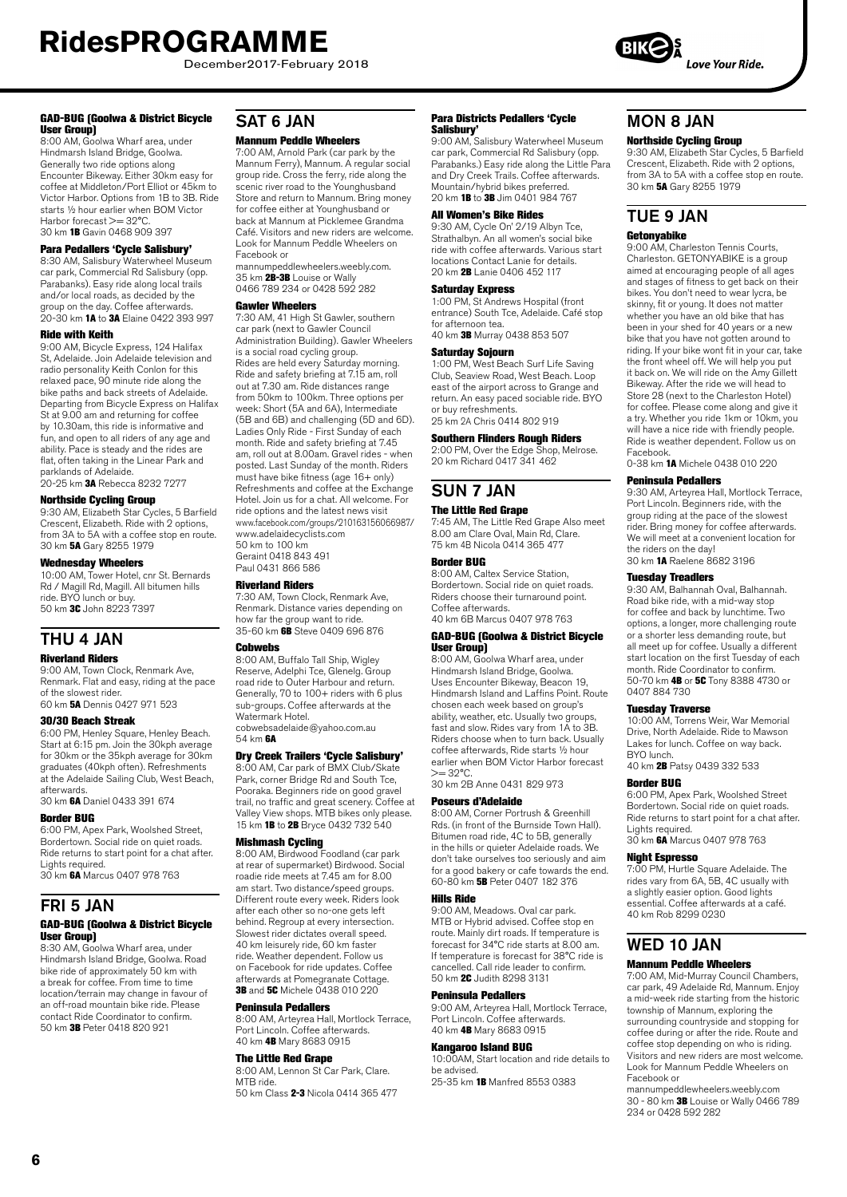# RidesPROGRAMME

December2017-February 2018

#### GAD-BUG (Goolwa & District Bicycle User Group)

8:00 AM, Goolwa Wharf area, under Hindmarsh Island Bridge, Goolwa. Generally two ride options along Encounter Bikeway. Either 30km easy for coffee at Middleton/Port Elliot or 45km to Victor Harbor. Options from 1B to 3B. Ride starts ½ hour earlier when BOM Victor Harbor forecast >= 32°C.
30 km **1B** Gavin 0468 909 397

#### Para Pedallers 'Cycle Salisbury'

8:30 AM, Salisbury Waterwheel Museum car park, Commercial Rd Salisbury (opp. Parabanks). Easy ride along local trails and/or local roads, as decided by the group on the day. Coffee afterwards.
20-30 km **1A** to **3A** Elaine 0422 393 997

#### Ride with Keith

9:00 AM, Bicycle Express, 124 Halifax St, Adelaide. Join Adelaide television and radio personality Keith Conlon for this relaxed pace, 90 minute ride along the bike paths and back streets of Adelaide. Departing from Bicycle Express on Halifax St at 9.00 am and returning for coffee by 10.30am, this ride is informative and fun, and open to all riders of any age and ability. Pace is steady and the rides are flat, often taking in the Linear Park and parklands of Adelaide.
20-25 km **3A** Rebecca 8232 7277

#### Northside Cycling Group

9:30 AM, Elizabeth Star Cycles, 5 Barfield Crescent, Elizabeth. Ride with 2 options, from 3A to 5A with a coffee stop en route.
30 km **5A** Gary 8255 1979

#### Wednesday Wheelers

10:00 AM, Tower Hotel, cnr St. Bernards Rd / Magill Rd, Magill. All bitumen hills ride. BYO lunch or buy.
50 km **3C** John 8223 7397

## THU 4 JAN

#### Riverland Riders

9:00 AM, Town Clock, Renmark Ave, Renmark. Flat and easy, riding at the pace of the slowest rider.
60 km **5A** Dennis 0427 971 523

#### 30/30 Beach Streak

6:00 PM, Henley Square, Henley Beach. Start at 6:15 pm. Join the 30kph average for 30km or the 35kph average for 30km graduates (40kph often). Refreshments at the Adelaide Sailing Club, West Beach, afterwards.
30 km **6A** Daniel 0433 391 674

#### Border BUG

6:00 PM, Apex Park, Woolshed Street, Bordertown. Social ride on quiet roads. Ride returns to start point for a chat after. Lights required.
30 km **6A** Marcus 0407 978 763

## FRI 5 JAN

#### GAD-BUG (Goolwa & District Bicycle User Group)

8:30 AM, Goolwa Wharf area, under Hindmarsh Island Bridge, Goolwa. Road bike ride of approximately 50 km with a break for coffee. From time to time location/terrain may change in favour of an off-road mountain bike ride. Please contact Ride Coordinator to confirm.
50 km **3B** Peter 0418 820 921

## SAT 6 JAN

#### Mannum Peddle Wheelers

7:00 AM, Arnold Park (car park by the Mannum Ferry), Mannum. A regular social group ride. Cross the ferry, ride along the scenic river road to the Younghusband Store and return to Mannum. Bring money for coffee either at Younghusband or back at Mannum at Picklemee Grandma Café. Visitors and new riders are welcome. Look for Mannum Peddle Wheelers on Facebook or mannumpeddlewheelers.weebly.com.
35 km **2B-3B** Louise or Wally 0466 789 234 or 0428 592 282

#### Gawler Wheelers

7:30 AM, 41 High St Gawler, southern car park (next to Gawler Council Administration Building). Gawler Wheelers is a social road cycling group. Rides are held every Saturday morning. Ride and safety briefing at 7.15 am, roll out at 7.30 am. Ride distances range from 50km to 100km. Three options per week: Short (5A and 6A), Intermediate (5B and 6B) and challenging (5D and 6D). Ladies Only Ride - First Sunday of each month. Ride and safety briefing at 7.45 am, roll out at 8.00am. Gravel rides - when posted. Last Sunday of the month. Riders must have bike fitness (age 16+ only) Refreshments and coffee at the Exchange Hotel. Join us for a chat. All welcome. For ride options and the latest news visit www.facebook.com/groups/210163156066987/ www.adelaidecyclists.com
50 km to 100 km
Geraint 0418 843 491
Paul 0431 866 586

#### Riverland Riders

7:30 AM, Town Clock, Renmark Ave, Renmark. Distance varies depending on how far the group want to ride.
35-60 km **6B** Steve 0409 696 876

#### Cobwebs

8:00 AM, Buffalo Tall Ship, Wigley Reserve, Adelphi Tce, Glenelg. Group road ride to Outer Harbour and return. Generally, 70 to 100+ riders with 6 plus sub-groups. Coffee afterwards at the Watermark Hotel.
cobwebsadelaide@yahoo.com.au
54 km **6A**

#### Dry Creek Trailers 'Cycle Salisbury'

8:00 AM, Car park of BMX Club/Skate Park, corner Bridge Rd and South Tce, Pooraka. Beginners ride on good gravel trail, no traffic and great scenery. Coffee at Valley View shops. MTB bikes only please.
15 km **1B** to **2B** Bryce 0432 732 540

#### Mishmash Cycling

8:00 AM, Birdwood Foodland (car park at rear of supermarket) Birdwood. Social roadie ride meets at 7.45 am for 8.00 am start. Two distance/speed groups. Different route every week. Riders look after each other so no-one gets left behind. Regroup at every intersection. Slowest rider dictates overall speed. 40 km leisurely ride, 60 km faster ride. Weather dependent. Follow us on Facebook for ride updates. Coffee afterwards at Pomegranate Cottage.
**3B** and **5C** Michele 0438 010 220

#### Peninsula Pedallers

8:00 AM, Arteyrea Hall, Mortlock Terrace, Port Lincoln. Coffee afterwards.
40 km **4B** Mary 8683 0915

#### The Little Red Grape

8:00 AM, Lennon St Car Park, Clare. MTB ride.
50 km Class **2-3** Nicola 0414 365 477

#### Para Districts Pedallers 'Cycle Salisbury'

9:00 AM, Salisbury Waterwheel Museum car park, Commercial Rd Salisbury (opp. Parabanks.) Easy ride along the Little Para and Dry Creek Trails. Coffee afterwards. Mountain/hybrid bikes preferred.
20 km **1B** to **3B** Jim 0401 984 767

#### All Women's Bike Rides

9:30 AM, Cycle On' 2/19 Albyn Tce, Strathalbyn. An all women's social bike ride with coffee afterwards. Various start locations Contact Lanie for details.
20 km **2B** Lanie 0406 452 117

#### Saturday Express

1:00 PM, St Andrews Hospital (front entrance) South Tce, Adelaide. Café stop for afternoon tea.
40 km **3B** Murray 0438 853 507

#### Saturday Sojourn

1:00 PM, West Beach Surf Life Saving Club, Seaview Road, West Beach. Loop east of the airport across to Grange and return. An easy paced sociable ride. BYO or buy refreshments.
25 km 2A Chris 0414 802 919

#### Southern Flinders Rough Riders

2:00 PM, Over the Edge Shop, Melrose.
20 km Richard 0417 341 462

## SUN 7 JAN

#### The Little Red Grape

7:45 AM, The Little Red Grape Also meet 8.00 am Clare Oval, Main Rd, Clare.
75 km 4B Nicola 0414 365 477

#### Border BUG

8:00 AM, Caltex Service Station, Bordertown. Social ride on quiet roads. Riders choose their turnaround point. Coffee afterwards.
40 km 6B Marcus 0407 978 763

#### GAD-BUG (Goolwa & District Bicycle User Group)

8:00 AM, Goolwa Wharf area, under Hindmarsh Island Bridge, Goolwa. Uses Encounter Bikeway, Beacon 19, Hindmarsh Island and Laffins Point. Route chosen each week based on group's ability, weather, etc. Usually two groups, fast and slow. Rides vary from 1A to 3B. Riders choose when to turn back. Usually coffee afterwards, Ride starts ½ hour earlier when BOM Victor Harbor forecast >= 32°C.
30 km 2B Anne 0431 829 973

#### Poseurs d'Adelaide

8:00 AM, Corner Portrush & Greenhill Rds. (in front of the Burnside Town Hall). Bitumen road ride, 4C to 5B, generally in the hills or quieter Adelaide roads. We don't take ourselves too seriously and aim for a good bakery or cafe towards the end.
60-80 km **5B** Peter 0407 182 376

#### Hills Ride

9:00 AM, Meadows. Oval car park. MTB or Hybrid advised. Coffee stop en route. Mainly dirt roads. If temperature is forecast for 34°C ride starts at 8.00 am. If temperature is forecast for 38°C ride is cancelled. Call ride leader to confirm.
50 km **2C** Judith 8298 3131

#### Peninsula Pedallers

9:00 AM, Arteyrea Hall, Mortlock Terrace, Port Lincoln. Coffee afterwards.
40 km **4B** Mary 8683 0915

#### Kangaroo Island BUG

10:00AM, Start location and ride details to be advised.
25-35 km **1B** Manfred 8553 0383

## MON 8 JAN

#### Northside Cycling Group

9:30 AM, Elizabeth Star Cycles, 5 Barfield Crescent, Elizabeth. Ride with 2 options, from 3A to 5A with a coffee stop en route.
30 km **5A** Gary 8255 1979

## TUE 9 JAN

#### Getonyabike

9:00 AM, Charleston Tennis Courts, Charleston. GETONYABIKE is a group aimed at encouraging people of all ages and stages of fitness to get back on their bikes. You don't need to wear lycra, be skinny, fit or young. It does not matter whether you have an old bike that has been in your shed for 40 years or a new bike that you have not gotten around to riding. If your bike wont fit in your car, take the front wheel off. We will help you put it back on. We will ride on the Amy Gillett Bikeway. After the ride we will head to Store 28 (next to the Charleston Hotel) for coffee. Please come along and give it a try. Whether you ride 1km or 10km, you will have a nice ride with friendly people. Ride is weather dependent. Follow us on Facebook.
0-38 km **1A** Michele 0438 010 220

#### Peninsula Pedallers

9:30 AM, Arteyrea Hall, Mortlock Terrace, Port Lincoln. Beginners ride, with the group riding at the pace of the slowest rider. Bring money for coffee afterwards. We will meet at a convenient location for the riders on the day!
30 km **1A** Raelene 8682 3196

#### Tuesday Treadlers

9:30 AM, Balhannah Oval, Balhannah. Road bike ride, with a mid-way stop for coffee and back by lunchtime. Two options, a longer, more challenging route or a shorter less demanding route, but all meet up for coffee. Usually a different start location on the first Tuesday of each month. Ride Coordinator to confirm.
50-70 km **4B** or **5C** Tony 8388 4730 or 0407 884 730

#### Tuesday Traverse

10:00 AM, Torrens Weir, War Memorial Drive, North Adelaide. Ride to Mawson Lakes for lunch. Coffee on way back. BYO lunch.
40 km **2B** Patsy 0439 332 533

#### Border BUG

6:00 PM, Apex Park, Woolshed Street Bordertown. Social ride on quiet roads. Ride returns to start point for a chat after. Lights required.
30 km **6A** Marcus 0407 978 763

#### Night Espresso

7:00 PM, Hurtle Square Adelaide. The rides vary from 6A, 5B, 4C usually with a slightly easier option. Good lights essential. Coffee afterwards at a café.
40 km Rob 8299 0230

## WED 10 JAN

#### Mannum Peddle Wheelers

7:00 AM, Mid-Murray Council Chambers, car park, 49 Adelaide Rd, Mannum. Enjoy a mid-week ride starting from the historic township of Mannum, exploring the surrounding countryside and stopping for coffee during or after the ride. Route and coffee stop depending on who is riding. Visitors and new riders are most welcome. Look for Mannum Peddle Wheelers on Facebook or mannumpeddlewheelers.weebly.com
30 - 80 km **3B** Louise or Wally 0466 789 234 or 0428 592 282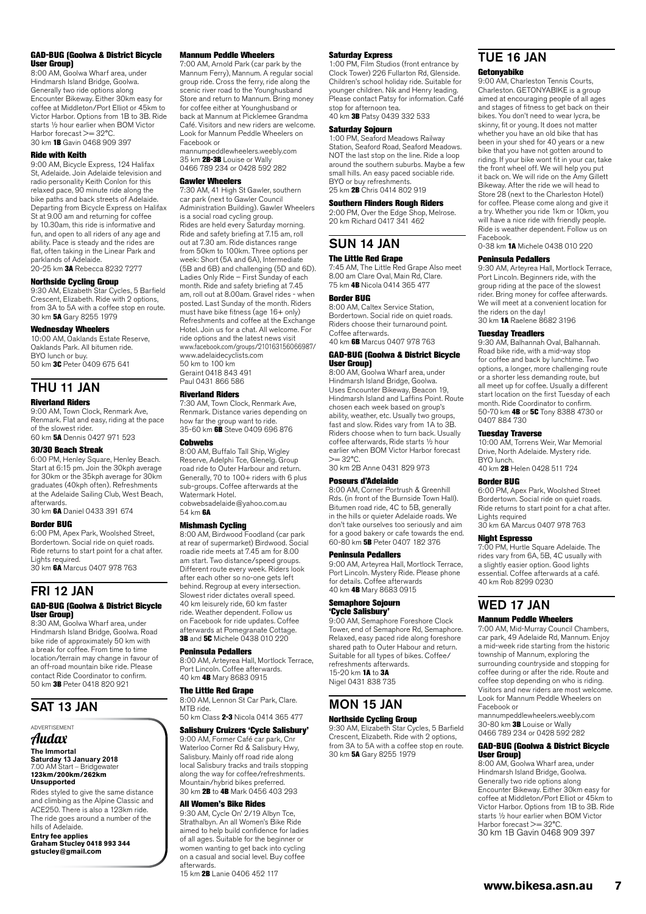#### GAD-BUG (Goolwa & District Bicycle User Group)

8:00 AM, Goolwa Wharf area, under Hindmarsh Island Bridge, Goolwa. Generally two ride options along Encounter Bikeway. Either 30km easy for coffee at Middleton/Port Elliot or 45km to Victor Harbor. Options from 1B to 3B. Ride starts ½ hour earlier when BOM Victor Harbor forecast >= 32°C.
30 km **1B** Gavin 0468 909 397

#### Ride with Keith

9:00 AM, Bicycle Express, 124 Halifax St, Adelaide. Join Adelaide television and radio personality Keith Conlon for this relaxed pace, 90 minute ride along the bike paths and back streets of Adelaide. Departing from Bicycle Express on Halifax St at 9.00 am and returning for coffee by 10.30am, this ride is informative and fun, and open to all riders of any age and ability. Pace is steady and the rides are flat, often taking in the Linear Park and parklands of Adelaide.
20-25 km **3A** Rebecca 8232 7277

#### Northside Cycling Group

9:30 AM, Elizabeth Star Cycles, 5 Barfield Crescent, Elizabeth. Ride with 2 options, from 3A to 5A with a coffee stop en route.
30 km **5A** Gary 8255 1979

#### Wednesday Wheelers

10:00 AM, Oaklands Estate Reserve, Oaklands Park. All bitumen ride. BYO lunch or buy.
50 km **3C** Peter 0409 675 641

## THU 11 JAN

#### Riverland Riders

9:00 AM, Town Clock, Renmark Ave, Renmark. Flat and easy, riding at the pace of the slowest rider.
60 km **5A** Dennis 0427 971 523

#### 30/30 Beach Streak

6:00 PM, Henley Square, Henley Beach. Start at 6:15 pm. Join the 30kph average for 30km or the 35kph average for 30km graduates (40kph often). Refreshments at the Adelaide Sailing Club, West Beach, afterwards.
30 km **6A** Daniel 0433 391 674

#### Border BUG

6:00 PM, Apex Park, Woolshed Street, Bordertown. Social ride on quiet roads. Ride returns to start point for a chat after. Lights required.
30 km **6A** Marcus 0407 978 763

## FRI 12 JAN

#### GAD-BUG (Goolwa & District Bicycle User Group)

8:30 AM, Goolwa Wharf area, under Hindmarsh Island Bridge, Goolwa. Road bike ride of approximately 50 km with a break for coffee. From time to time location/terrain may change in favour of an off-road mountain bike ride. Please contact Ride Coordinator to confirm.
50 km **3B** Peter 0418 820 921

## SAT 13 JAN

ADVERTISEMENT

***Audax***

**The Immortal**
**Saturday 13 January 2018**
7.00 AM Start – Bridgewater
**123km/200km/262km**
**Unsupported**

Rides styled to give the same distance and climbing as the Alpine Classic and ACE250. There is also a 123km ride. The ride goes around a number of the hills of Adelaide.

**Entry fee applies**
**Graham Stucley 0418 993 344**
**gstucley@gmail.com**

#### Mannum Peddle Wheelers

7:00 AM, Arnold Park (car park by the Mannum Ferry), Mannum. A regular social group ride. Cross the ferry, ride along the scenic river road to the Younghusband Store and return to Mannum. Bring money for coffee either at Younghusband or back at Mannum at Picklemee Grandma Café. Visitors and new riders are welcome. Look for Mannum Peddle Wheelers on Facebook or
mannumpeddlewheelers.weebly.com
35 km **2B-3B** Louise or Wally
0466 789 234 or 0428 592 282

#### Gawler Wheelers

7:30 AM, 41 High St Gawler, southern car park (next to Gawler Council Administration Building). Gawler Wheelers is a social road cycling group. Rides are held every Saturday morning. Ride and safety briefing at 7.15 am, roll out at 7.30 am. Ride distances range from 50km to 100km. Three options per week: Short (5A and 6A), Intermediate (5B and 6B) and challenging (5D and 6D). Ladies Only Ride – First Sunday of each month. Ride and safety briefing at 7.45 am, roll out at 8.00am. Gravel rides - when posted. Last Sunday of the month. Riders must have bike fitness (age 16+ only) Refreshments and coffee at the Exchange Hotel. Join us for a chat. All welcome. For ride options and the latest news visit
www.facebook.com/groups/210163156066987/
www.adelaidecyclists.com
50 km to 100 km
Geraint 0418 843 491
Paul 0431 866 586

#### Riverland Riders

7:30 AM, Town Clock, Renmark Ave, Renmark. Distance varies depending on how far the group want to ride.
35-60 km **6B** Steve 0409 696 876

#### Cobwebs

8:00 AM, Buffalo Tall Ship, Wigley Reserve, Adelphi Tce, Glenelg. Group road ride to Outer Harbour and return. Generally, 70 to 100+ riders with 6 plus sub-groups. Coffee afterwards at the Watermark Hotel.
cobwebsadelaide@yahoo.com.au
54 km **6A**

#### Mishmash Cycling

8:00 AM, Birdwood Foodland (car park at rear of supermarket) Birdwood. Social roadie ride meets at 7.45 am for 8.00 am start. Two distance/speed groups. Different route every week. Riders look after each other so no-one gets left behind. Regroup at every intersection. Slowest rider dictates overall speed. 40 km leisurely ride, 60 km faster ride. Weather dependent. Follow us on Facebook for ride updates. Coffee afterwards at Pomegranate Cottage.
**3B** and **5C** Michele 0438 010 220

#### Peninsula Pedallers

8:00 AM, Arteyrea Hall, Mortlock Terrace, Port Lincoln. Coffee afterwards.
40 km **4B** Mary 8683 0915

#### The Little Red Grape

8:00 AM, Lennon St Car Park, Clare. MTB ride.
50 km Class **2-3** Nicola 0414 365 477

#### Salisbury Cruizers 'Cycle Salisbury'

9:00 AM, Former Café car park, Cnr Waterloo Corner Rd & Salisbury Hwy, Salisbury. Mainly off road ride along local Salisbury tracks and trails stopping along the way for coffee/refreshments. Mountain/hybrid bikes preferred.
30 km **2B** to **4B** Mark 0456 403 293

#### All Women's Bike Rides

9:30 AM, Cycle On' 2/19 Albyn Tce, Strathalbyn. An all Women's Bike Ride aimed to help build confidence for ladies of all ages. Suitable for the beginner or women wanting to get back into cycling on a casual and social level. Buy coffee afterwards.
15 km **2B** Lanie 0406 452 117

#### Saturday Express

1:00 PM, Film Studios (front entrance by Clock Tower) 226 Fullarton Rd, Glenside. Children's school holiday ride. Suitable for younger children. Nik and Henry leading. Please contact Patsy for information. Café stop for afternoon tea.
40 km **3B** Patsy 0439 332 533

#### Saturday Sojourn

1:00 PM, Seaford Meadows Railway Station, Seaford Road, Seaford Meadows. NOT the last stop on the line. Ride a loop around the southern suburbs. Maybe a few small hills. An easy paced social ride. BYO or buy refreshments.
25 km **2B** Chris 0414 802 919

#### Southern Flinders Rough Riders

2:00 PM, Over the Edge Shop, Melrose.
20 km Richard 0417 341 462

## SUN 14 JAN

#### The Little Red Grape

7:45 AM, The Little Red Grape Also meet 8.00 am Clare Oval, Main Rd, Clare.
75 km **4B** Nicola 0414 365 477

#### Border BUG

8:00 AM, Caltex Service Station, Bordertown. Social ride on quiet roads. Riders choose their turnaround point. Coffee afterwards.
40 km **6B** Marcus 0407 978 763

#### GAD-BUG (Goolwa & District Bicycle User Group)

8:00 AM, Goolwa Wharf area, under Hindmarsh Island Bridge, Goolwa. Uses Encounter Bikeway, Beacon 19, Hindmarsh Island and Laffins Point. Route chosen each week based on group's ability, weather, etc. Usually two groups, fast and slow. Rides vary from 1A to 3B. Riders choose when to turn back. Usually coffee afterwards, Ride starts ½ hour earlier when BOM Victor Harbor forecast >= 32°C.
30 km 2B Anne 0431 829 973

#### Poseurs d'Adelaide

8:00 AM, Corner Portrush & Greenhill Rds. (in front of the Burnside Town Hall). Bitumen road ride, 4C to 5B, generally in the hills or quieter Adelaide roads. We don't take ourselves too seriously and aim for a good bakery or cafe towards the end.
60-80 km **5B** Peter 0407 182 376

#### Peninsula Pedallers

9:00 AM, Arteyrea Hall, Mortlock Terrace, Port Lincoln. Mystery Ride. Please phone for details. Coffee afterwards
40 km **4B** Mary 8683 0915

#### Semaphore Sojourn 'Cycle Salisbury'

9:00 AM, Semaphore Foreshore Clock Tower, end of Semaphore Rd, Semaphore. Relaxed, easy paced ride along foreshore shared path to Outer Habour and return. Suitable for all types of bikes. Coffee/refreshments afterwards.
15-20 km **1A** to **3A**
Nigel 0431 838 735

## MON 15 JAN

#### Northside Cycling Group

9:30 AM, Elizabeth Star Cycles, 5 Barfield Crescent, Elizabeth. Ride with 2 options, from 3A to 5A with a coffee stop en route.
30 km **5A** Gary 8255 1979

## TUE 16 JAN

#### Getonyabike

9:00 AM, Charleston Tennis Courts, Charleston. GETONYABIKE is a group aimed at encouraging people of all ages and stages of fitness to get back on their bikes. You don't need to wear lycra, be skinny, fit or young. It does not matter whether you have an old bike that has been in your shed for 40 years or a new bike that you have not gotten around to riding. If your bike wont fit in your car, take the front wheel off. We will help you put it back on. We will ride on the Amy Gillett Bikeway. After the ride we will head to Store 28 (next to the Charleston Hotel) for coffee. Please come along and give it a try. Whether you ride 1km or 10km, you will have a nice ride with friendly people. Ride is weather dependent. Follow us on Facebook.
0-38 km **1A** Michele 0438 010 220

#### Peninsula Pedallers

9:30 AM, Arteyrea Hall, Mortlock Terrace, Port Lincoln. Beginners ride, with the group riding at the pace of the slowest rider. Bring money for coffee afterwards. We will meet at a convenient location for the riders on the day!
30 km **1A** Raelene 8682 3196

#### Tuesday Treadlers

9:30 AM, Balhannah Oval, Balhannah. Road bike ride, with a mid-way stop for coffee and back by lunchtime. Two options, a longer, more challenging route or a shorter less demanding route, but all meet up for coffee. Usually a different start location on the first Tuesday of each month. Ride Coordinator to confirm.
50-70 km **4B** or **5C** Tony 8388 4730 or 0407 884 730

#### Tuesday Traverse

10:00 AM, Torrens Weir, War Memorial Drive, North Adelaide. Mystery ride. BYO lunch.
40 km **2B** Helen 0428 511 724

#### Border BUG

6:00 PM, Apex Park, Woolshed Street Bordertown. Social ride on quiet roads. Ride returns to start point for a chat after. Lights required
30 km 6A Marcus 0407 978 763

#### Night Espresso

7:00 PM, Hurtle Square Adelaide. The rides vary from 6A, 5B, 4C usually with a slightly easier option. Good lights essential. Coffee afterwards at a café.
40 km Rob 8299 0230

## WED 17 JAN

#### Mannum Peddle Wheelers

7:00 AM, Mid-Murray Council Chambers, car park, 49 Adelaide Rd, Mannum. Enjoy a mid-week ride starting from the historic township of Mannum, exploring the surrounding countryside and stopping for coffee during or after the ride. Route and coffee stop depending on who is riding. Visitors and new riders are most welcome. Look for Mannum Peddle Wheelers on Facebook or
mannumpeddlewheelers.weebly.com
30-80 km **3B** Louise or Wally
0466 789 234 or 0428 592 282

#### GAD-BUG (Goolwa & District Bicycle User Group)

8:00 AM, Goolwa Wharf area, under Hindmarsh Island Bridge, Goolwa. Generally two ride options along Encounter Bikeway. Either 30km easy for coffee at Middleton/Port Elliot or 45km to Victor Harbor. Options from 1B to 3B. Ride starts ½ hour earlier when BOM Victor Harbor forecast >= 32°C.
30 km 1B Gavin 0468 909 397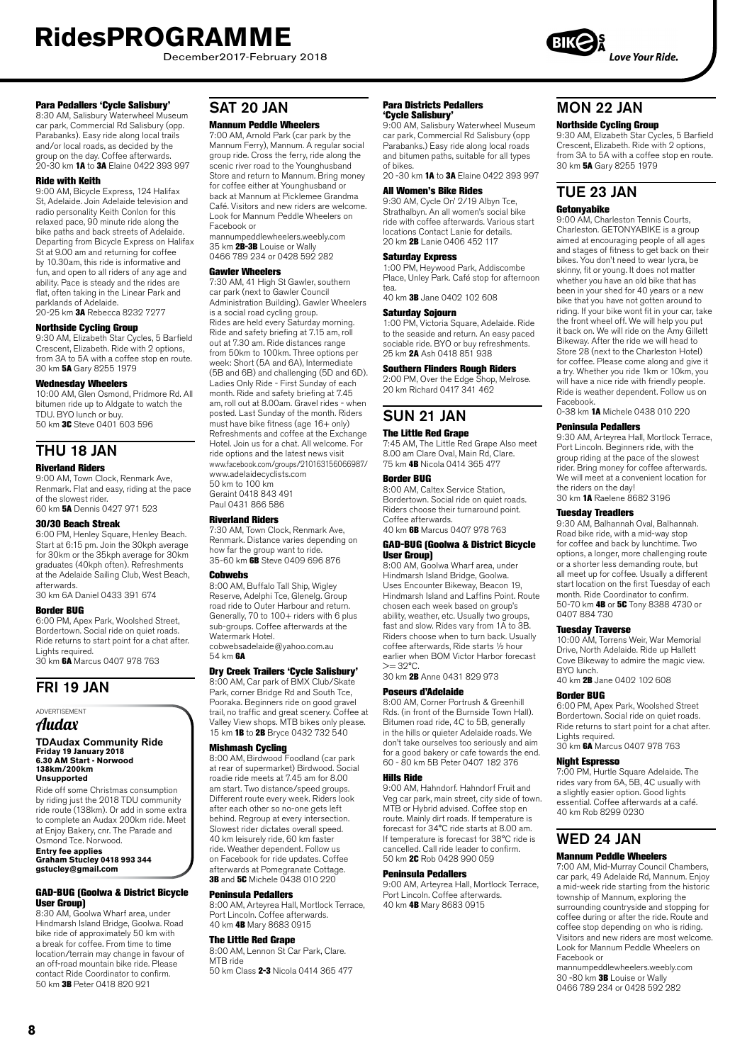#### Para Pedallers 'Cycle Salisbury'

8:30 AM, Salisbury Waterwheel Museum car park, Commercial Rd Salisbury (opp. Parabanks). Easy ride along local trails and/or local roads, as decided by the group on the day. Coffee afterwards.
20-30 km **1A** to **3A** Elaine 0422 393 997

#### Ride with Keith

9:00 AM, Bicycle Express, 124 Halifax St, Adelaide. Join Adelaide television and radio personality Keith Conlon for this relaxed pace, 90 minute ride along the bike paths and back streets of Adelaide. Departing from Bicycle Express on Halifax St at 9.00 am and returning for coffee by 10.30am, this ride is informative and fun, and open to all riders of any age and ability. Pace is steady and the rides are flat, often taking in the Linear Park and parklands of Adelaide.
20-25 km **3A** Rebecca 8232 7277

#### Northside Cycling Group

9:30 AM, Elizabeth Star Cycles, 5 Barfield Crescent, Elizabeth. Ride with 2 options, from 3A to 5A with a coffee stop en route.
30 km **5A** Gary 8255 1979

#### Wednesday Wheelers

10:00 AM, Glen Osmond, Pridmore Rd. All bitumen ride up to Aldgate to watch the TDU. BYO lunch or buy.
50 km **3C** Steve 0401 603 596

## THU 18 JAN

#### Riverland Riders

9:00 AM, Town Clock, Renmark Ave, Renmark. Flat and easy, riding at the pace of the slowest rider.
60 km **5A** Dennis 0427 971 523

#### 30/30 Beach Streak

6:00 PM, Henley Square, Henley Beach. Start at 6:15 pm. Join the 30kph average for 30km or the 35kph average for 30km graduates (40kph often). Refreshments at the Adelaide Sailing Club, West Beach, afterwards.
30 km 6A Daniel 0433 391 674

#### Border BUG

6:00 PM, Apex Park, Woolshed Street, Bordertown. Social ride on quiet roads. Ride returns to start point for a chat after. Lights required.
30 km **6A** Marcus 0407 978 763

## FRI 19 JAN

ADVERTISEMENT

*Audax*

**TDAudax Community Ride**
**Friday 19 January 2018**
**6.30 AM Start - Norwood**
**138km/200km**
**Unsupported**

Ride off some Christmas consumption by riding just the 2018 TDU community ride route (138km). Or add in some extra to complete an Audax 200km ride. Meet at Enjoy Bakery, cnr. The Parade and Osmond Tce. Norwood.
**Entry fee applies**
**Graham Stucley 0418 993 344**
**gstucley@gmail.com**

#### GAD-BUG (Goolwa & District Bicycle User Group)

8:30 AM, Goolwa Wharf area, under Hindmarsh Island Bridge, Goolwa. Road bike ride of approximately 50 km with a break for coffee. From time to time location/terrain may change in favour of an off-road mountain bike ride. Please contact Ride Coordinator to confirm.
50 km **3B** Peter 0418 820 921

## SAT 20 JAN

#### Mannum Peddle Wheelers

7:00 AM, Arnold Park (car park by the Mannum Ferry), Mannum. A regular social group ride. Cross the ferry, ride along the scenic river road to the Younghusband Store and return to Mannum. Bring money for coffee either at Younghusband or back at Mannum at Picklemee Grandma Café. Visitors and new riders are welcome. Look for Mannum Peddle Wheelers on Facebook or
mannumpeddlewheelers.weebly.com
35 km **2B-3B** Louise or Wally
0466 789 234 or 0428 592 282

#### Gawler Wheelers

7:30 AM, 41 High St Gawler, southern car park (next to Gawler Council Administration Building). Gawler Wheelers is a social road cycling group. Rides are held every Saturday morning. Ride and safety briefing at 7.15 am, roll out at 7.30 am. Ride distances range from 50km to 100km. Three options per week: Short (5A and 6A), Intermediate (5B and 6B) and challenging (5D and 6D). Ladies Only Ride - First Sunday of each month. Ride and safety briefing at 7.45 am, roll out at 8.00am. Gravel rides - when posted. Last Sunday of the month. Riders must have bike fitness (age 16+ only) Refreshments and coffee at the Exchange Hotel. Join us for a chat. All welcome. For ride options and the latest news visit www.facebook.com/groups/210163156066987/
www.adelaidecyclists.com
50 km to 100 km
Geraint 0418 843 491
Paul 0431 866 586

#### Riverland Riders

7:30 AM, Town Clock, Renmark Ave, Renmark. Distance varies depending on how far the group want to ride.
35-60 km **6B** Steve 0409 696 876

#### Cobwebs

8:00 AM, Buffalo Tall Ship, Wigley Reserve, Adelphi Tce, Glenelg. Group road ride to Outer Harbour and return. Generally, 70 to 100+ riders with 6 plus sub-groups. Coffee afterwards at the Watermark Hotel.
cobwebsadelaide@yahoo.com.au
54 km **6A**

#### Dry Creek Trailers 'Cycle Salisbury'

8:00 AM, Car park of BMX Club/Skate Park, corner Bridge Rd and South Tce, Pooraka. Beginners ride on good gravel trail, no traffic and great scenery. Coffee at Valley View shops. MTB bikes only please.
15 km **1B** to **2B** Bryce 0432 732 540

#### Mishmash Cycling

8:00 AM, Birdwood Foodland (car park at rear of supermarket) Birdwood. Social roadie ride meets at 7.45 am for 8.00 am start. Two distance/speed groups. Different route every week. Riders look after each other so no-one gets left behind. Regroup at every intersection. Slowest rider dictates overall speed. 40 km leisurely ride, 60 km faster ride. Weather dependent. Follow us on Facebook for ride updates. Coffee afterwards at Pomegranate Cottage.
**3B** and **5C** Michele 0438 010 220

#### Peninsula Pedallers

8:00 AM, Arteyrea Hall, Mortlock Terrace, Port Lincoln. Coffee afterwards.
40 km **4B** Mary 8683 0915

#### The Little Red Grape

8:00 AM, Lennon St Car Park, Clare. MTB ride
50 km Class **2-3** Nicola 0414 365 477

#### Para Districts Pedallers 'Cycle Salisbury'

9:00 AM, Salisbury Waterwheel Museum car park, Commercial Rd Salisbury (opp Parabanks.) Easy ride along local roads and bitumen paths, suitable for all types of bikes.
20 -30 km **1A** to **3A** Elaine 0422 393 997

#### All Women's Bike Rides

9:30 AM, Cycle On' 2/19 Albyn Tce, Strathalbyn. An all women's social bike ride with coffee afterwards. Various start locations Contact Lanie for details.
20 km **2B** Lanie 0406 452 117

#### Saturday Express

1:00 PM, Heywood Park, Addiscombe Place, Unley Park. Café stop for afternoon tea.
40 km **3B** Jane 0402 102 608

#### Saturday Sojourn

1:00 PM, Victoria Square, Adelaide. Ride to the seaside and return. An easy paced sociable ride. BYO or buy refreshments.
25 km **2A** Ash 0418 851 938

#### Southern Flinders Rough Riders

2:00 PM, Over the Edge Shop, Melrose.
20 km Richard 0417 341 462

## SUN 21 JAN

#### The Little Red Grape

7:45 AM, The Little Red Grape Also meet 8.00 am Clare Oval, Main Rd, Clare.
75 km **4B** Nicola 0414 365 477

#### Border BUG

8:00 AM, Caltex Service Station, Bordertown. Social ride on quiet roads. Riders choose their turnaround point. Coffee afterwards.
40 km **6B** Marcus 0407 978 763

#### GAD-BUG (Goolwa & District Bicycle User Group)

8:00 AM, Goolwa Wharf area, under Hindmarsh Island Bridge, Goolwa. Uses Encounter Bikeway, Beacon 19, Hindmarsh Island and Laffins Point. Route chosen each week based on group's ability, weather, etc. Usually two groups, fast and slow. Rides vary from 1A to 3B. Riders choose when to turn back. Usually coffee afterwards, Ride starts ½ hour earlier when BOM Victor Harbor forecast >= 32°C.
30 km **2B** Anne 0431 829 973

#### Poseurs d'Adelaide

8:00 AM, Corner Portrush & Greenhill Rds. (in front of the Burnside Town Hall). Bitumen road ride, 4C to 5B, generally in the hills or quieter Adelaide roads. We don't take ourselves too seriously and aim for a good bakery or cafe towards the end.
60 - 80 km 5B Peter 0407 182 376

#### Hills Ride

9:00 AM, Hahndorf. Hahndorf Fruit and Veg car park, main street, city side of town. MTB or Hybrid advised. Coffee stop en route. Mainly dirt roads. If temperature is forecast for 34°C ride starts at 8.00 am. If temperature is forecast for 38°C ride is cancelled. Call ride leader to confirm.
50 km **2C** Rob 0428 990 059

#### Peninsula Pedallers

9:00 AM, Arteyrea Hall, Mortlock Terrace, Port Lincoln. Coffee afterwards.
40 km **4B** Mary 8683 0915

## MON 22 JAN

#### Northside Cycling Group

9:30 AM, Elizabeth Star Cycles, 5 Barfield Crescent, Elizabeth. Ride with 2 options, from 3A to 5A with a coffee stop en route.
30 km **5A** Gary 8255 1979

## TUE 23 JAN

#### Getonyabike

9:00 AM, Charleston Tennis Courts, Charleston. GETONYABIKE is a group aimed at encouraging people of all ages and stages of fitness to get back on their bikes. You don't need to wear lycra, be skinny, fit or young. It does not matter whether you have an old bike that has been in your shed for 40 years or a new bike that you have not gotten around to riding. If your bike wont fit in your car, take the front wheel off. We will help you put it back on. We will ride on the Amy Gillett Bikeway. After the ride we will head to Store 28 (next to the Charleston Hotel) for coffee. Please come along and give it a try. Whether you ride 1km or 10km, you will have a nice ride with friendly people. Ride is weather dependent. Follow us on Facebook.
0-38 km **1A** Michele 0438 010 220

#### Peninsula Pedallers

9:30 AM, Arteyrea Hall, Mortlock Terrace, Port Lincoln. Beginners ride, with the group riding at the pace of the slowest rider. Bring money for coffee afterwards. We will meet at a convenient location for the riders on the day!
30 km **1A** Raelene 8682 3196

#### Tuesday Treadlers

9:30 AM, Balhannah Oval, Balhannah. Road bike ride, with a mid-way stop for coffee and back by lunchtime. Two options, a longer, more challenging route or a shorter less demanding route, but all meet up for coffee. Usually a different start location on the first Tuesday of each month. Ride Coordinator to confirm.
50-70 km **4B** or **5C** Tony 8388 4730 or 0407 884 730

#### Tuesday Traverse

10:00 AM, Torrens Weir, War Memorial Drive, North Adelaide. Ride up Hallett Cove Bikeway to admire the magic view. BYO lunch.
40 km **2B** Jane 0402 102 608

#### Border BUG

6:00 PM, Apex Park, Woolshed Street Bordertown. Social ride on quiet roads. Ride returns to start point for a chat after. Lights required.
30 km **6A** Marcus 0407 978 763

#### Night Espresso

7:00 PM, Hurtle Square Adelaide. The rides vary from 6A, 5B, 4C usually with a slightly easier option. Good lights essential. Coffee afterwards at a café.
40 km Rob 8299 0230

## WED 24 JAN

#### Mannum Peddle Wheelers

7:00 AM, Mid-Murray Council Chambers, car park, 49 Adelaide Rd, Mannum. Enjoy a mid-week ride starting from the historic township of Mannum, exploring the surrounding countryside and stopping for coffee during or after the ride. Route and coffee stop depending on who is riding. Visitors and new riders are most welcome. Look for Mannum Peddle Wheelers on Facebook or
mannumpeddlewheelers.weebly.com
30 -80 km **3B** Louise or Wally
0466 789 234 or 0428 592 282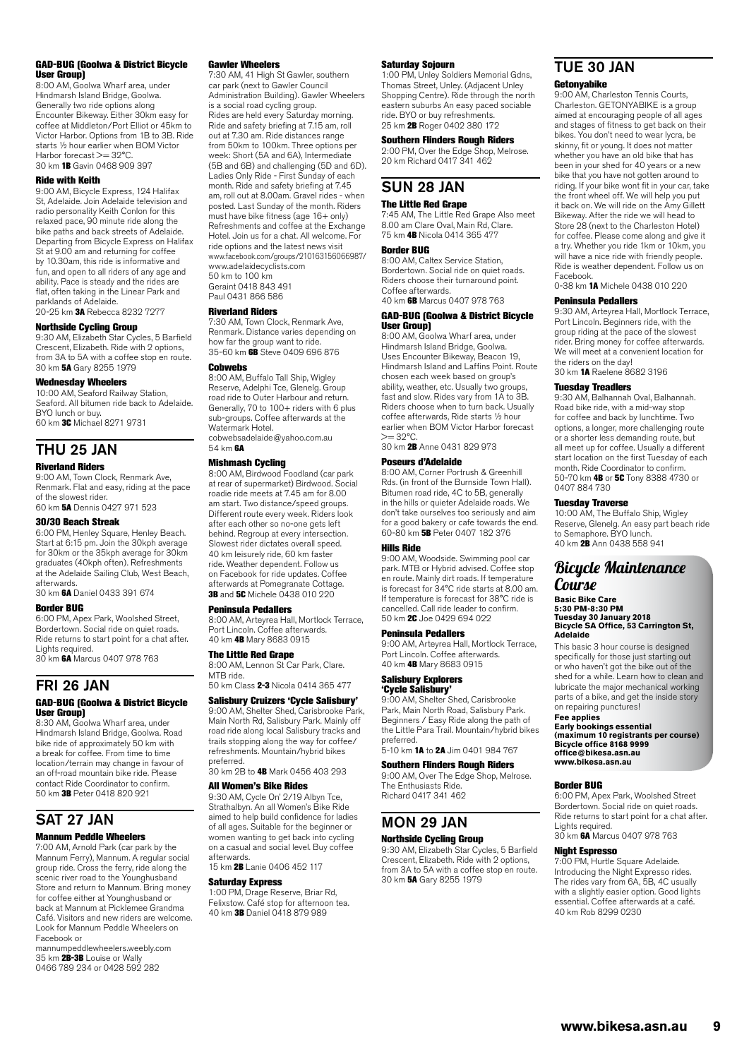#### GAD-BUG (Goolwa & District Bicycle User Group)

8:00 AM, Goolwa Wharf area, under Hindmarsh Island Bridge, Goolwa. Generally two ride options along Encounter Bikeway. Either 30km easy for coffee at Middleton/Port Elliot or 45km to Victor Harbor. Options from 1B to 3B. Ride starts ½ hour earlier when BOM Victor Harbor forecast >= 32°C.
30 km **1B** Gavin 0468 909 397

#### Ride with Keith

9:00 AM, Bicycle Express, 124 Halifax St, Adelaide. Join Adelaide television and radio personality Keith Conlon for this relaxed pace, 90 minute ride along the bike paths and back streets of Adelaide. Departing from Bicycle Express on Halifax St at 9.00 am and returning for coffee by 10.30am, this ride is informative and fun, and open to all riders of any age and ability. Pace is steady and the rides are flat, often taking in the Linear Park and parklands of Adelaide.
20-25 km **3A** Rebecca 8232 7277

#### Northside Cycling Group

9:30 AM, Elizabeth Star Cycles, 5 Barfield Crescent, Elizabeth. Ride with 2 options, from 3A to 5A with a coffee stop en route.
30 km **5A** Gary 8255 1979

#### Wednesday Wheelers

10:00 AM, Seaford Railway Station, Seaford. All bitumen ride back to Adelaide. BYO lunch or buy.
60 km **3C** Michael 8271 9731

## THU 25 JAN

#### Riverland Riders

9:00 AM, Town Clock, Renmark Ave, Renmark. Flat and easy, riding at the pace of the slowest rider.
60 km **5A** Dennis 0427 971 523

#### 30/30 Beach Streak

6:00 PM, Henley Square, Henley Beach. Start at 6:15 pm. Join the 30kph average for 30km or the 35kph average for 30km graduates (40kph often). Refreshments at the Adelaide Sailing Club, West Beach, afterwards.
30 km **6A** Daniel 0433 391 674

#### Border BUG

6:00 PM, Apex Park, Woolshed Street, Bordertown. Social ride on quiet roads. Ride returns to start point for a chat after. Lights required.
30 km **6A** Marcus 0407 978 763

## FRI 26 JAN

#### GAD-BUG (Goolwa & District Bicycle User Group)

8:30 AM, Goolwa Wharf area, under Hindmarsh Island Bridge, Goolwa. Road bike ride of approximately 50 km with a break for coffee. From time to time location/terrain may change in favour of an off-road mountain bike ride. Please contact Ride Coordinator to confirm.
50 km **3B** Peter 0418 820 921

## SAT 27 JAN

#### Mannum Peddle Wheelers

7:00 AM, Arnold Park (car park by the Mannum Ferry), Mannum. A regular social group ride. Cross the ferry, ride along the scenic river road to the Younghusband Store and return to Mannum. Bring money for coffee either at Younghusband or back at Mannum at Picklemee Grandma Café. Visitors and new riders are welcome. Look for Mannum Peddle Wheelers on Facebook or mannumpeddlewheelers.weebly.com
35 km **2B-3B** Louise or Wally
0466 789 234 or 0428 592 282

#### Gawler Wheelers

7:30 AM, 41 High St Gawler, southern car park (next to Gawler Council Administration Building). Gawler Wheelers is a social road cycling group. Rides are held every Saturday morning. Ride and safety briefing at 7.15 am, roll out at 7.30 am. Ride distances range from 50km to 100km. Three options per week: Short (5A and 6A), Intermediate (5B and 6B) and challenging (5D and 6D). Ladies Only Ride - First Sunday of each month. Ride and safety briefing at 7.45 am, roll out at 8.00am. Gravel rides - when posted. Last Sunday of the month. Riders must have bike fitness (age 16+ only) Refreshments and coffee at the Exchange Hotel. Join us for a chat. All welcome. For ride options and the latest news visit www.facebook.com/groups/210163156066987/ www.adelaidecyclists.com
50 km to 100 km
Geraint 0418 843 491
Paul 0431 866 586

#### Riverland Riders

7:30 AM, Town Clock, Renmark Ave, Renmark. Distance varies depending on how far the group want to ride.
35-60 km **6B** Steve 0409 696 876

#### Cobwebs

8:00 AM, Buffalo Tall Ship, Wigley Reserve, Adelphi Tce, Glenelg. Group road ride to Outer Harbour and return. Generally, 70 to 100+ riders with 6 plus sub-groups. Coffee afterwards at the Watermark Hotel.
cobwebsadelaide@yahoo.com.au
54 km **6A**

#### Mishmash Cycling

8:00 AM, Birdwood Foodland (car park at rear of supermarket) Birdwood. Social roadie ride meets at 7.45 am for 8.00 am start. Two distance/speed groups. Different route every week. Riders look after each other so no-one gets left behind. Regroup at every intersection. Slowest rider dictates overall speed. 40 km leisurely ride, 60 km faster ride. Weather dependent. Follow us on Facebook for ride updates. Coffee afterwards at Pomegranate Cottage.
**3B** and **5C** Michele 0438 010 220

#### Peninsula Pedallers

8:00 AM, Arteyrea Hall, Mortlock Terrace, Port Lincoln. Coffee afterwards.
40 km **4B** Mary 8683 0915

#### The Little Red Grape

8:00 AM, Lennon St Car Park, Clare. MTB ride.
50 km Class **2-3** Nicola 0414 365 477

#### Salisbury Cruizers 'Cycle Salisbury'

9:00 AM, Shelter Shed, Carisbrooke Park, Main North Rd, Salisbury Park. Mainly off road ride along local Salisbury tracks and trails stopping along the way for coffee/refreshments. Mountain/hybrid bikes preferred.
30 km 2B to **4B** Mark 0456 403 293

#### All Women's Bike Rides

9:30 AM, Cycle On' 2/19 Albyn Tce, Strathalbyn. An all Women's Bike Ride aimed to help build confidence for ladies of all ages. Suitable for the beginner or women wanting to get back into cycling on a casual and social level. Buy coffee afterwards.
15 km **2B** Lanie 0406 452 117

#### Saturday Express

1:00 PM, Drage Reserve, Briar Rd, Felixstow. Café stop for afternoon tea.
40 km **3B** Daniel 0418 879 989

#### Saturday Sojourn

1:00 PM, Unley Soldiers Memorial Gdns, Thomas Street, Unley. (Adjacent Unley Shopping Centre). Ride through the north eastern suburbs An easy paced sociable ride. BYO or buy refreshments.
25 km **2B** Roger 0402 380 172

#### Southern Flinders Rough Riders

2:00 PM, Over the Edge Shop, Melrose.
20 km Richard 0417 341 462

## SUN 28 JAN

#### The Little Red Grape

7:45 AM, The Little Red Grape Also meet 8.00 am Clare Oval, Main Rd, Clare.
75 km **4B** Nicola 0414 365 477

#### Border BUG

8:00 AM, Caltex Service Station, Bordertown. Social ride on quiet roads. Riders choose their turnaround point. Coffee afterwards.
40 km **6B** Marcus 0407 978 763

#### GAD-BUG (Goolwa & District Bicycle User Group)

8:00 AM, Goolwa Wharf area, under Hindmarsh Island Bridge, Goolwa. Uses Encounter Bikeway, Beacon 19, Hindmarsh Island and Laffins Point. Route chosen each week based on group's ability, weather, etc. Usually two groups, fast and slow. Rides vary from 1A to 3B. Riders choose when to turn back. Usually coffee afterwards, Ride starts ½ hour earlier when BOM Victor Harbor forecast >= 32°C.
30 km **2B** Anne 0431 829 973

#### Poseurs d'Adelaide

8:00 AM, Corner Portrush & Greenhill Rds. (in front of the Burnside Town Hall). Bitumen road ride, 4C to 5B, generally in the hills or quieter Adelaide roads. We don't take ourselves too seriously and aim for a good bakery or cafe towards the end.
60-80 km **5B** Peter 0407 182 376

#### Hills Ride

9:00 AM, Woodside. Swimming pool car park. MTB or Hybrid advised. Coffee stop en route. Mainly dirt roads. If temperature is forecast for 34°C ride starts at 8.00 am. If temperature is forecast for 38°C ride is cancelled. Call ride leader to confirm.
50 km **2C** Joe 0429 694 022

#### Peninsula Pedallers

9:00 AM, Arteyrea Hall, Mortlock Terrace, Port Lincoln. Coffee afterwards.
40 km **4B** Mary 8683 0915

#### Salisbury Explorers 'Cycle Salisbury'

9:00 AM, Shelter Shed, Carisbrooke Park, Main North Road, Salisbury Park. Beginners / Easy Ride along the path of the Little Para Trail. Mountain/hybrid bikes preferred.
5-10 km **1A** to **2A** Jim 0401 984 767

#### Southern Flinders Rough Riders

9:00 AM, Over The Edge Shop, Melrose. The Enthusiasts Ride.
Richard 0417 341 462

## MON 29 JAN

#### Northside Cycling Group

9:30 AM, Elizabeth Star Cycles, 5 Barfield Crescent, Elizabeth. Ride with 2 options, from 3A to 5A with a coffee stop en route.
30 km **5A** Gary 8255 1979

## TUE 30 JAN

#### Getonyabike

9:00 AM, Charleston Tennis Courts, Charleston. GETONYABIKE is a group aimed at encouraging people of all ages and stages of fitness to get back on their bikes. You don't need to wear lycra, be skinny, fit or young. It does not matter whether you have an old bike that has been in your shed for 40 years or a new bike that you have not gotten around to riding. If your bike wont fit in your car, take the front wheel off. We will help you put it back on. We will ride on the Amy Gillett Bikeway. After the ride we will head to Store 28 (next to the Charleston Hotel) for coffee. Please come along and give it a try. Whether you ride 1km or 10km, you will have a nice ride with friendly people. Ride is weather dependent. Follow us on Facebook.
0-38 km **1A** Michele 0438 010 220

#### Peninsula Pedallers

9:30 AM, Arteyrea Hall, Mortlock Terrace, Port Lincoln. Beginners ride, with the group riding at the pace of the slowest rider. Bring money for coffee afterwards. We will meet at a convenient location for the riders on the day!
30 km **1A** Raelene 8682 3196

#### Tuesday Treadlers

9:30 AM, Balhannah Oval, Balhannah. Road bike ride, with a mid-way stop for coffee and back by lunchtime. Two options, a longer, more challenging route or a shorter less demanding route, but all meet up for coffee. Usually a different start location on the first Tuesday of each month. Ride Coordinator to confirm.
50-70 km **4B** or **5C** Tony 8388 4730 or 0407 884 730

#### Tuesday Traverse

10:00 AM, The Buffalo Ship, Wigley Reserve, Glenelg. An easy part beach ride to Semaphore. BYO lunch.
40 km **2B** Ann 0438 558 941

### Bicycle Maintenance Course

**Basic Bike Care**
**5:30 PM-8:30 PM**
**Tuesday 30 January 2018**
**Bicycle SA Office, 53 Carrington St, Adelaide**

This basic 3 hour course is designed specifically for those just starting out or who haven't got the bike out of the shed for a while. Learn how to clean and lubricate the major mechanical working parts of a bike, and get the inside story on repairing punctures!

**Fee applies**
**Early bookings essential (maximum 10 registrants per course)**
**Bicycle office 8168 9999**
**office@bikesa.asn.au**
**www.bikesa.asn.au**

#### Border BUG

6:00 PM, Apex Park, Woolshed Street Bordertown. Social ride on quiet roads. Ride returns to start point for a chat after. Lights required.
30 km **6A** Marcus 0407 978 763

#### Night Espresso

7:00 PM, Hurtle Square Adelaide. Introducing the Night Expresso rides. The rides vary from 6A, 5B, 4C usually with a slightly easier option. Good lights essential. Coffee afterwards at a café.
40 km Rob 8299 0230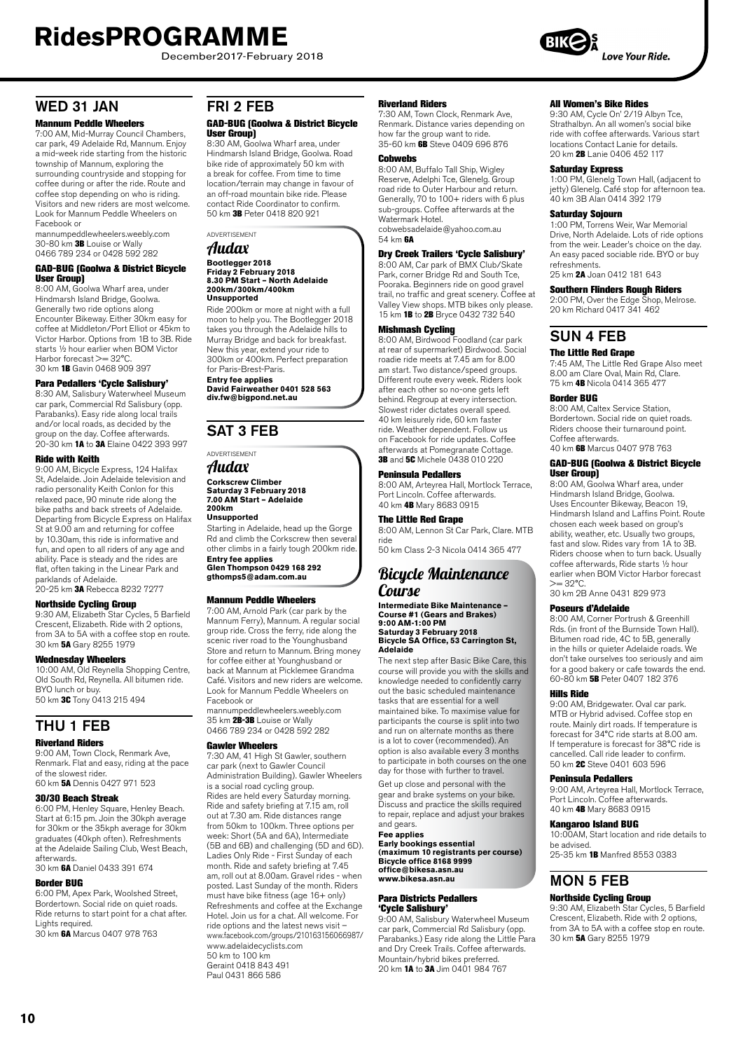## WED 31 JAN

**Mannum Peddle Wheelers**
7:00 AM, Mid-Murray Council Chambers, car park, 49 Adelaide Rd, Mannum. Enjoy a mid-week ride starting from the historic township of Mannum, exploring the surrounding countryside and stopping for coffee during or after the ride. Route and coffee stop depending on who is riding. Visitors and new riders are most welcome. Look for Mannum Peddle Wheelers on Facebook or
mannumpeddlewheelers.weebly.com
30-80 km **3B** Louise or Wally
0466 789 234 or 0428 592 282

**GAD-BUG (Goolwa & District Bicycle User Group)**
8:00 AM, Goolwa Wharf area, under Hindmarsh Island Bridge, Goolwa. Generally two ride options along Encounter Bikeway. Either 30km easy for coffee at Middleton/Port Elliot or 45km to Victor Harbor. Options from 1B to 3B. Ride starts ½ hour earlier when BOM Victor Harbor forecast >= 32°C.
30 km **1B** Gavin 0468 909 397

**Para Pedallers 'Cycle Salisbury'**
8:30 AM, Salisbury Waterwheel Museum car park, Commercial Rd Salisbury (opp. Parabanks). Easy ride along local trails and/or local roads, as decided by the group on the day. Coffee afterwards.
20-30 km **1A** to **3A** Elaine 0422 393 997

**Ride with Keith**
9:00 AM, Bicycle Express, 124 Halifax St, Adelaide. Join Adelaide television and radio personality Keith Conlon for this relaxed pace, 90 minute ride along the bike paths and back streets of Adelaide. Departing from Bicycle Express on Halifax St at 9.00 am and returning for coffee by 10.30am, this ride is informative and fun, and open to all riders of any age and ability. Pace is steady and the rides are flat, often taking in the Linear Park and parklands of Adelaide.
20-25 km **3A** Rebecca 8232 7277

**Northside Cycling Group**
9:30 AM, Elizabeth Star Cycles, 5 Barfield Crescent, Elizabeth. Ride with 2 options, from 3A to 5A with a coffee stop en route.
30 km **5A** Gary 8255 1979

**Wednesday Wheelers**
10:00 AM, Old Reynella Shopping Centre, Old South Rd, Reynella. All bitumen ride. BYO lunch or buy.
50 km **3C** Tony 0413 215 494

## THU 1 FEB

**Riverland Riders**
9:00 AM, Town Clock, Renmark Ave, Renmark. Flat and easy, riding at the pace of the slowest rider.
60 km **5A** Dennis 0427 971 523

**30/30 Beach Streak**
6:00 PM, Henley Square, Henley Beach. Start at 6:15 pm. Join the 30kph average for 30km or the 35kph average for 30km graduates (40kph often). Refreshments at the Adelaide Sailing Club, West Beach, afterwards.
30 km **6A** Daniel 0433 391 674

**Border BUG**
6:00 PM, Apex Park, Woolshed Street, Bordertown. Social ride on quiet roads. Ride returns to start point for a chat after. Lights required.
30 km **6A** Marcus 0407 978 763

## FRI 2 FEB

**GAD-BUG (Goolwa & District Bicycle User Group)**
8:30 AM, Goolwa Wharf area, under Hindmarsh Island Bridge, Goolwa. Road bike ride of approximately 50 km with a break for coffee. From time to time location/terrain may change in favour of an off-road mountain bike ride. Please contact Ride Coordinator to confirm.
50 km **3B** Peter 0418 820 921

ADVERTISEMENT

*Audax*

**Bootlegger 2018**
**Friday 2 February 2018**
**8.30 PM Start – North Adelaide**
**200km/300km/400km**
**Unsupported**

Ride 200km or more at night with a full moon to help you. The Bootlegger 2018 takes you through the Adelaide hills to Murray Bridge and back for breakfast. New this year, extend your ride to 300km or 400km. Perfect preparation for Paris-Brest-Paris.

**Entry fee applies**
**David Fairweather 0401 528 563**
**div.fw@bigpond.net.au**

## SAT 3 FEB

ADVERTISEMENT

*Audax*

**Corkscrew Climber**
**Saturday 3 February 2018**
**7.00 AM Start – Adelaide**
**200km**
**Unsupported**

Starting in Adelaide, head up the Gorge Rd and climb the Corkscrew then several other climbs in a fairly tough 200km ride.

**Entry fee applies**
**Glen Thompson 0429 168 292**
**gthomps5@adam.com.au**

**Mannum Peddle Wheelers**
7:00 AM, Arnold Park (car park by the Mannum Ferry), Mannum. A regular social group ride. Cross the ferry, ride along the scenic river road to the Younghusband Store and return to Mannum. Bring money for coffee either at Younghusband or back at Mannum at Picklemee Grandma Café. Visitors and new riders are welcome. Look for Mannum Peddle Wheelers on Facebook or
mannumpeddlewheelers.weebly.com
35 km **2B-3B** Louise or Wally
0466 789 234 or 0428 592 282

**Gawler Wheelers**
7:30 AM, 41 High St Gawler, southern car park (next to Gawler Council Administration Building). Gawler Wheelers is a social road cycling group. Rides are held every Saturday morning. Ride and safety briefing at 7.15 am, roll out at 7.30 am. Ride distances range from 50km to 100km. Three options per week: Short (5A and 6A), Intermediate (5B and 6B) and challenging (5D and 6D). Ladies Only Ride - First Sunday of each month. Ride and safety briefing at 7.45 am, roll out at 8.00am. Gravel rides - when posted. Last Sunday of the month. Riders must have bike fitness (age 16+ only) Refreshments and coffee at the Exchange Hotel. Join us for a chat. All welcome. For ride options and the latest news visit – www.facebook.com/groups/210163156066987/
www.adelaidecyclists.com
50 km to 100 km
Geraint 0418 843 491
Paul 0431 866 586

**Riverland Riders**
7:30 AM, Town Clock, Renmark Ave, Renmark. Distance varies depending on how far the group want to ride.
35-60 km **6B** Steve 0409 696 876

**Cobwebs**
8:00 AM, Buffalo Tall Ship, Wigley Reserve, Adelphi Tce, Glenelg. Group road ride to Outer Harbour and return. Generally, 70 to 100+ riders with 6 plus sub-groups. Coffee afterwards at the Watermark Hotel.
cobwebsadelaide@yahoo.com.au
54 km **6A**

**Dry Creek Trailers 'Cycle Salisbury'**
8:00 AM, Car park of BMX Club/Skate Park, corner Bridge Rd and South Tce, Pooraka. Beginners ride on good gravel trail, no traffic and great scenery. Coffee at Valley View shops. MTB bikes only please.
15 km **1B** to **2B** Bryce 0432 732 540

**Mishmash Cycling**
8:00 AM, Birdwood Foodland (car park at rear of supermarket) Birdwood. Social roadie ride meets at 7.45 am for 8.00 am start. Two distance/speed groups. Different route every week. Riders look after each other so no-one gets left behind. Regroup at every intersection. Slowest rider dictates overall speed. 40 km leisurely ride, 60 km faster ride. Weather dependent. Follow us on Facebook for ride updates. Coffee afterwards at Pomegranate Cottage.
**3B** and **5C** Michele 0438 010 220

**Peninsula Pedallers**
8:00 AM, Arteyrea Hall, Mortlock Terrace, Port Lincoln. Coffee afterwards.
40 km **4B** Mary 8683 0915

**The Little Red Grape**
8:00 AM, Lennon St Car Park, Clare. MTB ride
50 km Class 2-3 Nicola 0414 365 477

### *Bicycle Maintenance Course*

**Intermediate Bike Maintenance – Course #1 (Gears and Brakes)**
**9:00 AM-1:00 PM**
**Saturday 3 February 2018**
**Bicycle SA Office, 53 Carrington St, Adelaide**

The next step after Basic Bike Care, this course will provide you with the skills and knowledge needed to confidently carry out the basic scheduled maintenance tasks that are essential for a well maintained bike. To maximise value for participants the course is split into two and run on alternate months as there is a lot to cover (recommended). An option is also available every 3 months to participate in both courses on the one day for those with further to travel.

Get up close and personal with the gear and brake systems on your bike. Discuss and practice the skills required to repair, replace and adjust your brakes and gears.

**Fee applies**
**Early bookings essential (maximum 10 registrants per course)**
**Bicycle office 8168 9999**
**office@bikesa.asn.au**
**www.bikesa.asn.au**

**Para Districts Pedallers 'Cycle Salisbury'**
9:00 AM, Salisbury Waterwheel Museum car park, Commercial Rd Salisbury (opp. Parabanks.) Easy ride along the Little Para and Dry Creek Trails. Coffee afterwards. Mountain/hybrid bikes preferred.
20 km **1A** to **3A** Jim 0401 984 767

**All Women's Bike Rides**
9:30 AM, Cycle On' 2/19 Albyn Tce, Strathalbyn. An all women's social bike ride with coffee afterwards. Various start locations Contact Lanie for details.
20 km **2B** Lanie 0406 452 117

**Saturday Express**
1:00 PM, Glenelg Town Hall, (adjacent to jetty) Glenelg. Café stop for afternoon tea.
40 km 3B Alan 0414 392 179

**Saturday Sojourn**
1:00 PM, Torrens Weir, War Memorial Drive, North Adelaide. Lots of ride options from the weir. Leader's choice on the day. An easy paced sociable ride. BYO or buy refreshments.
25 km **2A** Joan 0412 181 643

**Southern Flinders Rough Riders**
2:00 PM, Over the Edge Shop, Melrose.
20 km Richard 0417 341 462

## SUN 4 FEB

**The Little Red Grape**
7:45 AM, The Little Red Grape Also meet 8.00 am Clare Oval, Main Rd, Clare.
75 km **4B** Nicola 0414 365 477

**Border BUG**
8:00 AM, Caltex Service Station, Bordertown. Social ride on quiet roads. Riders choose their turnaround point. Coffee afterwards.
40 km **6B** Marcus 0407 978 763

**GAD-BUG (Goolwa & District Bicycle User Group)**
8:00 AM, Goolwa Wharf area, under Hindmarsh Island Bridge, Goolwa. Uses Encounter Bikeway, Beacon 19, Hindmarsh Island and Laffins Point. Route chosen each week based on group's ability, weather, etc. Usually two groups, fast and slow. Rides vary from 1A to 3B. Riders choose when to turn back. Usually coffee afterwards, Ride starts ½ hour earlier when BOM Victor Harbor forecast >= 32°C.
30 km 2B Anne 0431 829 973

**Poseurs d'Adelaide**
8:00 AM, Corner Portrush & Greenhill Rds. (in front of the Burnside Town Hall). Bitumen road ride, 4C to 5B, generally in the hills or quieter Adelaide roads. We don't take ourselves too seriously and aim for a good bakery or cafe towards the end.
60-80 km **5B** Peter 0407 182 376

**Hills Ride**
9:00 AM, Bridgewater. Oval car park. MTB or Hybrid advised. Coffee stop en route. Mainly dirt roads. If temperature is forecast for 34°C ride starts at 8.00 am. If temperature is forecast for 38°C ride is cancelled. Call ride leader to confirm.
50 km **2C** Steve 0401 603 596

**Peninsula Pedallers**
9:00 AM, Arteyrea Hall, Mortlock Terrace, Port Lincoln. Coffee afterwards.
40 km **4B** Mary 8683 0915

**Kangaroo Island BUG**
10:00AM, Start location and ride details to be advised.
25-35 km **1B** Manfred 8553 0383

## MON 5 FEB

**Northside Cycling Group**
9:30 AM, Elizabeth Star Cycles, 5 Barfield Crescent, Elizabeth. Ride with 2 options, from 3A to 5A with a coffee stop en route.
30 km **5A** Gary 8255 1979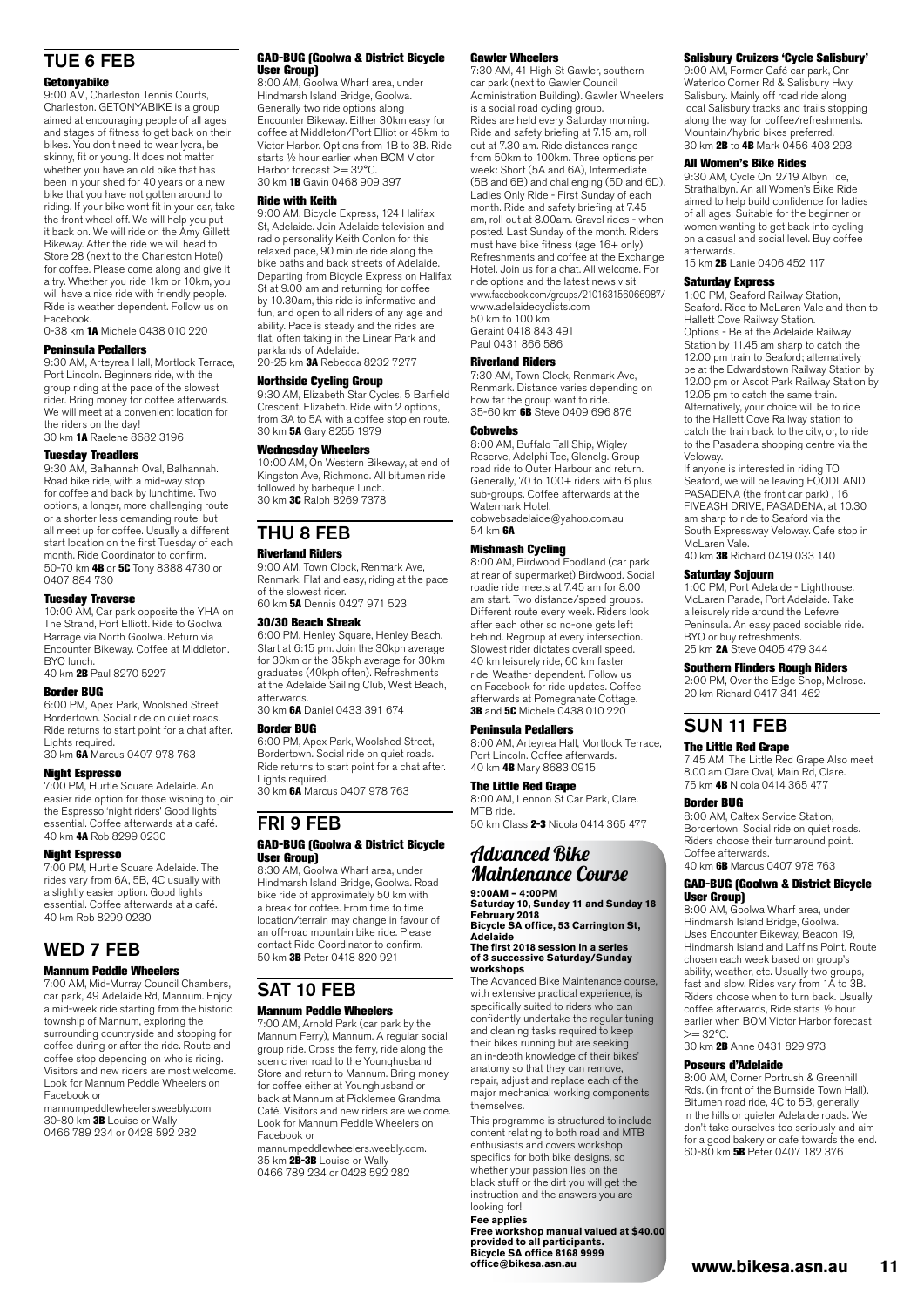## TUE 6 FEB

### Getonyabike

9:00 AM, Charleston Tennis Courts, Charleston. GETONYABIKE is a group aimed at encouraging people of all ages and stages of fitness to get back on their bikes. You don't need to wear lycra, be skinny, fit or young. It does not matter whether you have an old bike that has been in your shed for 40 years or a new bike that you have not gotten around to riding. If your bike wont fit in your car, take the front wheel off. We will help you put it back on. We will ride on the Amy Gillett Bikeway. After the ride we will head to Store 28 (next to the Charleston Hotel) for coffee. Please come along and give it a try. Whether you ride 1km or 10km, you will have a nice ride with friendly people. Ride is weather dependent. Follow us on Facebook.
0-38 km **1A** Michele 0438 010 220

### Peninsula Pedallers

9:30 AM, Arteyrea Hall, Mortlock Terrace, Port Lincoln. Beginners ride, with the group riding at the pace of the slowest rider. Bring money for coffee afterwards. We will meet at a convenient location for the riders on the day!
30 km **1A** Raelene 8682 3196

### Tuesday Treadlers

9:30 AM, Balhannah Oval, Balhannah. Road bike ride, with a mid-way stop for coffee and back by lunchtime. Two options, a longer, more challenging route or a shorter less demanding route, but all meet up for coffee. Usually a different start location on the first Tuesday of each month. Ride Coordinator to confirm.
50-70 km **4B** or **5C** Tony 8388 4730 or 0407 884 730

### Tuesday Traverse

10:00 AM, Car park opposite the YHA on The Strand, Port Elliott. Ride to Goolwa Barrage via North Goolwa. Return via Encounter Bikeway. Coffee at Middleton. BYO lunch.
40 km **2B** Paul 8270 5227

### Border BUG

6:00 PM, Apex Park, Woolshed Street Bordertown. Social ride on quiet roads. Ride returns to start point for a chat after. Lights required.
30 km **6A** Marcus 0407 978 763

### Night Espresso

7:00 PM, Hurtle Square Adelaide. An easier ride option for those wishing to join the Espresso 'night riders' Good lights essential. Coffee afterwards at a café.
40 km **4A** Rob 8299 0230

### Night Espresso

7:00 PM, Hurtle Square Adelaide. The rides vary from 6A, 5B, 4C usually with a slightly easier option. Good lights essential. Coffee afterwards at a café.
40 km Rob 8299 0230

## WED 7 FEB

### Mannum Peddle Wheelers

7:00 AM, Mid-Murray Council Chambers, car park, 49 Adelaide Rd, Mannum. Enjoy a mid-week ride starting from the historic township of Mannum, exploring the surrounding countryside and stopping for coffee during or after the ride. Route and coffee stop depending on who is riding. Visitors and new riders are most welcome. Look for Mannum Peddle Wheelers on Facebook or
mannumpeddlewheelers.weebly.com
30-80 km **3B** Louise or Wally
0466 789 234 or 0428 592 282

### GAD-BUG (Goolwa & District Bicycle User Group)

8:00 AM, Goolwa Wharf area, under Hindmarsh Island Bridge, Goolwa. Generally two ride options along Encounter Bikeway. Either 30km easy for coffee at Middleton/Port Elliot or 45km to Victor Harbor. Options from 1B to 3B. Ride starts ½ hour earlier when BOM Victor Harbor forecast >= 32°C.
30 km **1B** Gavin 0468 909 397

### Ride with Keith

9:00 AM, Bicycle Express, 124 Halifax St, Adelaide. Join Adelaide television and radio personality Keith Conlon for this relaxed pace, 90 minute ride along the bike paths and back streets of Adelaide. Departing from Bicycle Express on Halifax St at 9.00 am and returning for coffee by 10.30am, this ride is informative and fun, and open to all riders of any age and ability. Pace is steady and the rides are flat, often taking in the Linear Park and parklands of Adelaide.
20-25 km **3A** Rebecca 8232 7277

### Northside Cycling Group

9:30 AM, Elizabeth Star Cycles, 5 Barfield Crescent, Elizabeth. Ride with 2 options, from 3A to 5A with a coffee stop en route.
30 km **5A** Gary 8255 1979

### Wednesday Wheelers

10:00 AM, On Western Bikeway, at end of Kingston Ave, Richmond. All bitumen ride followed by barbeque lunch.
30 km **3C** Ralph 8269 7378

## THU 8 FEB

### Riverland Riders

9:00 AM, Town Clock, Renmark Ave, Renmark. Flat and easy, riding at the pace of the slowest rider.
60 km **5A** Dennis 0427 971 523

### 30/30 Beach Streak

6:00 PM, Henley Square, Henley Beach. Start at 6:15 pm. Join the 30kph average for 30km or the 35kph average for 30km graduates (40kph often). Refreshments at the Adelaide Sailing Club, West Beach, afterwards.
30 km **6A** Daniel 0433 391 674

### Border BUG

6:00 PM, Apex Park, Woolshed Street, Bordertown. Social ride on quiet roads. Ride returns to start point for a chat after. Lights required.
30 km **6A** Marcus 0407 978 763

## FRI 9 FEB

### GAD-BUG (Goolwa & District Bicycle User Group)

8:30 AM, Goolwa Wharf area, under Hindmarsh Island Bridge, Goolwa. Road bike ride of approximately 50 km with a break for coffee. From time to time location/terrain may change in favour of an off-road mountain bike ride. Please contact Ride Coordinator to confirm.
50 km **3B** Peter 0418 820 921

## SAT 10 FEB

### Mannum Peddle Wheelers

7:00 AM, Arnold Park (car park by the Mannum Ferry), Mannum. A regular social group ride. Cross the ferry, ride along the scenic river road to the Younghusband Store and return to Mannum. Bring money for coffee either at Younghusband or back at Mannum at Picklemee Grandma Café. Visitors and new riders are welcome. Look for Mannum Peddle Wheelers on Facebook or
mannumpeddlewheelers.weebly.com.
35 km **2B-3B** Louise or Wally
0466 789 234 or 0428 592 282

### Gawler Wheelers

7:30 AM, 41 High St Gawler, southern car park (next to Gawler Council Administration Building). Gawler Wheelers is a social road cycling group. Rides are held every Saturday morning. Ride and safety briefing at 7.15 am, roll out at 7.30 am. Ride distances range from 50km to 100km. Three options per week: Short (5A and 6A), Intermediate (5B and 6B) and challenging (5D and 6D). Ladies Only Ride - First Sunday of each month. Ride and safety briefing at 7.45 am, roll out at 8.00am. Gravel rides - when posted. Last Sunday of the month. Riders must have bike fitness (age 16+ only) Refreshments and coffee at the Exchange Hotel. Join us for a chat. All welcome. For ride options and the latest news visit
www.facebook.com/groups/210163156066987/
www.adelaidecyclists.com
50 km to 100 km
Geraint 0418 843 491
Paul 0431 866 586

### Riverland Riders

7:30 AM, Town Clock, Renmark Ave, Renmark. Distance varies depending on how far the group want to ride.
35-60 km **6B** Steve 0409 696 876

### Cobwebs

8:00 AM, Buffalo Tall Ship, Wigley Reserve, Adelphi Tce, Glenelg. Group road ride to Outer Harbour and return. Generally, 70 to 100+ riders with 6 plus sub-groups. Coffee afterwards at the Watermark Hotel.
cobwebsadelaide@yahoo.com.au
54 km **6A**

### Mishmash Cycling

8:00 AM, Birdwood Foodland (car park at rear of supermarket) Birdwood. Social roadie ride meets at 7.45 am for 8.00 am start. Two distance/speed groups. Different route every week. Riders look after each other so no-one gets left behind. Regroup at every intersection. Slowest rider dictates overall speed. 40 km leisurely ride, 60 km faster ride. Weather dependent. Follow us on Facebook for ride updates. Coffee afterwards at Pomegranate Cottage.
**3B** and **5C** Michele 0438 010 220

### Peninsula Pedallers

8:00 AM, Arteyrea Hall, Mortlock Terrace, Port Lincoln. Coffee afterwards.
40 km **4B** Mary 8683 0915

### The Little Red Grape

8:00 AM, Lennon St Car Park, Clare. MTB ride.
50 km Class **2-3** Nicola 0414 365 477

## Advanced Bike Maintenance Course

**9:00AM – 4:00PM**
**Saturday 10, Sunday 11 and Sunday 18 February 2018**
**Bicycle SA office, 53 Carrington St, Adelaide**
**The first 2018 session in a series of 3 successive Saturday/Sunday workshops**

The Advanced Bike Maintenance course, with extensive practical experience, is specifically suited to riders who can confidently undertake the regular tuning and cleaning tasks required to keep their bikes running but are seeking an in-depth knowledge of their bikes' anatomy so that they can remove, repair, adjust and replace each of the major mechanical working components themselves.

This programme is structured to include content relating to both road and MTB enthusiasts and covers workshop specifics for both bike designs, so whether your passion lies on the black stuff or the dirt you will get the instruction and the answers you are looking for!

**Fee applies**
**Free workshop manual valued at $40.00 provided to all participants.**
**Bicycle SA office 8168 9999**
**office@bikesa.asn.au**

### Salisbury Cruizers 'Cycle Salisbury'

9:00 AM, Former Café car park, Cnr Waterloo Corner Rd & Salisbury Hwy, Salisbury. Mainly off road ride along local Salisbury tracks and trails stopping along the way for coffee/refreshments. Mountain/hybrid bikes preferred.
30 km **2B** to **4B** Mark 0456 403 293

### All Women's Bike Rides

9:30 AM, Cycle On' 2/19 Albyn Tce, Strathalbyn. An all Women's Bike Ride aimed to help build confidence for ladies of all ages. Suitable for the beginner or women wanting to get back into cycling on a casual and social level. Buy coffee afterwards.
15 km **2B** Lanie 0406 452 117

### Saturday Express

1:00 PM, Seaford Railway Station, Seaford. Ride to McLaren Vale and then to Hallett Cove Railway Station. Options - Be at the Adelaide Railway Station by 11.45 am sharp to catch the 12.00 pm train to Seaford; alternatively be at the Edwardstown Railway Station by 12.00 pm or Ascot Park Railway Station by 12.05 pm to catch the same train. Alternatively, your choice will be to ride to the Hallett Cove Railway station to catch the train back to the city, or, to ride to the Pasadena shopping centre via the Veloway.
If anyone is interested in riding TO Seaford, we will be leaving FOODLAND PASADENA (the front car park) , 16 FIVEASH DRIVE, PASADENA, at 10.30 am sharp to ride to Seaford via the South Expressway Veloway. Cafe stop in McLaren Vale.
40 km **3B** Richard 0419 033 140

### Saturday Sojourn

1:00 PM, Port Adelaide - Lighthouse. McLaren Parade, Port Adelaide. Take a leisurely ride around the Lefevre Peninsula. An easy paced sociable ride. BYO or buy refreshments.
25 km **2A** Steve 0405 479 344

### Southern Flinders Rough Riders

2:00 PM, Over the Edge Shop, Melrose.
20 km Richard 0417 341 462

## SUN 11 FEB

### The Little Red Grape

7:45 AM, The Little Red Grape Also meet 8.00 am Clare Oval, Main Rd, Clare.
75 km **4B** Nicola 0414 365 477

### Border BUG

8:00 AM, Caltex Service Station, Bordertown. Social ride on quiet roads. Riders choose their turnaround point. Coffee afterwards.
40 km **6B** Marcus 0407 978 763

### GAD-BUG (Goolwa & District Bicycle User Group)

8:00 AM, Goolwa Wharf area, under Hindmarsh Island Bridge, Goolwa. Uses Encounter Bikeway, Beacon 19, Hindmarsh Island and Laffins Point. Route chosen each week based on group's ability, weather, etc. Usually two groups, fast and slow. Rides vary from 1A to 3B. Riders choose when to turn back. Usually coffee afterwards, Ride starts ½ hour earlier when BOM Victor Harbor forecast >= 32°C.
30 km **2B** Anne 0431 829 973

### Poseurs d'Adelaide

8:00 AM, Corner Portrush & Greenhill Rds. (in front of the Burnside Town Hall). Bitumen road ride, 4C to 5B, generally in the hills or quieter Adelaide roads. We don't take ourselves too seriously and aim for a good bakery or cafe towards the end.
60-80 km **5B** Peter 0407 182 376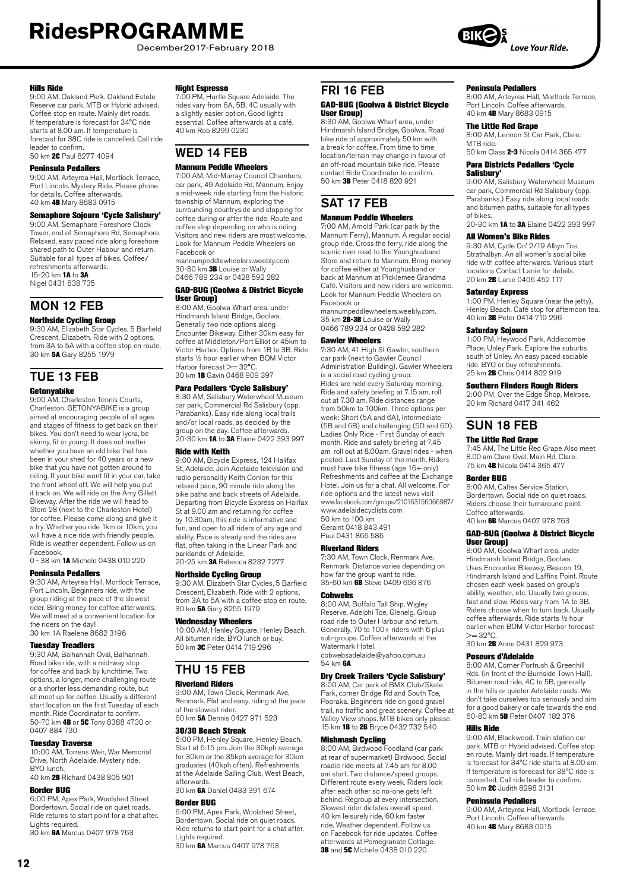#### Hills Ride

9:00 AM, Oakland Park. Oakland Estate Reserve car park. MTB or Hybrid advised. Coffee stop en route. Mainly dirt roads. If temperature is forecast for 34°C ride starts at 8.00 am. If temperature is forecast for 38C ride is cancelled. Call ride leader to confirm.
50 km **2C** Paul 8277 4094

#### Peninsula Pedallers

9:00 AM, Arteyrea Hall, Mortlock Terrace, Port Lincoln. Mystery Ride. Please phone for details. Coffee afterwards.
40 km **4B** Mary 8683 0915

#### Semaphore Sojourn 'Cycle Salisbury'

9:00 AM, Semaphore Foreshore Clock Tower, end of Semaphore Rd, Semaphore. Relaxed, easy paced ride along foreshore shared path to Outer Habour and return. Suitable for all types of bikes. Coffee/refreshments afterwards.
15-20 km **1A** to **3A**
Nigel 0431 838 735

## MON 12 FEB

#### Northside Cycling Group

9:30 AM, Elizabeth Star Cycles, 5 Barfield Crescent, Elizabeth. Ride with 2 options, from 3A to 5A with a coffee stop en route.
30 km **5A** Gary 8255 1979

## TUE 13 FEB

#### Getonyabike

9:00 AM, Charleston Tennis Courts, Charleston. GETONYABIKE is a group aimed at encouraging people of all ages and stages of fitness to get back on their bikes. You don't need to wear lycra, be skinny, fit or young. It does not matter whether you have an old bike that has been in your shed for 40 years or a new bike that you have not gotten around to riding. If your bike wont fit in your car, take the front wheel off. We will help you put it back on. We will ride on the Amy Gillett Bikeway. After the ride we will head to Store 28 (next to the Charleston Hotel) for coffee. Please come along and give it a try. Whether you ride 1km or 10km, you will have a nice ride with friendly people. Ride is weather dependent. Follow us on Facebook.
0 - 38 km **1A** Michele 0438 010 220

#### Peninsula Pedallers

9:30 AM, Arteyrea Hall, Mortlock Terrace, Port Lincoln. Beginners ride, with the group riding at the pace of the slowest rider. Bring money for coffee afterwards. We will meet at a convenient location for the riders on the day!
30 km 1A Raelene 8682 3196

#### Tuesday Treadlers

9:30 AM, Balhannah Oval, Balhannah. Road bike ride, with a mid-way stop for coffee and back by lunchtime. Two options, a longer, more challenging route or a shorter less demanding route, but all meet up for coffee. Usually a different start location on the first Tuesday of each month. Ride Coordinator to confirm.
50-70 km **4B** or **5C** Tony 8388 4730 or 0407 884 730

#### Tuesday Traverse

10:00 AM, Torrens Weir, War Memorial Drive, North Adelaide. Mystery ride. BYO lunch.
40 km **2B** Richard 0438 805 901

#### Border BUG

6:00 PM, Apex Park, Woolshed Street Bordertown. Social ride on quiet roads. Ride returns to start point for a chat after. Lights required.
30 km **6A** Marcus 0407 978 763

#### Night Espresso

7:00 PM, Hurtle Square Adelaide. The rides vary from 6A, 5B, 4C usually with a slightly easier option. Good lights essential. Coffee afterwards at a café.
40 km Rob 8299 0230

## WED 14 FEB

#### Mannum Peddle Wheelers

7:00 AM, Mid-Murray Council Chambers, car park, 49 Adelaide Rd, Mannum. Enjoy a mid-week ride starting from the historic township of Mannum, exploring the surrounding countryside and stopping for coffee during or after the ride. Route and coffee stop depending on who is riding. Visitors and new riders are most welcome. Look for Mannum Peddle Wheelers on Facebook or
mannumpeddlewheelers.weebly.com
30-80 km **3B** Louise or Wally
0466 789 234 or 0428 592 282

#### GAD-BUG (Goolwa & District Bicycle User Group)

8:00 AM, Goolwa Wharf area, under Hindmarsh Island Bridge, Goolwa. Generally two ride options along Encounter Bikeway. Either 30km easy for coffee at Middleton/Port Elliot or 45km to Victor Harbor. Options from 1B to 3B. Ride starts ½ hour earlier when BOM Victor Harbor forecast >= 32°C.
30 km **1B** Gavin 0468 909 397

#### Para Pedallers 'Cycle Salisbury'

8:30 AM, Salisbury Waterwheel Museum car park, Commercial Rd Salisbury (opp. Parabanks). Easy ride along local trails and/or local roads, as decided by the group on the day. Coffee afterwards.
20-30 km **1A** to **3A** Elaine 0422 393 997

#### Ride with Keith

9:00 AM, Bicycle Express, 124 Halifax St, Adelaide. Join Adelaide television and radio personality Keith Conlon for this relaxed pace, 90 minute ride along the bike paths and back streets of Adelaide. Departing from Bicycle Express on Halifax St at 9.00 am and returning for coffee by 10.30am, this ride is informative and fun, and open to all riders of any age and ability. Pace is steady and the rides are flat, often taking in the Linear Park and parklands of Adelaide.
20-25 km **3A** Rebecca 8232 7277

#### Northside Cycling Group

9:30 AM, Elizabeth Star Cycles, 5 Barfield Crescent, Elizabeth. Ride with 2 options, from 3A to 5A with a coffee stop en route.
30 km **5A** Gary 8255 1979

#### Wednesday Wheelers

10:00 AM, Henley Square, Henley Beach. All bitumen ride. BYO lunch or buy.
50 km **3C** Peter 0414 719 296

## THU 15 FEB

#### Riverland Riders

9:00 AM, Town Clock, Renmark Ave, Renmark. Flat and easy, riding at the pace of the slowest rider.
60 km **5A** Dennis 0427 971 523

#### 30/30 Beach Streak

6:00 PM, Henley Square, Henley Beach. Start at 6:15 pm. Join the 30kph average for 30km or the 35kph average for 30km graduates (40kph often). Refreshments at the Adelaide Sailing Club, West Beach, afterwards.
30 km **6A** Daniel 0433 391 674

#### Border BUG

6:00 PM, Apex Park, Woolshed Street, Bordertown. Social ride on quiet roads. Ride returns to start point for a chat after. Lights required.
30 km **6A** Marcus 0407 978 763

## FRI 16 FEB

#### GAD-BUG (Goolwa & District Bicycle User Group)

8:30 AM, Goolwa Wharf area, under Hindmarsh Island Bridge, Goolwa. Road bike ride of approximately 50 km with a break for coffee. From time to time location/terrain may change in favour of an off-road mountain bike ride. Please contact Ride Coordinator to confirm.
50 km **3B** Peter 0418 820 921

## SAT 17 FEB

#### Mannum Peddle Wheelers

7:00 AM, Arnold Park (car park by the Mannum Ferry), Mannum. A regular social group ride. Cross the ferry, ride along the scenic river road to the Younghusband Store and return to Mannum. Bring money for coffee either at Younghusband or back at Mannum at Picklemee Grandma Café. Visitors and new riders are welcome. Look for Mannum Peddle Wheelers on Facebook or
mannumpeddlewheelers.weebly.com.
35 km **2B-3B** Louise or Wally
0466 789 234 or 0428 592 282

#### Gawler Wheelers

7:30 AM, 41 High St Gawler, southern car park (next to Gawler Council Administration Building). Gawler Wheelers is a social road cycling group. Rides are held every Saturday morning. Ride and safety briefing at 7.15 am, roll out at 7.30 am. Ride distances range from 50km to 100km. Three options per week: Short (5A and 6A), Intermediate (5B and 6B) and challenging (5D and 6D). Ladies Only Ride - First Sunday of each month. Ride and safety briefing at 7.45 am, roll out at 8.00am. Gravel rides - when posted. Last Sunday of the month. Riders must have bike fitness (age 16+ only) Refreshments and coffee at the Exchange Hotel. Join us for a chat. All welcome. For ride options and the latest news visit www.facebook.com/groups/210163156066987/ www.adelaidecyclists.com
50 km to 100 km
Geraint 0418 843 491
Paul 0431 866 586

#### Riverland Riders

7:30 AM, Town Clock, Renmark Ave, Renmark. Distance varies depending on how far the group want to ride.
35-60 km **6B** Steve 0409 696 876

#### Cobwebs

8:00 AM, Buffalo Tall Ship, Wigley Reserve, Adelphi Tce, Glenelg. Group road ride to Outer Harbour and return. Generally, 70 to 100+ riders with 6 plus sub-groups. Coffee afterwards at the Watermark Hotel.
cobwebsadelaide@yahoo.com.au
54 km **6A**

#### Dry Creek Trailers 'Cycle Salisbury'

8:00 AM, Car park of BMX Club/Skate Park, corner Bridge Rd and South Tce, Pooraka. Beginners ride on good gravel trail, no traffic and great scenery. Coffee at Valley View shops. MTB bikes only please.
15 km **1B** to **2B** Bryce 0432 732 540

#### Mishmash Cycling

8:00 AM, Birdwood Foodland (car park at rear of supermarket) Birdwood. Social roadie ride meets at 7.45 am for 8.00 am start. Two distance/speed groups. Different route every week. Riders look after each other so no-one gets left behind. Regroup at every intersection. Slowest rider dictates overall speed. 40 km leisurely ride, 60 km faster ride. Weather dependent. Follow us on Facebook for ride updates. Coffee afterwards at Pomegranate Cottage.
**3B** and **5C** Michele 0438 010 220

#### Peninsula Pedallers

8:00 AM, Arteyrea Hall, Mortlock Terrace, Port Lincoln. Coffee afterwards.
40 km **4B** Mary 8683 0915

#### The Little Red Grape

8:00 AM, Lennon St Car Park, Clare. MTB ride.
50 km Class **2-3** Nicola 0414 365 477

#### Para Districts Pedallers 'Cycle Salisbury'

9:00 AM, Salisbury Waterwheel Museum car park, Commercial Rd Salisbury (opp. Parabanks.) Easy ride along local roads and bitumen paths, suitable for all types of bikes.
20-30 km **1A** to **3A** Elaine 0422 393 997

#### All Women's Bike Rides

9:30 AM, Cycle On' 2/19 Albyn Tce, Strathalbyn. An all women's social bike ride with coffee afterwards. Various start locations Contact Lanie for details.
20 km **2B** Lanie 0406 452 117

#### Saturday Express

1:00 PM, Henley Square (near the jetty), Henley Beach. Café stop for afternoon tea.
40 km **3B** Peter 0414 719 296

#### Saturday Sojourn

1:00 PM, Heywood Park, Addiscombe Place, Unley Park. Explore the suburbs south of Unley. An easy paced sociable ride. BYO or buy refreshments.
25 km **2B** Chris 0414 802 919

#### Southern Flinders Rough Riders

2:00 PM, Over the Edge Shop, Melrose.
20 km Richard 0417 341 462

## SUN 18 FEB

#### The Little Red Grape

7:45 AM, The Little Red Grape Also meet 8.00 am Clare Oval, Main Rd, Clare.
75 km **4B** Nicola 0414 365 477

#### Border BUG

8:00 AM, Caltex Service Station, Bordertown. Social ride on quiet roads. Riders choose their turnaround point. Coffee afterwards.
40 km **6B** Marcus 0407 978 763

#### GAD-BUG (Goolwa & District Bicycle User Group)

8:00 AM, Goolwa Wharf area, under Hindmarsh Island Bridge, Goolwa. Uses Encounter Bikeway, Beacon 19, Hindmarsh Island and Laffins Point. Route chosen each week based on group's ability, weather, etc. Usually two groups, fast and slow. Rides vary from 1A to 3B. Riders choose when to turn back. Usually coffee afterwards, Ride starts ½ hour earlier when BOM Victor Harbor forecast >= 32°C.
30 km **2B** Anne 0431 829 973

#### Poseurs d'Adelaide

8:00 AM, Corner Portrush & Greenhill Rds. (in front of the Burnside Town Hall). Bitumen road ride, 4C to 5B, generally in the hills or quieter Adelaide roads. We don't take ourselves too seriously and aim for a good bakery or cafe towards the end.
60-80 km **5B** Peter 0407 182 376

#### Hills Ride

9:00 AM, Blackwood. Train station car park. MTB or Hybrid advised. Coffee stop en route. Mainly dirt roads. If temperature is forecast for 34°C ride starts at 8.00 am. If temperature is forecast for 38°C ride is cancelled. Call ride leader to confirm.
50 km **2C** Judith 8298 3131

#### Peninsula Pedallers

9:00 AM, Arteyrea Hall, Mortlock Terrace, Port Lincoln. Coffee afterwards.
40 km **4B** Mary 8683 0915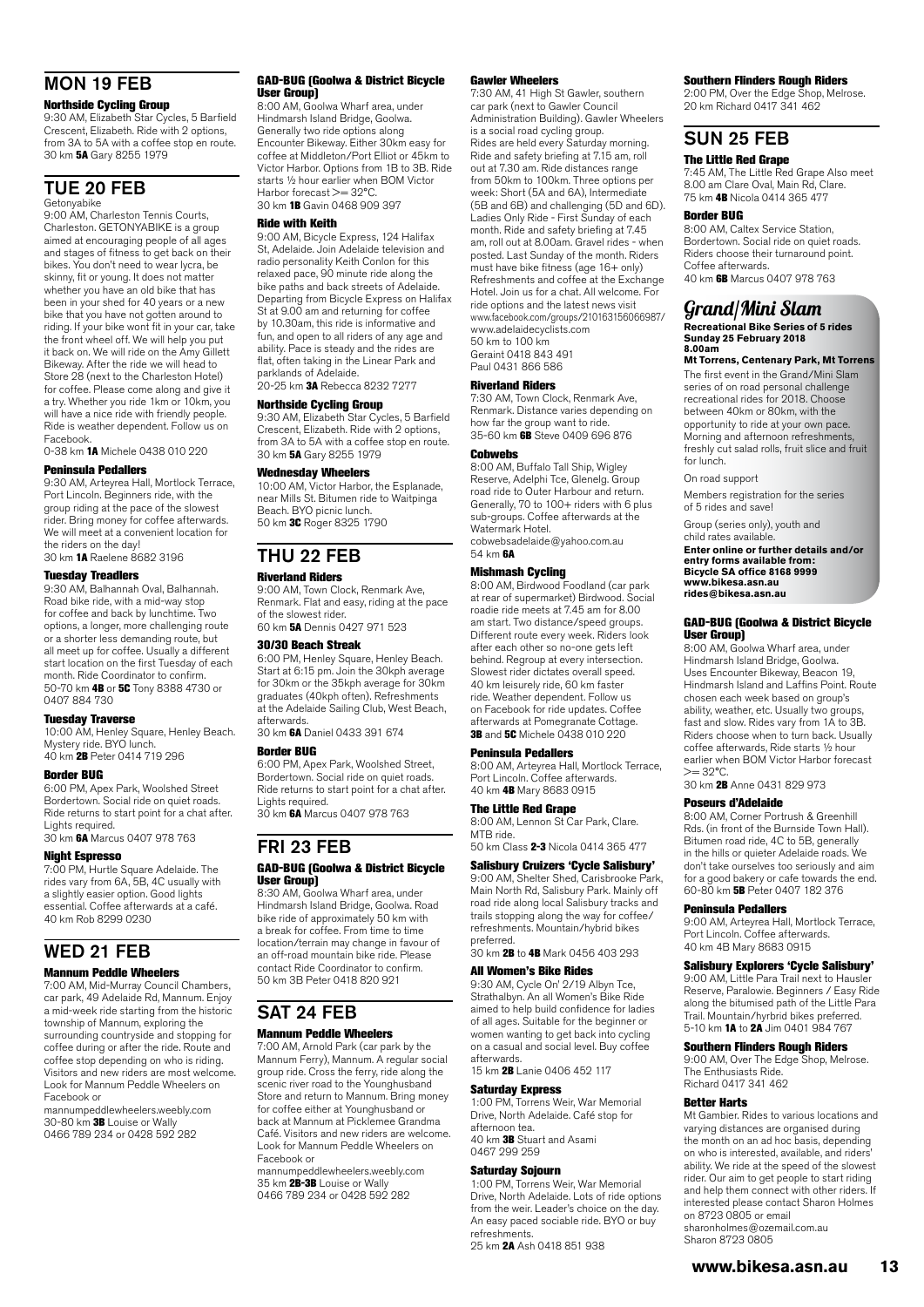## MON 19 FEB

### Northside Cycling Group

9:30 AM, Elizabeth Star Cycles, 5 Barfield Crescent, Elizabeth. Ride with 2 options, from 3A to 5A with a coffee stop en route.
30 km **5A** Gary 8255 1979

## TUE 20 FEB

Getonyabike
9:00 AM, Charleston Tennis Courts, Charleston. GETONYABIKE is a group aimed at encouraging people of all ages and stages of fitness to get back on their bikes. You don't need to wear lycra, be skinny, fit or young. It does not matter whether you have an old bike that has been in your shed for 40 years or a new bike that you have not gotten around to riding. If your bike wont fit in your car, take the front wheel off. We will help you put it back on. We will ride on the Amy Gillett Bikeway. After the ride we will head to Store 28 (next to the Charleston Hotel) for coffee. Please come along and give it a try. Whether you ride 1km or 10km, you will have a nice ride with friendly people. Ride is weather dependent. Follow us on Facebook.
0-38 km **1A** Michele 0438 010 220

### Peninsula Pedallers

9:30 AM, Arteyrea Hall, Mortlock Terrace, Port Lincoln. Beginners ride, with the group riding at the pace of the slowest rider. Bring money for coffee afterwards. We will meet at a convenient location for the riders on the day!
30 km **1A** Raelene 8682 3196

### Tuesday Treadlers

9:30 AM, Balhannah Oval, Balhannah. Road bike ride, with a mid-way stop for coffee and back by lunchtime. Two options, a longer, more challenging route or a shorter less demanding route, but all meet up for coffee. Usually a different start location on the first Tuesday of each month. Ride Coordinator to confirm.
50-70 km **4B** or **5C** Tony 8388 4730 or 0407 884 730

### Tuesday Traverse

10:00 AM, Henley Square, Henley Beach. Mystery ride. BYO lunch.
40 km **2B** Peter 0414 719 296

### Border BUG

6:00 PM, Apex Park, Woolshed Street Bordertown. Social ride on quiet roads. Ride returns to start point for a chat after. Lights required.
30 km **6A** Marcus 0407 978 763

### Night Espresso

7:00 PM, Hurtle Square Adelaide. The rides vary from 6A, 5B, 4C usually with a slightly easier option. Good lights essential. Coffee afterwards at a café.
40 km Rob 8299 0230

## WED 21 FEB

### Mannum Peddle Wheelers

7:00 AM, Mid-Murray Council Chambers, car park, 49 Adelaide Rd, Mannum. Enjoy a mid-week ride starting from the historic township of Mannum, exploring the surrounding countryside and stopping for coffee during or after the ride. Route and coffee stop depending on who is riding. Visitors and new riders are most welcome. Look for Mannum Peddle Wheelers on Facebook or
mannumpeddlewheelers.weebly.com
30-80 km **3B** Louise or Wally
0466 789 234 or 0428 592 282

### GAD-BUG (Goolwa & District Bicycle User Group)

8:00 AM, Goolwa Wharf area, under Hindmarsh Island Bridge, Goolwa. Generally two ride options along Encounter Bikeway. Either 30km easy for coffee at Middleton/Port Elliot or 45km to Victor Harbor. Options from 1B to 3B. Ride starts ½ hour earlier when BOM Victor Harbor forecast >= 32°C.
30 km **1B** Gavin 0468 909 397

### Ride with Keith

9:00 AM, Bicycle Express, 124 Halifax St, Adelaide. Join Adelaide television and radio personality Keith Conlon for this relaxed pace, 90 minute ride along the bike paths and back streets of Adelaide. Departing from Bicycle Express on Halifax St at 9.00 am and returning for coffee by 10.30am, this ride is informative and fun, and open to all riders of any age and ability. Pace is steady and the rides are flat, often taking in the Linear Park and parklands of Adelaide.
20-25 km **3A** Rebecca 8232 7277

### Northside Cycling Group

9:30 AM, Elizabeth Star Cycles, 5 Barfield Crescent, Elizabeth. Ride with 2 options, from 3A to 5A with a coffee stop en route.
30 km **5A** Gary 8255 1979

### Wednesday Wheelers

10:00 AM, Victor Harbor, the Esplanade, near Mills St. Bitumen ride to Waitpinga Beach. BYO picnic lunch.
50 km **3C** Roger 8325 1790

## THU 22 FEB

### Riverland Riders

9:00 AM, Town Clock, Renmark Ave, Renmark. Flat and easy, riding at the pace of the slowest rider.
60 km **5A** Dennis 0427 971 523

### 30/30 Beach Streak

6:00 PM, Henley Square, Henley Beach. Start at 6:15 pm. Join the 30kph average for 30km or the 35kph average for 30km graduates (40kph often). Refreshments at the Adelaide Sailing Club, West Beach, afterwards.
30 km **6A** Daniel 0433 391 674

### Border BUG

6:00 PM, Apex Park, Woolshed Street, Bordertown. Social ride on quiet roads. Ride returns to start point for a chat after. Lights required.
30 km **6A** Marcus 0407 978 763

## FRI 23 FEB

### GAD-BUG (Goolwa & District Bicycle User Group)

8:30 AM, Goolwa Wharf area, under Hindmarsh Island Bridge, Goolwa. Road bike ride of approximately 50 km with a break for coffee. From time to time location/terrain may change in favour of an off-road mountain bike ride. Please contact Ride Coordinator to confirm.
50 km 3B Peter 0418 820 921

## SAT 24 FEB

### Mannum Peddle Wheelers

7:00 AM, Arnold Park (car park by the Mannum Ferry), Mannum. A regular social group ride. Cross the ferry, ride along the scenic river road to the Younghusband Store and return to Mannum. Bring money for coffee either at Younghusband or back at Mannum at Picklemee Grandma Café. Visitors and new riders are welcome. Look for Mannum Peddle Wheelers on Facebook or
mannumpeddlewheelers.weebly.com
35 km **2B-3B** Louise or Wally
0466 789 234 or 0428 592 282

### Gawler Wheelers

7:30 AM, 41 High St Gawler, southern car park (next to Gawler Council Administration Building). Gawler Wheelers is a social road cycling group. Rides are held every Saturday morning. Ride and safety briefing at 7.15 am, roll out at 7.30 am. Ride distances range from 50km to 100km. Three options per week: Short (5A and 6A), Intermediate (5B and 6B) and challenging (5D and 6D). Ladies Only Ride - First Sunday of each month. Ride and safety briefing at 7.45 am, roll out at 8.00am. Gravel rides - when posted. Last Sunday of the month. Riders must have bike fitness (age 16+ only) Refreshments and coffee at the Exchange Hotel. Join us for a chat. All welcome. For ride options and the latest news visit
www.facebook.com/groups/210163156066987/
www.adelaidecyclists.com
50 km to 100 km
Geraint 0418 843 491
Paul 0431 866 586

### Riverland Riders

7:30 AM, Town Clock, Renmark Ave, Renmark. Distance varies depending on how far the group want to ride.
35-60 km **6B** Steve 0409 696 876

### Cobwebs

8:00 AM, Buffalo Tall Ship, Wigley Reserve, Adelphi Tce, Glenelg. Group road ride to Outer Harbour and return. Generally, 70 to 100+ riders with 6 plus sub-groups. Coffee afterwards at the Watermark Hotel.
cobwebsadelaide@yahoo.com.au
54 km **6A**

### Mishmash Cycling

8:00 AM, Birdwood Foodland (car park at rear of supermarket) Birdwood. Social roadie ride meets at 7.45 am for 8.00 am start. Two distance/speed groups. Different route every week. Riders look after each other so no-one gets left behind. Regroup at every intersection. Slowest rider dictates overall speed. 40 km leisurely ride, 60 km faster ride. Weather dependent. Follow us on Facebook for ride updates. Coffee afterwards at Pomegranate Cottage.
**3B** and **5C** Michele 0438 010 220

### Peninsula Pedallers

8:00 AM, Arteyrea Hall, Mortlock Terrace, Port Lincoln. Coffee afterwards.
40 km **4B** Mary 8683 0915

### The Little Red Grape

8:00 AM, Lennon St Car Park, Clare. MTB ride.
50 km Class **2-3** Nicola 0414 365 477

### Salisbury Cruizers 'Cycle Salisbury'

9:00 AM, Shelter Shed, Carisbrooke Park, Main North Rd, Salisbury Park. Mainly off road ride along local Salisbury tracks and trails stopping along the way for coffee/refreshments. Mountain/hybrid bikes preferred.
30 km **2B** to **4B** Mark 0456 403 293

### All Women's Bike Rides

9:30 AM, Cycle On' 2/19 Albyn Tce, Strathalbyn. An all Women's Bike Ride aimed to help build confidence for ladies of all ages. Suitable for the beginner or women wanting to get back into cycling on a casual and social level. Buy coffee afterwards.
15 km **2B** Lanie 0406 452 117

### Saturday Express

1:00 PM, Torrens Weir, War Memorial Drive, North Adelaide. Café stop for afternoon tea.
40 km **3B** Stuart and Asami
0467 299 259

### Saturday Sojourn

1:00 PM, Torrens Weir, War Memorial Drive, North Adelaide. Lots of ride options from the weir. Leader's choice on the day. An easy paced sociable ride. BYO or buy refreshments.
25 km **2A** Ash 0418 851 938

### Southern Flinders Rough Riders

2:00 PM, Over the Edge Shop, Melrose.
20 km Richard 0417 341 462

## SUN 25 FEB

### The Little Red Grape

7:45 AM, The Little Red Grape Also meet 8.00 am Clare Oval, Main Rd, Clare.
75 km **4B** Nicola 0414 365 477

### Border BUG

8:00 AM, Caltex Service Station, Bordertown. Social ride on quiet roads. Riders choose their turnaround point. Coffee afterwards.
40 km **6B** Marcus 0407 978 763

### *Grand/Mini Slam*

**Recreational Bike Series of 5 rides**
**Sunday 25 February 2018**
**8.00am**
**Mt Torrens, Centenary Park, Mt Torrens**

The first event in the Grand/Mini Slam series of on road personal challenge recreational rides for 2018. Choose between 40km or 80km, with the opportunity to ride at your own pace. Morning and afternoon refreshments, freshly cut salad rolls, fruit slice and fruit for lunch.

On road support

Members registration for the series of 5 rides and save!

Group (series only), youth and child rates available.

**Enter online or further details and/or entry forms available from:**
**Bicycle SA office 8168 9999**
**www.bikesa.asn.au**
**rides@bikesa.asn.au**

### GAD-BUG (Goolwa & District Bicycle User Group)

8:00 AM, Goolwa Wharf area, under Hindmarsh Island Bridge, Goolwa. Uses Encounter Bikeway, Beacon 19, Hindmarsh Island and Laffins Point. Route chosen each week based on group's ability, weather, etc. Usually two groups, fast and slow. Rides vary from 1A to 3B. Riders choose when to turn back. Usually coffee afterwards, Ride starts ½ hour earlier when BOM Victor Harbor forecast >= 32°C.
30 km **2B** Anne 0431 829 973

### Poseurs d'Adelaide

8:00 AM, Corner Portrush & Greenhill Rds. (in front of the Burnside Town Hall). Bitumen road ride, 4C to 5B, generally in the hills or quieter Adelaide roads. We don't take ourselves too seriously and aim for a good bakery or cafe towards the end.
60-80 km **5B** Peter 0407 182 376

### Peninsula Pedallers

9:00 AM, Arteyrea Hall, Mortlock Terrace, Port Lincoln. Coffee afterwards.
40 km 4B Mary 8683 0915

### Salisbury Explorers 'Cycle Salisbury'

9:00 AM, Little Para Trail next to Hausler Reserve, Paralowie. Beginners / Easy Ride along the bitumised path of the Little Para Trail. Mountain/hyrbrid bikes preferred.
5-10 km **1A** to **2A** Jim 0401 984 767

### Southern Flinders Rough Riders

9:00 AM, Over The Edge Shop, Melrose. The Enthusiasts Ride.
Richard 0417 341 462

### Better Harts

Mt Gambier. Rides to various locations and varying distances are organised during the month on an ad hoc basis, depending on who is interested, available, and riders' ability. We ride at the speed of the slowest rider. Our aim to get people to start riding and help them connect with other riders. If interested please contact Sharon Holmes on 8723 0805 or email
sharonholmes@ozemail.com.au
Sharon 8723 0805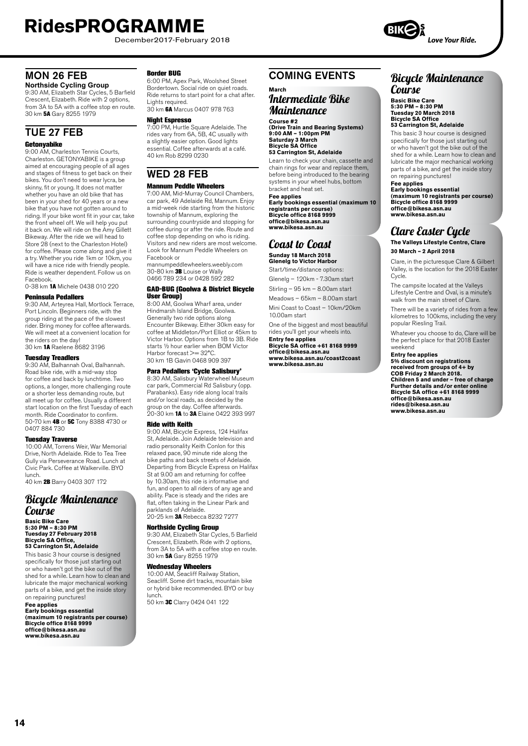# RidesPROGRAMME

December2017-February 2018

## MON 26 FEB

**Northside Cycling Group**

9:30 AM, Elizabeth Star Cycles, 5 Barfield Crescent, Elizabeth. Ride with 2 options, from 3A to 5A with a coffee stop en route.
30 km **5A** Gary 8255 1979

## TUE 27 FEB

**Getonyabike**

9:00 AM, Charleston Tennis Courts, Charleston. GETONYABIKE is a group aimed at encouraging people of all ages and stages of fitness to get back on their bikes. You don't need to wear lycra, be skinny, fit or young. It does not matter whether you have an old bike that has been in your shed for 40 years or a new bike that you have not gotten around to riding. If your bike wont fit in your car, take the front wheel off. We will help you put it back on. We will ride on the Amy Gillett Bikeway. After the ride we will head to Store 28 (next to the Charleston Hotel) for coffee. Please come along and give it a try. Whether you ride 1km or 10km, you will have a nice ride with friendly people. Ride is weather dependent. Follow us on Facebook.
0-38 km **1A** Michele 0438 010 220

**Peninsula Pedallers**

9:30 AM, Arteyrea Hall, Mortlock Terrace, Port Lincoln. Beginners ride, with the group riding at the pace of the slowest rider. Bring money for coffee afterwards. We will meet at a convenient location for the riders on the day!
30 km **1A** Raelene 8682 3196

**Tuesday Treadlers**

9:30 AM, Balhannah Oval, Balhannah. Road bike ride, with a mid-way stop for coffee and back by lunchtime. Two options, a longer, more challenging route or a shorter less demanding route, but all meet up for coffee. Usually a different start location on the first Tuesday of each month. Ride Coordinator to confirm.
50-70 km **4B** or **5C** Tony 8388 4730 or 0407 884 730

**Tuesday Traverse**

10:00 AM, Torrens Weir, War Memorial Drive, North Adelaide. Ride to Tea Tree Gully via Perseverance Road. Lunch at Civic Park. Coffee at Walkerville. BYO lunch.
40 km **2B** Barry 0403 307 172

### Bicycle Maintenance Course

**Basic Bike Care**
**5:30 PM – 8:30 PM**
**Tuesday 27 February 2018**
**Bicycle SA Office,**
**53 Carrington St, Adelaide**

This basic 3 hour course is designed specifically for those just starting out or who haven't got the bike out of the shed for a while. Learn how to clean and lubricate the major mechanical working parts of a bike, and get the inside story on repairing punctures!

**Fee applies**
**Early bookings essential (maximum 10 registrants per course)**
**Bicycle office 8168 9999**
**office@bikesa.asn.au**
**www.bikesa.asn.au**

**Border BUG**

6:00 PM, Apex Park, Woolshed Street Bordertown. Social ride on quiet roads. Ride returns to start point for a chat after. Lights required.
30 km **6A** Marcus 0407 978 763

**Night Espresso**

7:00 PM, Hurtle Square Adelaide. The rides vary from 6A, 5B, 4C usually with a slightly easier option. Good lights essential. Coffee afterwards at a café.
40 km Rob 8299 0230

## WED 28 FEB

**Mannum Peddle Wheelers**

7:00 AM, Mid-Murray Council Chambers, car park, 49 Adelaide Rd, Mannum. Enjoy a mid-week ride starting from the historic township of Mannum, exploring the surrounding countryside and stopping for coffee during or after the ride. Route and coffee stop depending on who is riding. Visitors and new riders are most welcome. Look for Mannum Peddle Wheelers on Facebook or mannumpeddlewheelers.weebly.com
30-80 km **3B** Louise or Wally 0466 789 234 or 0428 592 282

**GAD-BUG (Goolwa & District Bicycle User Group)**

8:00 AM, Goolwa Wharf area, under Hindmarsh Island Bridge, Goolwa. Generally two ride options along Encounter Bikeway. Either 30km easy for coffee at Middleton/Port Elliot or 45km to Victor Harbor. Options from 1B to 3B. Ride starts ½ hour earlier when BOM Victor Harbor forecast >= 32°C.
30 km 1B Gavin 0468 909 397

**Para Pedallers 'Cycle Salisbury'**

8:30 AM, Salisbury Waterwheel Museum car park, Commercial Rd Salisbury (opp. Parabanks). Easy ride along local trails and/or local roads, as decided by the group on the day. Coffee afterwards.
20-30 km **1A** to **3A** Elaine 0422 393 997

**Ride with Keith**

9:00 AM, Bicycle Express, 124 Halifax St, Adelaide. Join Adelaide television and radio personality Keith Conlon for this relaxed pace, 90 minute ride along the bike paths and back streets of Adelaide. Departing from Bicycle Express on Halifax St at 9.00 am and returning for coffee by 10.30am, this ride is informative and fun, and open to all riders of any age and ability. Pace is steady and the rides are flat, often taking in the Linear Park and parklands of Adelaide.
20-25 km **3A** Rebecca 8232 7277

**Northside Cycling Group**

9:30 AM, Elizabeth Star Cycles, 5 Barfield Crescent, Elizabeth. Ride with 2 options, from 3A to 5A with a coffee stop en route.
30 km **5A** Gary 8255 1979

**Wednesday Wheelers**

10:00 AM, Seacliff Railway Station, Seacliff. Some dirt tracks, mountain bike or hybrid bike recommended. BYO or buy lunch.
50 km **3C** Clarry 0424 041 122

## COMING EVENTS

**March**

### Intermediate Bike Maintenance

**Course #2**
**(Drive Train and Bearing Systems)**
**9:00 AM – 1:00pm PM**
**Saturday 3 March**
**Bicycle SA Office**
**53 Carrington St, Adelaide**

Learn to check your chain, cassette and chain rings for wear and replace them, before being introduced to the bearing systems in your wheel hubs, bottom bracket and heat set.

**Fee applies**
**Early bookings essential (maximum 10 registrants per course)**
**Bicycle office 8168 9999**
**office@bikesa.asn.au**
**www.bikesa.asn.au**

### Coast to Coast

**Sunday 18 March 2018**
**Glenelg to Victor Harbor**

Start/time/distance options:

Glenelg – 120km - 7.30am start

Stirling – 95 km – 8.00am start

Meadows – 65km – 8.00am start

Mini Coast to Coast – 10km/20km 10.00am start

One of the biggest and most beautiful rides you'll get your wheels into.

**Entry fee applies**
**Bicycle SA office +61 8168 9999**
**office@bikesa.asn.au**
**www.bikesa.asn.au/coast2coast**
**www.bikesa.asn.au**

### Bicycle Maintenance Course

**Basic Bike Care**
**5:30 PM – 8:30 PM**
**Tuesday 20 March 2018**
**Bicycle SA Office**
**53 Carrington St, Adelaide**

This basic 3 hour course is designed specifically for those just starting out or who haven't got the bike out of the shed for a while. Learn how to clean and lubricate the major mechanical working parts of a bike, and get the inside story on repairing punctures!

**Fee applies**
**Early bookings essential (maximum 10 registrants per course)**
**Bicycle office 8168 9999**
**office@bikesa.asn.au**
**www.bikesa.asn.au**

### Clare Easter Cycle

**The Valleys Lifestyle Centre, Clare**

**30 March – 2 April 2018**

Clare, in the picturesque Clare & Gilbert Valley, is the location for the 2018 Easter Cycle.

The campsite located at the Valleys Lifestyle Centre and Oval, is a minute's walk from the main street of Clare.

There will be a variety of rides from a few kilometres to 100kms, including the very popular Riesling Trail.

Whatever you choose to do, Clare will be the perfect place for that 2018 Easter weekend

**Entry fee applies**
**5% discount on registrations received from groups of 4+ by COB Friday 2 March 2018.**
**Children 5 and under – free of charge**
**Further details and/or enter online**
**Bicycle SA office +61 8168 9999**
**office@bikesa.asn.au**
**rides@bikesa.asn.au**
**www.bikesa.asn.au**